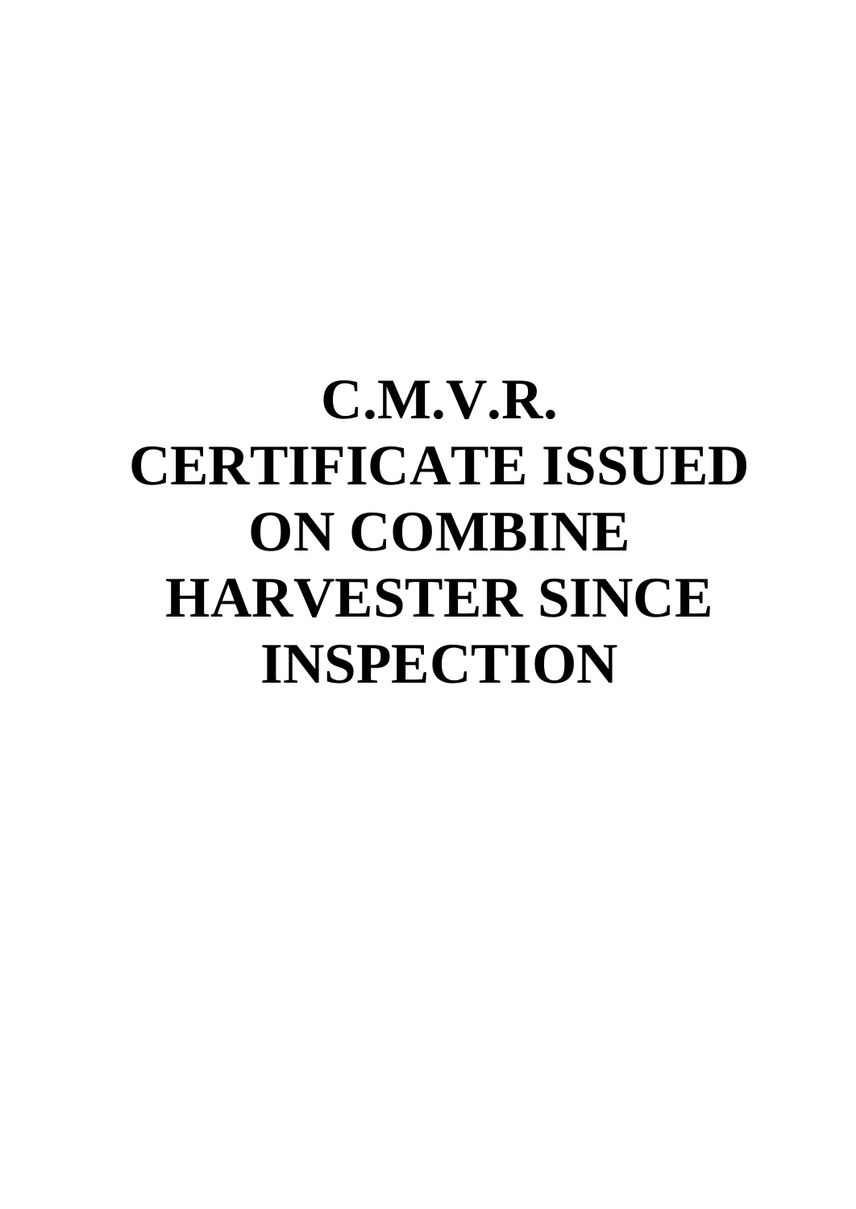# C.M.V.R. CERTIFICATE ISSUED ON COMBINE HARVESTER SINCE INSPECTION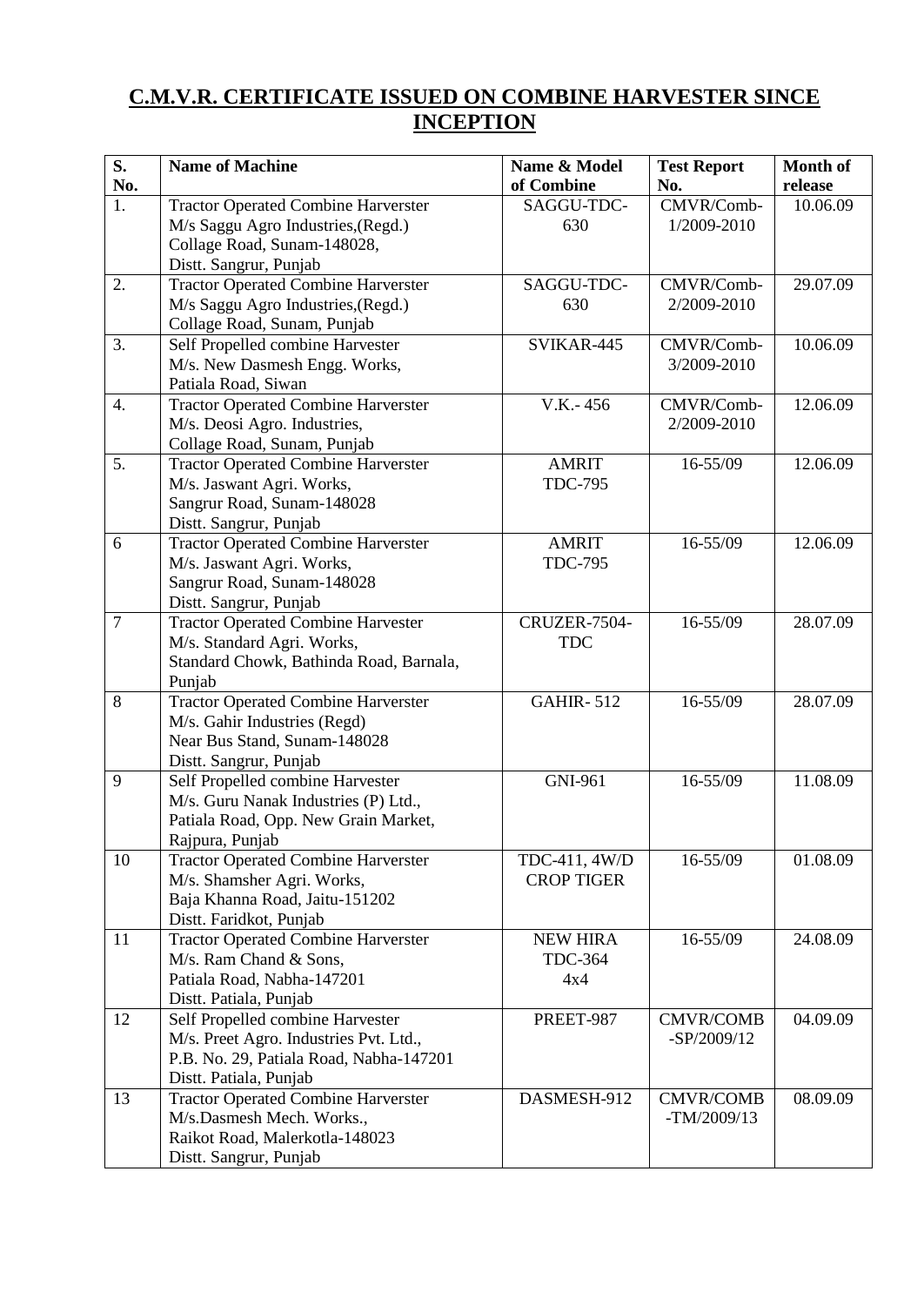## C.M.V.R. CERTIFICATE ISSUED ON COMBINE HARVESTER SINCE INCEPTION

| S. No. | Name of Machine | Name & Model of Combine | Test Report No. | Month of release |
|---|---|---|---|---|
| 1. | Tractor Operated Combine Harverster<br>M/s Saggu Agro Industries,(Regd.)<br>Collage Road, Sunam-148028,<br>Distt. Sangrur, Punjab | SAGGU-TDC-630 | CMVR/Comb-1/2009-2010 | 10.06.09 |
| 2. | Tractor Operated Combine Harverster<br>M/s Saggu Agro Industries,(Regd.)<br>Collage Road, Sunam, Punjab | SAGGU-TDC-630 | CMVR/Comb-2/2009-2010 | 29.07.09 |
| 3. | Self Propelled combine Harvester<br>M/s. New Dasmesh Engg. Works,<br>Patiala Road, Siwan | SVIKAR-445 | CMVR/Comb-3/2009-2010 | 10.06.09 |
| 4. | Tractor Operated Combine Harverster<br>M/s. Deosi Agro. Industries,<br>Collage Road, Sunam, Punjab | V.K.- 456 | CMVR/Comb-2/2009-2010 | 12.06.09 |
| 5. | Tractor Operated Combine Harverster<br>M/s. Jaswant Agri. Works,<br>Sangrur Road, Sunam-148028<br>Distt. Sangrur, Punjab | AMRIT TDC-795 | 16-55/09 | 12.06.09 |
| 6 | Tractor Operated Combine Harverster<br>M/s. Jaswant Agri. Works,<br>Sangrur Road, Sunam-148028<br>Distt. Sangrur, Punjab | AMRIT TDC-795 | 16-55/09 | 12.06.09 |
| 7 | Tractor Operated Combine Harvester<br>M/s. Standard Agri. Works,<br>Standard Chowk, Bathinda Road, Barnala, Punjab | CRUZER-7504-TDC | 16-55/09 | 28.07.09 |
| 8 | Tractor Operated Combine Harverster<br>M/s. Gahir Industries (Regd)<br>Near Bus Stand, Sunam-148028<br>Distt. Sangrur, Punjab | GAHIR- 512 | 16-55/09 | 28.07.09 |
| 9 | Self Propelled combine Harvester<br>M/s. Guru Nanak Industries (P) Ltd.,<br>Patiala Road, Opp. New Grain Market,<br>Rajpura, Punjab | GNI-961 | 16-55/09 | 11.08.09 |
| 10 | Tractor Operated Combine Harverster<br>M/s. Shamsher Agri. Works,<br>Baja Khanna Road, Jaitu-151202<br>Distt. Faridkot, Punjab | TDC-411, 4W/D CROP TIGER | 16-55/09 | 01.08.09 |
| 11 | Tractor Operated Combine Harverster<br>M/s. Ram Chand & Sons,<br>Patiala Road, Nabha-147201<br>Distt. Patiala, Punjab | NEW HIRA TDC-364 4x4 | 16-55/09 | 24.08.09 |
| 12 | Self Propelled combine Harvester<br>M/s. Preet Agro. Industries Pvt. Ltd.,<br>P.B. No. 29, Patiala Road, Nabha-147201<br>Distt. Patiala, Punjab | PREET-987 | CMVR/COMB -SP/2009/12 | 04.09.09 |
| 13 | Tractor Operated Combine Harverster<br>M/s.Dasmesh Mech. Works.,<br>Raikot Road, Malerkotla-148023<br>Distt. Sangrur, Punjab | DASMESH-912 | CMVR/COMB -TM/2009/13 | 08.09.09 |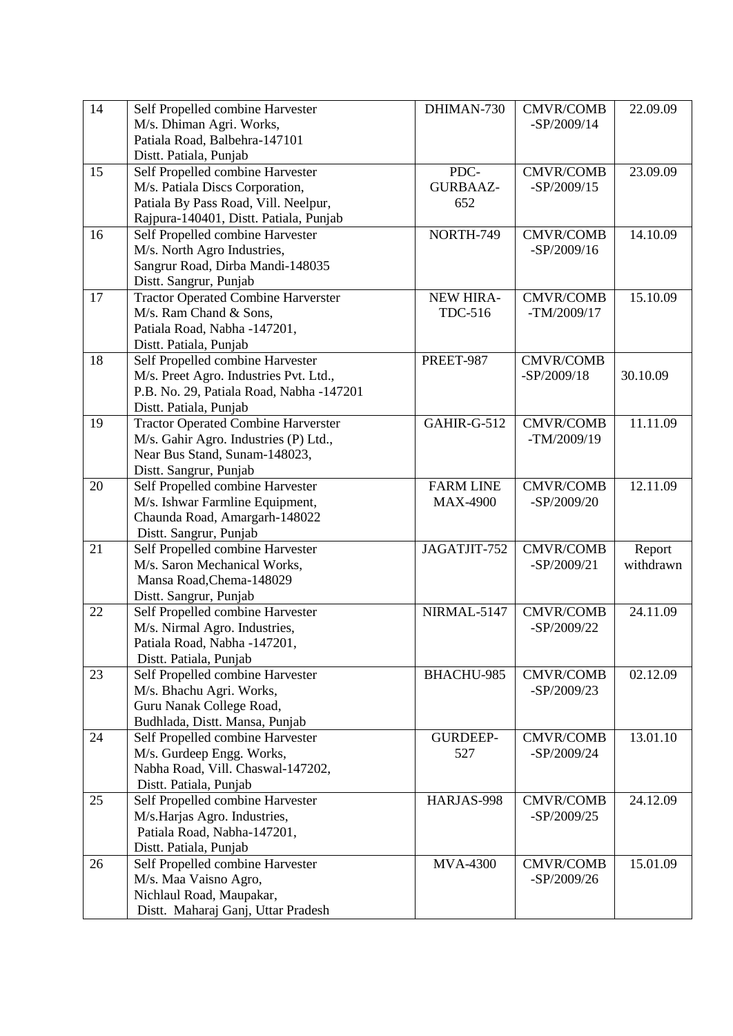| 14 | Self Propelled combine Harvester<br>M/s. Dhiman Agri. Works,<br>Patiala Road, Balbehra-147101<br>Distt. Patiala, Punjab | DHIMAN-730 | CMVR/COMB-SP/2009/14 | 22.09.09 |
|---|---|---|---|---|
| 15 | Self Propelled combine Harvester<br>M/s. Patiala Discs Corporation,<br>Patiala By Pass Road, Vill. Neelpur,<br>Rajpura-140401, Distt. Patiala, Punjab | PDC-GURBAAZ-652 | CMVR/COMB-SP/2009/15 | 23.09.09 |
| 16 | Self Propelled combine Harvester<br>M/s. North Agro Industries,<br>Sangrur Road, Dirba Mandi-148035<br>Distt. Sangrur, Punjab | NORTH-749 | CMVR/COMB-SP/2009/16 | 14.10.09 |
| 17 | Tractor Operated Combine Harverster<br>M/s. Ram Chand & Sons,<br>Patiala Road, Nabha -147201,<br>Distt. Patiala, Punjab | NEW HIRA-TDC-516 | CMVR/COMB-TM/2009/17 | 15.10.09 |
| 18 | Self Propelled combine Harvester<br>M/s. Preet Agro. Industries Pvt. Ltd.,<br>P.B. No. 29, Patiala Road, Nabha -147201<br>Distt. Patiala, Punjab | PREET-987 | CMVR/COMB-SP/2009/18 | 30.10.09 |
| 19 | Tractor Operated Combine Harverster<br>M/s. Gahir Agro. Industries (P) Ltd.,<br>Near Bus Stand, Sunam-148023,<br>Distt. Sangrur, Punjab | GAHIR-G-512 | CMVR/COMB-TM/2009/19 | 11.11.09 |
| 20 | Self Propelled combine Harvester<br>M/s. Ishwar Farmline Equipment,<br>Chaunda Road, Amargarh-148022<br>Distt. Sangrur, Punjab | FARM LINE MAX-4900 | CMVR/COMB-SP/2009/20 | 12.11.09 |
| 21 | Self Propelled combine Harvester<br>M/s. Saron Mechanical Works,<br>Mansa Road,Chema-148029<br>Distt. Sangrur, Punjab | JAGATJIT-752 | CMVR/COMB-SP/2009/21 | Report withdrawn |
| 22 | Self Propelled combine Harvester<br>M/s. Nirmal Agro. Industries,<br>Patiala Road, Nabha -147201,<br>Distt. Patiala, Punjab | NIRMAL-5147 | CMVR/COMB-SP/2009/22 | 24.11.09 |
| 23 | Self Propelled combine Harvester<br>M/s. Bhachu Agri. Works,<br>Guru Nanak College Road,<br>Budhlada, Distt. Mansa, Punjab | BHACHU-985 | CMVR/COMB-SP/2009/23 | 02.12.09 |
| 24 | Self Propelled combine Harvester<br>M/s. Gurdeep Engg. Works,<br>Nabha Road, Vill. Chaswal-147202,<br>Distt. Patiala, Punjab | GURDEEP-527 | CMVR/COMB-SP/2009/24 | 13.01.10 |
| 25 | Self Propelled combine Harvester<br>M/s.Harjas Agro. Industries,<br>Patiala Road, Nabha-147201,<br>Distt. Patiala, Punjab | HARJAS-998 | CMVR/COMB-SP/2009/25 | 24.12.09 |
| 26 | Self Propelled combine Harvester<br>M/s. Maa Vaisno Agro,<br>Nichlaul Road, Maupakar,<br>Distt. Maharaj Ganj, Uttar Pradesh | MVA-4300 | CMVR/COMB-SP/2009/26 | 15.01.09 |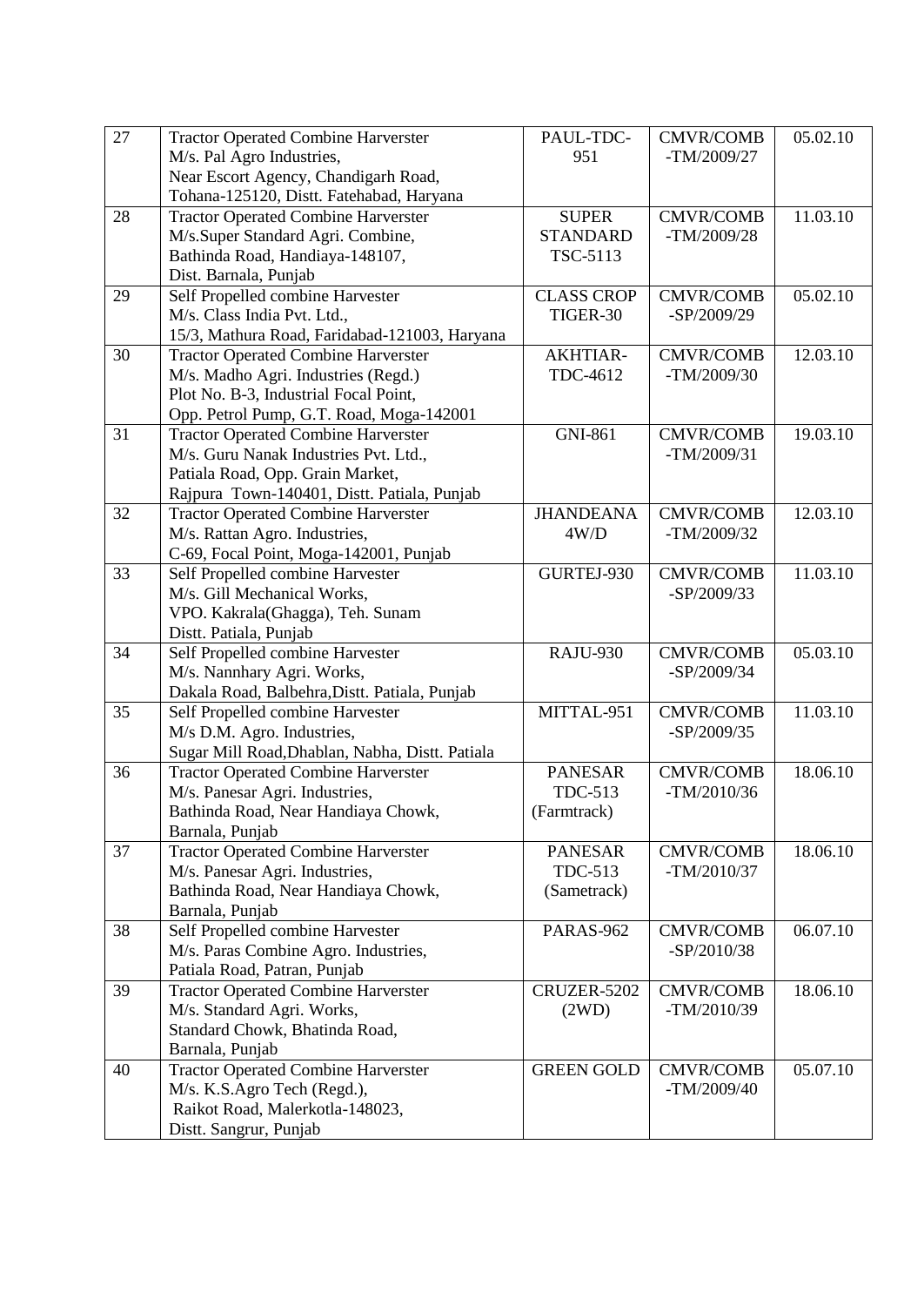| 27 | Tractor Operated Combine Harverster<br>M/s. Pal Agro Industries,<br>Near Escort Agency, Chandigarh Road,<br>Tohana-125120, Distt. Fatehabad, Haryana | PAUL-TDC-951 | CMVR/COMB-TM/2009/27 | 05.02.10 |
|---|---|---|---|---|
| 28 | Tractor Operated Combine Harverster<br>M/s.Super Standard Agri. Combine,<br>Bathinda Road, Handiaya-148107,<br>Dist. Barnala, Punjab | SUPER STANDARD TSC-5113 | CMVR/COMB-TM/2009/28 | 11.03.10 |
| 29 | Self Propelled combine Harvester<br>M/s. Class India Pvt. Ltd.,<br>15/3, Mathura Road, Faridabad-121003, Haryana | CLASS CROP TIGER-30 | CMVR/COMB-SP/2009/29 | 05.02.10 |
| 30 | Tractor Operated Combine Harverster<br>M/s. Madho Agri. Industries (Regd.)<br>Plot No. B-3, Industrial Focal Point,<br>Opp. Petrol Pump, G.T. Road, Moga-142001 | AKHTIAR-TDC-4612 | CMVR/COMB-TM/2009/30 | 12.03.10 |
| 31 | Tractor Operated Combine Harverster<br>M/s. Guru Nanak Industries Pvt. Ltd.,<br>Patiala Road, Opp. Grain Market,<br>Rajpura Town-140401, Distt. Patiala, Punjab | GNI-861 | CMVR/COMB-TM/2009/31 | 19.03.10 |
| 32 | Tractor Operated Combine Harverster<br>M/s. Rattan Agro. Industries,<br>C-69, Focal Point, Moga-142001, Punjab | JHANDEANA 4W/D | CMVR/COMB-TM/2009/32 | 12.03.10 |
| 33 | Self Propelled combine Harvester<br>M/s. Gill Mechanical Works,<br>VPO. Kakrala(Ghagga), Teh. Sunam<br>Distt. Patiala, Punjab | GURTEJ-930 | CMVR/COMB-SP/2009/33 | 11.03.10 |
| 34 | Self Propelled combine Harvester<br>M/s. Nannhary Agri. Works,<br>Dakala Road, Balbehra,Distt. Patiala, Punjab | RAJU-930 | CMVR/COMB-SP/2009/34 | 05.03.10 |
| 35 | Self Propelled combine Harvester<br>M/s D.M. Agro. Industries,<br>Sugar Mill Road,Dhablan, Nabha, Distt. Patiala | MITTAL-951 | CMVR/COMB-SP/2009/35 | 11.03.10 |
| 36 | Tractor Operated Combine Harverster<br>M/s. Panesar Agri. Industries,<br>Bathinda Road, Near Handiaya Chowk,<br>Barnala, Punjab | PANESAR TDC-513 (Farmtrack) | CMVR/COMB-TM/2010/36 | 18.06.10 |
| 37 | Tractor Operated Combine Harverster<br>M/s. Panesar Agri. Industries,<br>Bathinda Road, Near Handiaya Chowk,<br>Barnala, Punjab | PANESAR TDC-513 (Sametrack) | CMVR/COMB-TM/2010/37 | 18.06.10 |
| 38 | Self Propelled combine Harvester<br>M/s. Paras Combine Agro. Industries,<br>Patiala Road, Patran, Punjab | PARAS-962 | CMVR/COMB-SP/2010/38 | 06.07.10 |
| 39 | Tractor Operated Combine Harverster<br>M/s. Standard Agri. Works,<br>Standard Chowk, Bhatinda Road,<br>Barnala, Punjab | CRUZER-5202 (2WD) | CMVR/COMB-TM/2010/39 | 18.06.10 |
| 40 | Tractor Operated Combine Harverster<br>M/s. K.S.Agro Tech (Regd.),<br>Raikot Road, Malerkotla-148023,<br>Distt. Sangrur, Punjab | GREEN GOLD | CMVR/COMB-TM/2009/40 | 05.07.10 |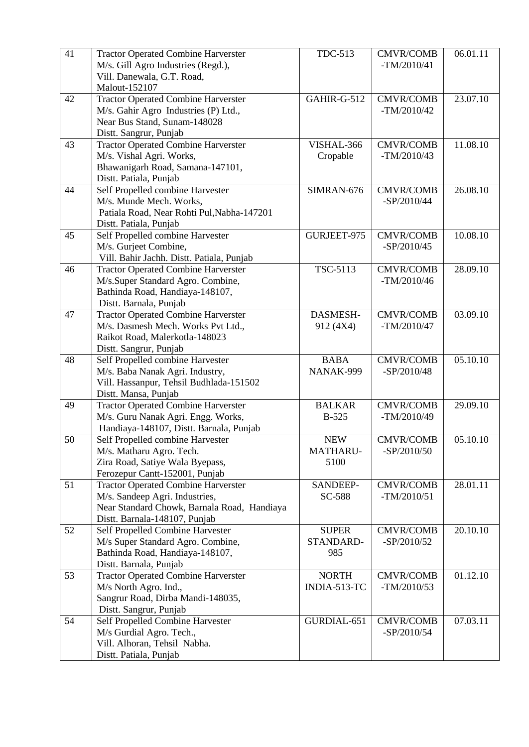| 41 | Tractor Operated Combine Harverster<br>M/s. Gill Agro Industries (Regd.),<br>Vill. Danewala, G.T. Road,<br>Malout-152107 | TDC-513 | CMVR/COMB<br>-TM/2010/41 | 06.01.11 |
|---|---|---|---|---|
| 42 | Tractor Operated Combine Harverster<br>M/s. Gahir Agro Industries (P) Ltd.,<br>Near Bus Stand, Sunam-148028<br>Distt. Sangrur, Punjab | GAHIR-G-512 | CMVR/COMB<br>-TM/2010/42 | 23.07.10 |
| 43 | Tractor Operated Combine Harverster<br>M/s. Vishal Agri. Works,<br>Bhawanigarh Road, Samana-147101,<br>Distt. Patiala, Punjab | VISHAL-366<br>Cropable | CMVR/COMB<br>-TM/2010/43 | 11.08.10 |
| 44 | Self Propelled combine Harvester<br>M/s. Munde Mech. Works,<br>Patiala Road, Near Rohti Pul,Nabha-147201<br>Distt. Patiala, Punjab | SIMRAN-676 | CMVR/COMB<br>-SP/2010/44 | 26.08.10 |
| 45 | Self Propelled combine Harvester<br>M/s. Gurjeet Combine,<br>Vill. Bahir Jachh. Distt. Patiala, Punjab | GURJEET-975 | CMVR/COMB<br>-SP/2010/45 | 10.08.10 |
| 46 | Tractor Operated Combine Harverster<br>M/s.Super Standard Agro. Combine,<br>Bathinda Road, Handiaya-148107,<br>Distt. Barnala, Punjab | TSC-5113 | CMVR/COMB<br>-TM/2010/46 | 28.09.10 |
| 47 | Tractor Operated Combine Harverster<br>M/s. Dasmesh Mech. Works Pvt Ltd.,<br>Raikot Road, Malerkotla-148023<br>Distt. Sangrur, Punjab | DASMESH-<br>912 (4X4) | CMVR/COMB<br>-TM/2010/47 | 03.09.10 |
| 48 | Self Propelled combine Harvester<br>M/s. Baba Nanak Agri. Industry,<br>Vill. Hassanpur, Tehsil Budhlada-151502<br>Distt. Mansa, Punjab | BABA<br>NANAK-999 | CMVR/COMB<br>-SP/2010/48 | 05.10.10 |
| 49 | Tractor Operated Combine Harverster<br>M/s. Guru Nanak Agri. Engg. Works,<br>Handiaya-148107, Distt. Barnala, Punjab | BALKAR<br>B-525 | CMVR/COMB<br>-TM/2010/49 | 29.09.10 |
| 50 | Self Propelled combine Harvester<br>M/s. Matharu Agro. Tech.<br>Zira Road, Satiye Wala Byepass,<br>Ferozepur Cantt-152001, Punjab | NEW<br>MATHARU-<br>5100 | CMVR/COMB<br>-SP/2010/50 | 05.10.10 |
| 51 | Tractor Operated Combine Harverster<br>M/s. Sandeep Agri. Industries,<br>Near Standard Chowk, Barnala Road, Handiaya<br>Distt. Barnala-148107, Punjab | SANDEEP-<br>SC-588 | CMVR/COMB<br>-TM/2010/51 | 28.01.11 |
| 52 | Self Propelled Combine Harvester<br>M/s Super Standard Agro. Combine,<br>Bathinda Road, Handiaya-148107,<br>Distt. Barnala, Punjab | SUPER<br>STANDARD-<br>985 | CMVR/COMB<br>-SP/2010/52 | 20.10.10 |
| 53 | Tractor Operated Combine Harverster<br>M/s North Agro. Ind.,<br>Sangrur Road, Dirba Mandi-148035,<br>Distt. Sangrur, Punjab | NORTH<br>INDIA-513-TC | CMVR/COMB<br>-TM/2010/53 | 01.12.10 |
| 54 | Self Propelled Combine Harvester<br>M/s Gurdial Agro. Tech.,<br>Vill. Alhoran, Tehsil Nabha.<br>Distt. Patiala, Punjab | GURDIAL-651 | CMVR/COMB<br>-SP/2010/54 | 07.03.11 |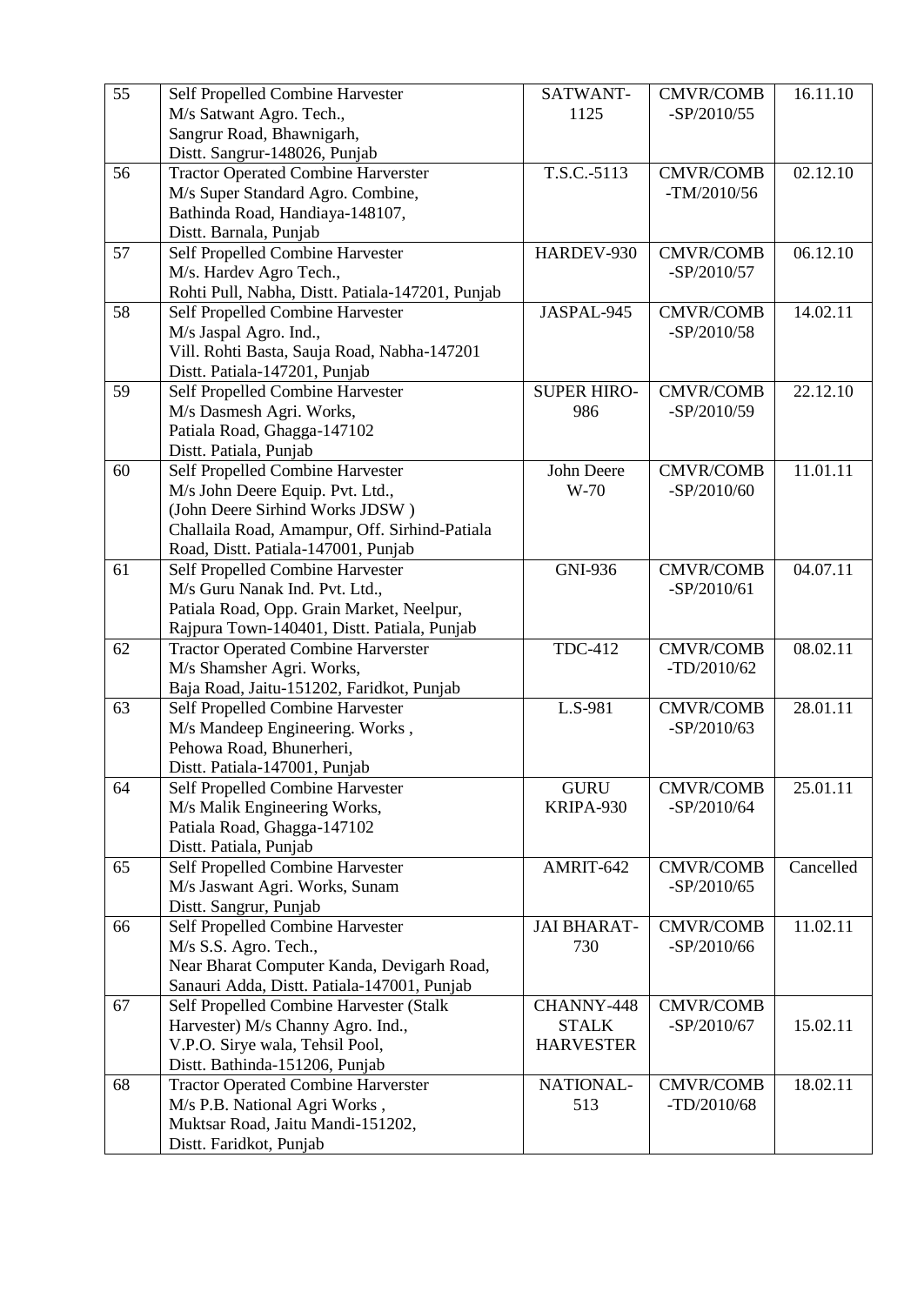| 55 | Self Propelled Combine Harvester<br>M/s Satwant Agro. Tech.,<br>Sangrur Road, Bhawnigarh,<br>Distt. Sangrur-148026, Punjab | SATWANT-1125 | CMVR/COMB-SP/2010/55 | 16.11.10 |
|---|---|---|---|---|
| 56 | Tractor Operated Combine Harverster<br>M/s Super Standard Agro. Combine,<br>Bathinda Road, Handiaya-148107,<br>Distt. Barnala, Punjab | T.S.C.-5113 | CMVR/COMB-TM/2010/56 | 02.12.10 |
| 57 | Self Propelled Combine Harvester<br>M/s. Hardev Agro Tech.,<br>Rohti Pull, Nabha, Distt. Patiala-147201, Punjab | HARDEV-930 | CMVR/COMB-SP/2010/57 | 06.12.10 |
| 58 | Self Propelled Combine Harvester<br>M/s Jaspal Agro. Ind.,<br>Vill. Rohti Basta, Sauja Road, Nabha-147201<br>Distt. Patiala-147201, Punjab | JASPAL-945 | CMVR/COMB-SP/2010/58 | 14.02.11 |
| 59 | Self Propelled Combine Harvester<br>M/s Dasmesh Agri. Works,<br>Patiala Road, Ghagga-147102<br>Distt. Patiala, Punjab | SUPER HIRO-986 | CMVR/COMB-SP/2010/59 | 22.12.10 |
| 60 | Self Propelled Combine Harvester<br>M/s John Deere Equip. Pvt. Ltd.,<br>(John Deere Sirhind Works JDSW )<br>Challaila Road, Amampur, Off. Sirhind-Patiala Road, Distt. Patiala-147001, Punjab | John Deere W-70 | CMVR/COMB-SP/2010/60 | 11.01.11 |
| 61 | Self Propelled Combine Harvester<br>M/s Guru Nanak Ind. Pvt. Ltd.,<br>Patiala Road, Opp. Grain Market, Neelpur,<br>Rajpura Town-140401, Distt. Patiala, Punjab | GNI-936 | CMVR/COMB-SP/2010/61 | 04.07.11 |
| 62 | Tractor Operated Combine Harverster<br>M/s Shamsher Agri. Works,<br>Baja Road, Jaitu-151202, Faridkot, Punjab | TDC-412 | CMVR/COMB-TD/2010/62 | 08.02.11 |
| 63 | Self Propelled Combine Harvester<br>M/s Mandeep Engineering. Works ,<br>Pehowa Road, Bhunerheri,<br>Distt. Patiala-147001, Punjab | L.S-981 | CMVR/COMB-SP/2010/63 | 28.01.11 |
| 64 | Self Propelled Combine Harvester<br>M/s Malik Engineering Works,<br>Patiala Road, Ghagga-147102<br>Distt. Patiala, Punjab | GURU KRIPA-930 | CMVR/COMB-SP/2010/64 | 25.01.11 |
| 65 | Self Propelled Combine Harvester<br>M/s Jaswant Agri. Works, Sunam<br>Distt. Sangrur, Punjab | AMRIT-642 | CMVR/COMB-SP/2010/65 | Cancelled |
| 66 | Self Propelled Combine Harvester<br>M/s S.S. Agro. Tech.,<br>Near Bharat Computer Kanda, Devigarh Road,<br>Sanauri Adda, Distt. Patiala-147001, Punjab | JAI BHARAT-730 | CMVR/COMB-SP/2010/66 | 11.02.11 |
| 67 | Self Propelled Combine Harvester (Stalk Harvester) M/s Channy Agro. Ind.,<br>V.P.O. Sirye wala, Tehsil Pool,<br>Distt. Bathinda-151206, Punjab | CHANNY-448 STALK HARVESTER | CMVR/COMB-SP/2010/67 | 15.02.11 |
| 68 | Tractor Operated Combine Harverster<br>M/s P.B. National Agri Works ,<br>Muktsar Road, Jaitu Mandi-151202,<br>Distt. Faridkot, Punjab | NATIONAL-513 | CMVR/COMB-TD/2010/68 | 18.02.11 |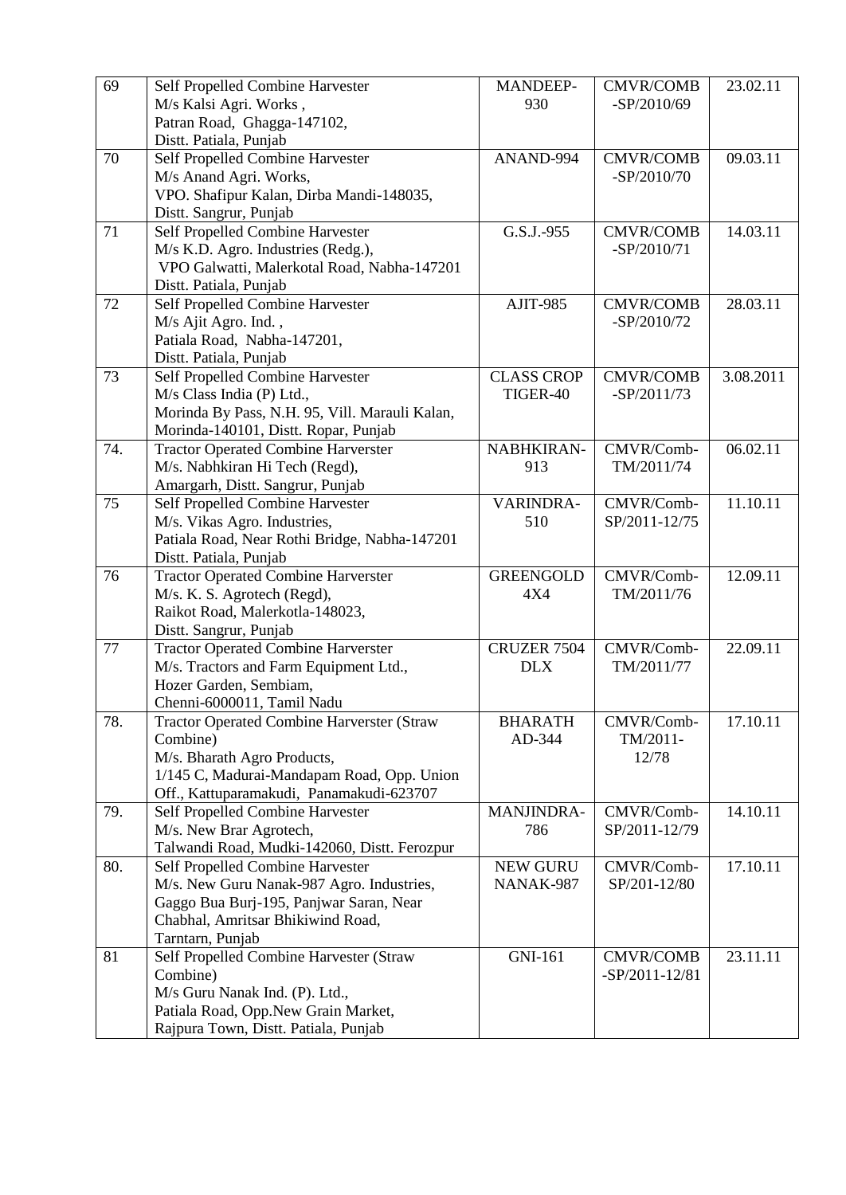| 69 | Self Propelled Combine Harvester<br>M/s Kalsi Agri. Works ,<br>Patran Road, Ghagga-147102,<br>Distt. Patiala, Punjab | MANDEEP-930 | CMVR/COMB-SP/2010/69 | 23.02.11 |
|---|---|---|---|---|
| 70 | Self Propelled Combine Harvester<br>M/s Anand Agri. Works,<br>VPO. Shafipur Kalan, Dirba Mandi-148035,<br>Distt. Sangrur, Punjab | ANAND-994 | CMVR/COMB-SP/2010/70 | 09.03.11 |
| 71 | Self Propelled Combine Harvester<br>M/s K.D. Agro. Industries (Redg.),<br>VPO Galwatti, Malerkotal Road, Nabha-147201<br>Distt. Patiala, Punjab | G.S.J.-955 | CMVR/COMB-SP/2010/71 | 14.03.11 |
| 72 | Self Propelled Combine Harvester<br>M/s Ajit Agro. Ind. ,<br>Patiala Road, Nabha-147201,<br>Distt. Patiala, Punjab | AJIT-985 | CMVR/COMB-SP/2010/72 | 28.03.11 |
| 73 | Self Propelled Combine Harvester<br>M/s Class India (P) Ltd.,<br>Morinda By Pass, N.H. 95, Vill. Marauli Kalan,<br>Morinda-140101, Distt. Ropar, Punjab | CLASS CROP TIGER-40 | CMVR/COMB-SP/2011/73 | 3.08.2011 |
| 74. | Tractor Operated Combine Harverster<br>M/s. Nabhkiran Hi Tech (Regd),<br>Amargarh, Distt. Sangrur, Punjab | NABHKIRAN-913 | CMVR/Comb-TM/2011/74 | 06.02.11 |
| 75 | Self Propelled Combine Harvester<br>M/s. Vikas Agro. Industries,<br>Patiala Road, Near Rothi Bridge, Nabha-147201<br>Distt. Patiala, Punjab | VARINDRA-510 | CMVR/Comb-SP/2011-12/75 | 11.10.11 |
| 76 | Tractor Operated Combine Harverster<br>M/s. K. S. Agrotech (Regd),<br>Raikot Road, Malerkotla-148023,<br>Distt. Sangrur, Punjab | GREENGOLD 4X4 | CMVR/Comb-TM/2011/76 | 12.09.11 |
| 77 | Tractor Operated Combine Harverster<br>M/s. Tractors and Farm Equipment Ltd.,<br>Hozer Garden, Sembiam,<br>Chenni-6000011, Tamil Nadu | CRUZER 7504 DLX | CMVR/Comb-TM/2011/77 | 22.09.11 |
| 78. | Tractor Operated Combine Harverster (Straw Combine)<br>M/s. Bharath Agro Products,<br>1/145 C, Madurai-Mandapam Road, Opp. Union Off., Kattuparamakudi, Panamakudi-623707 | BHARATH AD-344 | CMVR/Comb-TM/2011-12/78 | 17.10.11 |
| 79. | Self Propelled Combine Harvester<br>M/s. New Brar Agrotech,<br>Talwandi Road, Mudki-142060, Distt. Ferozpur | MANJINDRA-786 | CMVR/Comb-SP/2011-12/79 | 14.10.11 |
| 80. | Self Propelled Combine Harvester<br>M/s. New Guru Nanak-987 Agro. Industries,<br>Gaggo Bua Burj-195, Panjwar Saran, Near Chabhal, Amritsar Bhikiwind Road,<br>Tarntarn, Punjab | NEW GURU NANAK-987 | CMVR/Comb-SP/201-12/80 | 17.10.11 |
| 81 | Self Propelled Combine Harvester (Straw Combine)<br>M/s Guru Nanak Ind. (P). Ltd.,<br>Patiala Road, Opp.New Grain Market,<br>Rajpura Town, Distt. Patiala, Punjab | GNI-161 | CMVR/COMB-SP/2011-12/81 | 23.11.11 |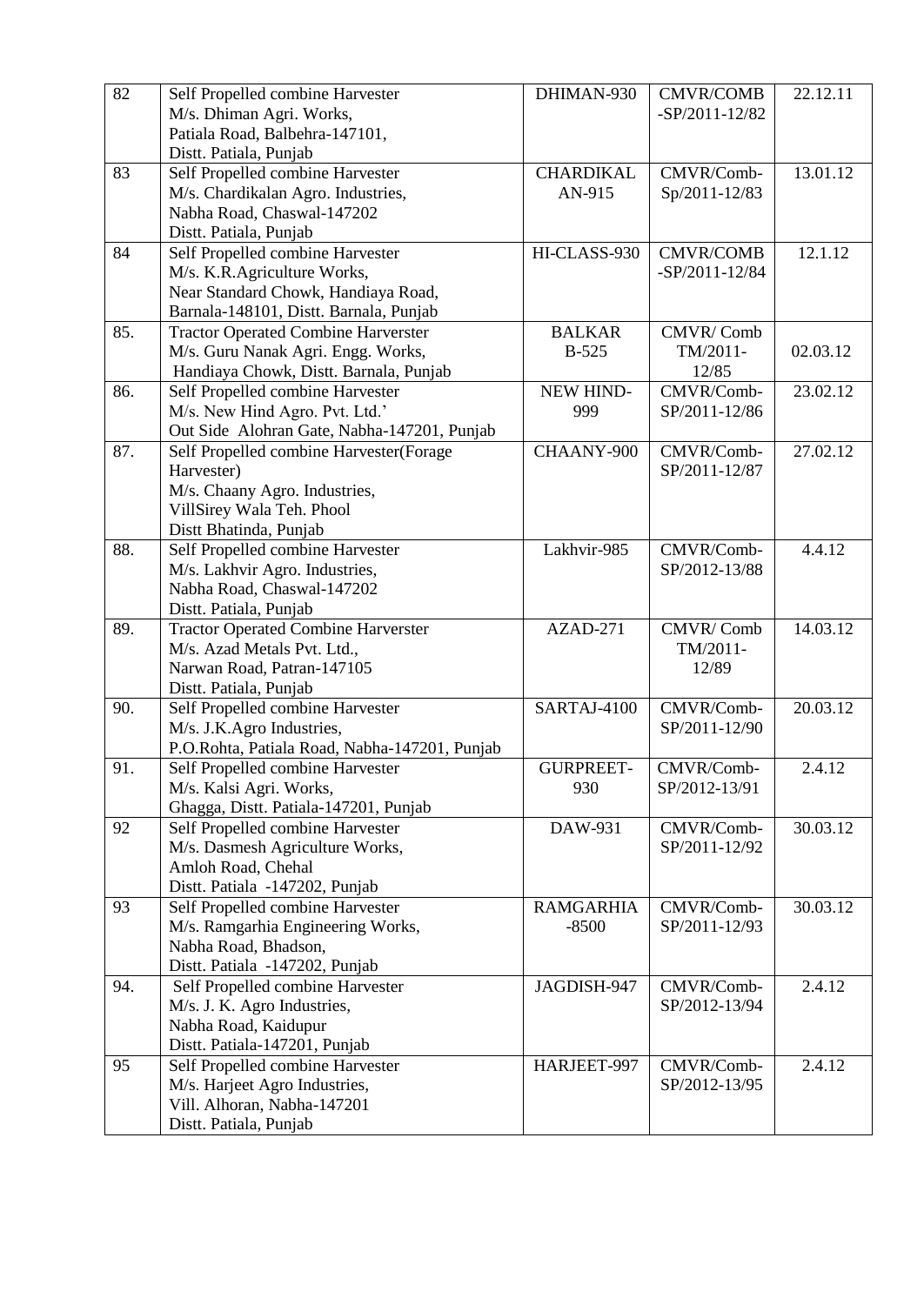| 82 | Self Propelled combine Harvester<br>M/s. Dhiman Agri. Works,<br>Patiala Road, Balbehra-147101,<br>Distt. Patiala, Punjab | DHIMAN-930 | CMVR/COMB -SP/2011-12/82 | 22.12.11 |
|---|---|---|---|---|
| 83 | Self Propelled combine Harvester<br>M/s. Chardikalan Agro. Industries,<br>Nabha Road, Chaswal-147202<br>Distt. Patiala, Punjab | CHARDIKAL AN-915 | CMVR/Comb-Sp/2011-12/83 | 13.01.12 |
| 84 | Self Propelled combine Harvester<br>M/s. K.R.Agriculture Works,<br>Near Standard Chowk, Handiaya Road,<br>Barnala-148101, Distt. Barnala, Punjab | HI-CLASS-930 | CMVR/COMB -SP/2011-12/84 | 12.1.12 |
| 85. | Tractor Operated Combine Harverster<br>M/s. Guru Nanak Agri. Engg. Works,<br>Handiaya Chowk, Distt. Barnala, Punjab | BALKAR B-525 | CMVR/ Comb TM/2011-12/85 | 02.03.12 |
| 86. | Self Propelled combine Harvester<br>M/s. New Hind Agro. Pvt. Ltd.'<br>Out Side Alohran Gate, Nabha-147201, Punjab | NEW HIND-999 | CMVR/Comb-SP/2011-12/86 | 23.02.12 |
| 87. | Self Propelled combine Harvester(Forage Harvester)<br>M/s. Chaany Agro. Industries,<br>VillSirey Wala Teh. Phool<br>Distt Bhatinda, Punjab | CHAANY-900 | CMVR/Comb-SP/2011-12/87 | 27.02.12 |
| 88. | Self Propelled combine Harvester<br>M/s. Lakhvir Agro. Industries,<br>Nabha Road, Chaswal-147202<br>Distt. Patiala, Punjab | Lakhvir-985 | CMVR/Comb-SP/2012-13/88 | 4.4.12 |
| 89. | Tractor Operated Combine Harverster<br>M/s. Azad Metals Pvt. Ltd.,<br>Narwan Road, Patran-147105<br>Distt. Patiala, Punjab | AZAD-271 | CMVR/ Comb TM/2011-12/89 | 14.03.12 |
| 90. | Self Propelled combine Harvester<br>M/s. J.K.Agro Industries,<br>P.O.Rohta, Patiala Road, Nabha-147201, Punjab | SARTAJ-4100 | CMVR/Comb-SP/2011-12/90 | 20.03.12 |
| 91. | Self Propelled combine Harvester<br>M/s. Kalsi Agri. Works,<br>Ghagga, Distt. Patiala-147201, Punjab | GURPREET-930 | CMVR/Comb-SP/2012-13/91 | 2.4.12 |
| 92 | Self Propelled combine Harvester<br>M/s. Dasmesh Agriculture Works,<br>Amloh Road, Chehal<br>Distt. Patiala -147202, Punjab | DAW-931 | CMVR/Comb-SP/2011-12/92 | 30.03.12 |
| 93 | Self Propelled combine Harvester<br>M/s. Ramgarhia Engineering Works,<br>Nabha Road, Bhadson,<br>Distt. Patiala -147202, Punjab | RAMGARHIA -8500 | CMVR/Comb-SP/2011-12/93 | 30.03.12 |
| 94. | Self Propelled combine Harvester<br>M/s. J. K. Agro Industries,<br>Nabha Road, Kaidupur<br>Distt. Patiala-147201, Punjab | JAGDISH-947 | CMVR/Comb-SP/2012-13/94 | 2.4.12 |
| 95 | Self Propelled combine Harvester<br>M/s. Harjeet Agro Industries,<br>Vill. Alhoran, Nabha-147201<br>Distt. Patiala, Punjab | HARJEET-997 | CMVR/Comb-SP/2012-13/95 | 2.4.12 |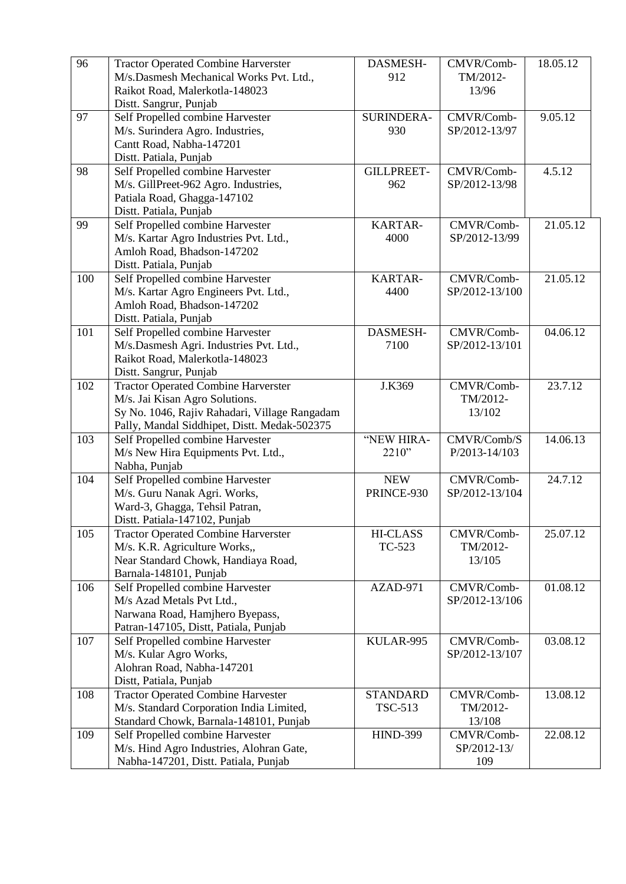| 96 | Tractor Operated Combine Harverster M/s.Dasmesh Mechanical Works Pvt. Ltd., Raikot Road, Malerkotla-148023 Distt. Sangrur, Punjab | DASMESH-912 | CMVR/Comb-TM/2012-13/96 | 18.05.12 |
|---|---|---|---|---|
| 97 | Self Propelled combine Harvester M/s. Surindera Agro. Industries, Cantt Road, Nabha-147201 Distt. Patiala, Punjab | SURINDERA-930 | CMVR/Comb-SP/2012-13/97 | 9.05.12 |
| 98 | Self Propelled combine Harvester M/s. GillPreet-962 Agro. Industries, Patiala Road, Ghagga-147102 Distt. Patiala, Punjab | GILLPREET-962 | CMVR/Comb-SP/2012-13/98 | 4.5.12 |
| 99 | Self Propelled combine Harvester M/s. Kartar Agro Industries Pvt. Ltd., Amloh Road, Bhadson-147202 Distt. Patiala, Punjab | KARTAR-4000 | CMVR/Comb-SP/2012-13/99 | 21.05.12 |
| 100 | Self Propelled combine Harvester M/s. Kartar Agro Engineers Pvt. Ltd., Amloh Road, Bhadson-147202 Distt. Patiala, Punjab | KARTAR-4400 | CMVR/Comb-SP/2012-13/100 | 21.05.12 |
| 101 | Self Propelled combine Harvester M/s.Dasmesh Agri. Industries Pvt. Ltd., Raikot Road, Malerkotla-148023 Distt. Sangrur, Punjab | DASMESH-7100 | CMVR/Comb-SP/2012-13/101 | 04.06.12 |
| 102 | Tractor Operated Combine Harverster M/s. Jai Kisan Agro Solutions. Sy No. 1046, Rajiv Rahadari, Village Rangadam Pally, Mandal Siddhipet, Distt. Medak-502375 | J.K369 | CMVR/Comb-TM/2012-13/102 | 23.7.12 |
| 103 | Self Propelled combine Harvester M/s New Hira Equipments Pvt. Ltd., Nabha, Punjab | "NEW HIRA-2210" | CMVR/Comb/SP/2013-14/103 | 14.06.13 |
| 104 | Self Propelled combine Harvester M/s. Guru Nanak Agri. Works, Ward-3, Ghagga, Tehsil Patran, Distt. Patiala-147102, Punjab | NEW PRINCE-930 | CMVR/Comb-SP/2012-13/104 | 24.7.12 |
| 105 | Tractor Operated Combine Harverster M/s. K.R. Agriculture Works,, Near Standard Chowk, Handiaya Road, Barnala-148101, Punjab | HI-CLASS TC-523 | CMVR/Comb-TM/2012-13/105 | 25.07.12 |
| 106 | Self Propelled combine Harvester M/s Azad Metals Pvt Ltd., Narwana Road, Hamjhero Byepass, Patran-147105, Distt, Patiala, Punjab | AZAD-971 | CMVR/Comb-SP/2012-13/106 | 01.08.12 |
| 107 | Self Propelled combine Harvester M/s. Kular Agro Works, Alohran Road, Nabha-147201 Distt, Patiala, Punjab | KULAR-995 | CMVR/Comb-SP/2012-13/107 | 03.08.12 |
| 108 | Tractor Operated Combine Harvester M/s. Standard Corporation India Limited, Standard Chowk, Barnala-148101, Punjab | STANDARD TSC-513 | CMVR/Comb-TM/2012-13/108 | 13.08.12 |
| 109 | Self Propelled combine Harvester M/s. Hind Agro Industries, Alohran Gate, Nabha-147201, Distt. Patiala, Punjab | HIND-399 | CMVR/Comb-SP/2012-13/109 | 22.08.12 |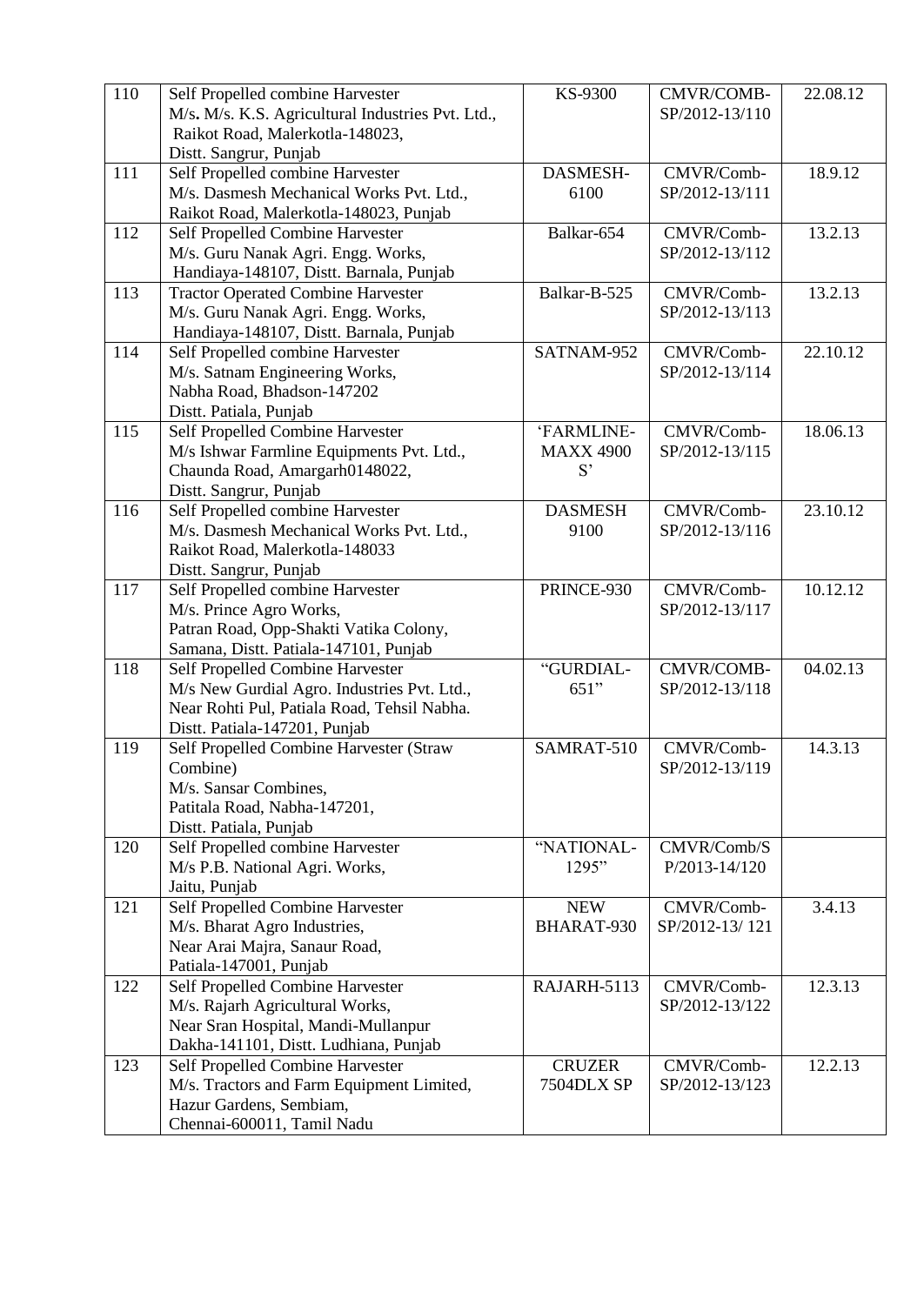| 110 | Self Propelled combine Harvester<br>M/s**.** M/s. K.S. Agricultural Industries Pvt. Ltd.,<br>Raikot Road, Malerkotla-148023,<br>Distt. Sangrur, Punjab | KS-9300 | CMVR/COMB-SP/2012-13/110 | 22.08.12 |
|---|---|---|---|---|
| 111 | Self Propelled combine Harvester<br>M/s. Dasmesh Mechanical Works Pvt. Ltd.,<br>Raikot Road, Malerkotla-148023, Punjab | DASMESH-6100 | CMVR/Comb-SP/2012-13/111 | 18.9.12 |
| 112 | Self Propelled Combine Harvester<br>M/s. Guru Nanak Agri. Engg. Works,<br>Handiaya-148107, Distt. Barnala, Punjab | Balkar-654 | CMVR/Comb-SP/2012-13/112 | 13.2.13 |
| 113 | Tractor Operated Combine Harvester<br>M/s. Guru Nanak Agri. Engg. Works,<br>Handiaya-148107, Distt. Barnala, Punjab | Balkar-B-525 | CMVR/Comb-SP/2012-13/113 | 13.2.13 |
| 114 | Self Propelled combine Harvester<br>M/s. Satnam Engineering Works,<br>Nabha Road, Bhadson-147202<br>Distt. Patiala, Punjab | SATNAM-952 | CMVR/Comb-SP/2012-13/114 | 22.10.12 |
| 115 | Self Propelled Combine Harvester<br>M/s Ishwar Farmline Equipments Pvt. Ltd.,<br>Chaunda Road, Amargarh0148022,<br>Distt. Sangrur, Punjab | 'FARMLINE-MAXX 4900 S' | CMVR/Comb-SP/2012-13/115 | 18.06.13 |
| 116 | Self Propelled combine Harvester<br>M/s. Dasmesh Mechanical Works Pvt. Ltd.,<br>Raikot Road, Malerkotla-148033<br>Distt. Sangrur, Punjab | DASMESH 9100 | CMVR/Comb-SP/2012-13/116 | 23.10.12 |
| 117 | Self Propelled combine Harvester<br>M/s. Prince Agro Works,<br>Patran Road, Opp-Shakti Vatika Colony,<br>Samana, Distt. Patiala-147101, Punjab | PRINCE-930 | CMVR/Comb-SP/2012-13/117 | 10.12.12 |
| 118 | Self Propelled Combine Harvester<br>M/s New Gurdial Agro. Industries Pvt. Ltd.,<br>Near Rohti Pul, Patiala Road, Tehsil Nabha.<br>Distt. Patiala-147201, Punjab | "GURDIAL-651" | CMVR/COMB-SP/2012-13/118 | 04.02.13 |
| 119 | Self Propelled Combine Harvester (Straw Combine)<br>M/s. Sansar Combines,<br>Patitala Road, Nabha-147201,<br>Distt. Patiala, Punjab | SAMRAT-510 | CMVR/Comb-SP/2012-13/119 | 14.3.13 |
| 120 | Self Propelled combine Harvester<br>M/s P.B. National Agri. Works,<br>Jaitu, Punjab | "NATIONAL-1295" | CMVR/Comb/SP/2013-14/120 | |
| 121 | Self Propelled Combine Harvester<br>M/s. Bharat Agro Industries,<br>Near Arai Majra, Sanaur Road,<br>Patiala-147001, Punjab | NEW BHARAT-930 | CMVR/Comb-SP/2012-13/ 121 | 3.4.13 |
| 122 | Self Propelled Combine Harvester<br>M/s. Rajarh Agricultural Works,<br>Near Sran Hospital, Mandi-Mullanpur<br>Dakha-141101, Distt. Ludhiana, Punjab | RAJARH-5113 | CMVR/Comb-SP/2012-13/122 | 12.3.13 |
| 123 | Self Propelled Combine Harvester<br>M/s. Tractors and Farm Equipment Limited,<br>Hazur Gardens, Sembiam,<br>Chennai-600011, Tamil Nadu | CRUZER 7504DLX SP | CMVR/Comb-SP/2012-13/123 | 12.2.13 |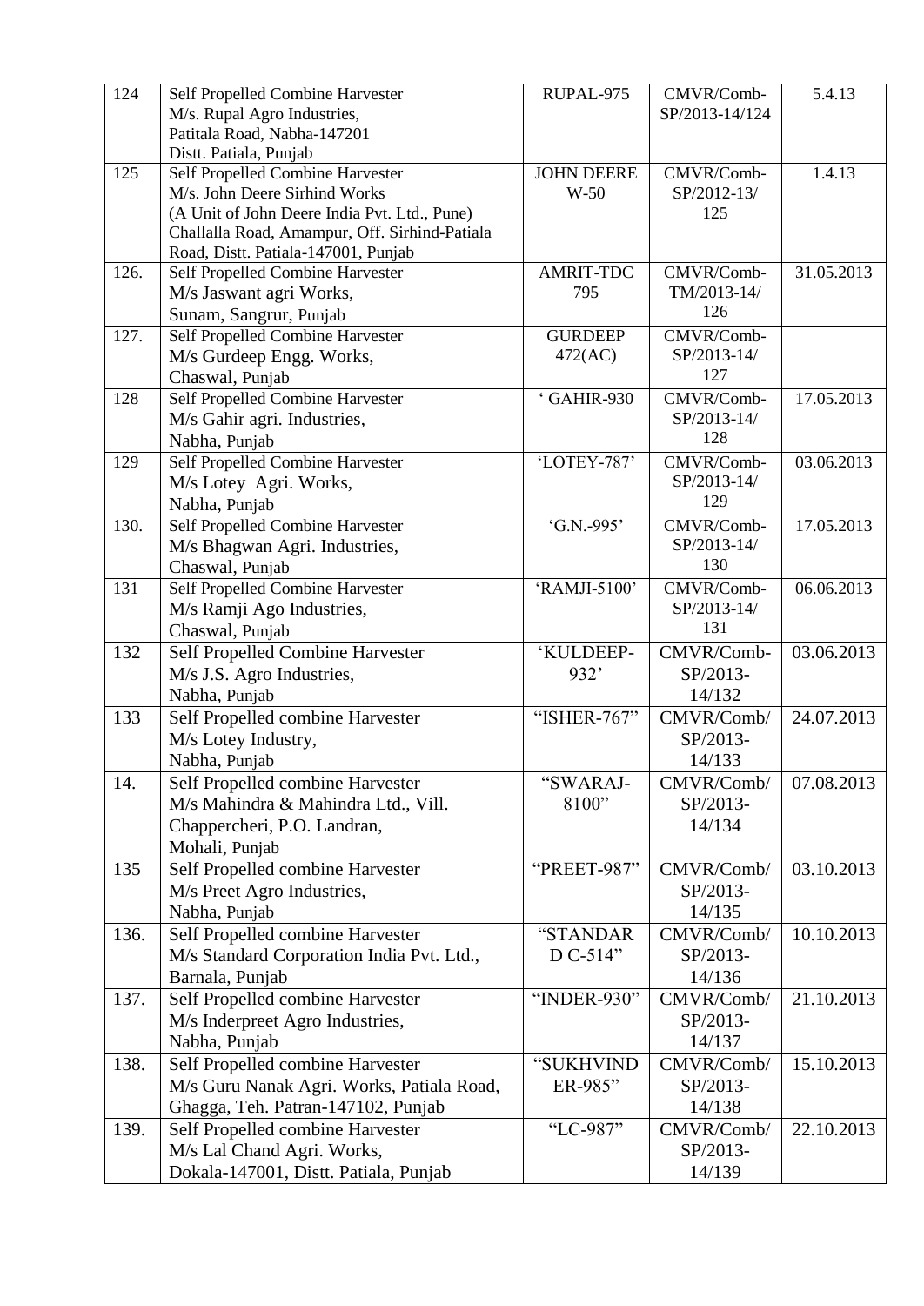| 124 | Self Propelled Combine Harvester<br>M/s. Rupal Agro Industries,<br>Patitala Road, Nabha-147201<br>Distt. Patiala, Punjab | RUPAL-975 | CMVR/Comb-SP/2013-14/124 | 5.4.13 |
|---|---|---|---|---|
| 125 | Self Propelled Combine Harvester<br>M/s. John Deere Sirhind Works<br>(A Unit of John Deere India Pvt. Ltd., Pune)<br>Challalla Road, Amampur, Off. Sirhind-Patiala Road, Distt. Patiala-147001, Punjab | JOHN DEERE W-50 | CMVR/Comb-SP/2012-13/125 | 1.4.13 |
| 126. | Self Propelled Combine Harvester<br>M/s Jaswant agri Works,<br>Sunam, Sangrur, Punjab | AMRIT-TDC 795 | CMVR/Comb-TM/2013-14/126 | 31.05.2013 |
| 127. | Self Propelled Combine Harvester<br>M/s Gurdeep Engg. Works,<br>Chaswal, Punjab | GURDEEP 472(AC) | CMVR/Comb-SP/2013-14/127 | |
| 128 | Self Propelled Combine Harvester<br>M/s Gahir agri. Industries,<br>Nabha, Punjab | ' GAHIR-930 | CMVR/Comb-SP/2013-14/128 | 17.05.2013 |
| 129 | Self Propelled Combine Harvester<br>M/s Lotey Agri. Works,<br>Nabha, Punjab | 'LOTEY-787' | CMVR/Comb-SP/2013-14/129 | 03.06.2013 |
| 130. | Self Propelled Combine Harvester<br>M/s Bhagwan Agri. Industries,<br>Chaswal, Punjab | 'G.N.-995' | CMVR/Comb-SP/2013-14/130 | 17.05.2013 |
| 131 | Self Propelled Combine Harvester<br>M/s Ramji Ago Industries,<br>Chaswal, Punjab | 'RAMJI-5100' | CMVR/Comb-SP/2013-14/131 | 06.06.2013 |
| 132 | Self Propelled Combine Harvester<br>M/s J.S. Agro Industries,<br>Nabha, Punjab | 'KULDEEP-932' | CMVR/Comb-SP/2013-14/132 | 03.06.2013 |
| 133 | Self Propelled combine Harvester<br>M/s Lotey Industry,<br>Nabha, Punjab | "ISHER-767" | CMVR/Comb/SP/2013-14/133 | 24.07.2013 |
| 14. | Self Propelled combine Harvester<br>M/s Mahindra & Mahindra Ltd., Vill. Chappercheri, P.O. Landran,<br>Mohali, Punjab | "SWARAJ-8100" | CMVR/Comb/SP/2013-14/134 | 07.08.2013 |
| 135 | Self Propelled combine Harvester<br>M/s Preet Agro Industries,<br>Nabha, Punjab | "PREET-987" | CMVR/Comb/SP/2013-14/135 | 03.10.2013 |
| 136. | Self Propelled combine Harvester<br>M/s Standard Corporation India Pvt. Ltd.,<br>Barnala, Punjab | "STANDAR D C-514" | CMVR/Comb/SP/2013-14/136 | 10.10.2013 |
| 137. | Self Propelled combine Harvester<br>M/s Inderpreet Agro Industries,<br>Nabha, Punjab | "INDER-930" | CMVR/Comb/SP/2013-14/137 | 21.10.2013 |
| 138. | Self Propelled combine Harvester<br>M/s Guru Nanak Agri. Works, Patiala Road,<br>Ghagga, Teh. Patran-147102, Punjab | "SUKHVIND ER-985" | CMVR/Comb/SP/2013-14/138 | 15.10.2013 |
| 139. | Self Propelled combine Harvester<br>M/s Lal Chand Agri. Works,<br>Dokala-147001, Distt. Patiala, Punjab | "LC-987" | CMVR/Comb/SP/2013-14/139 | 22.10.2013 |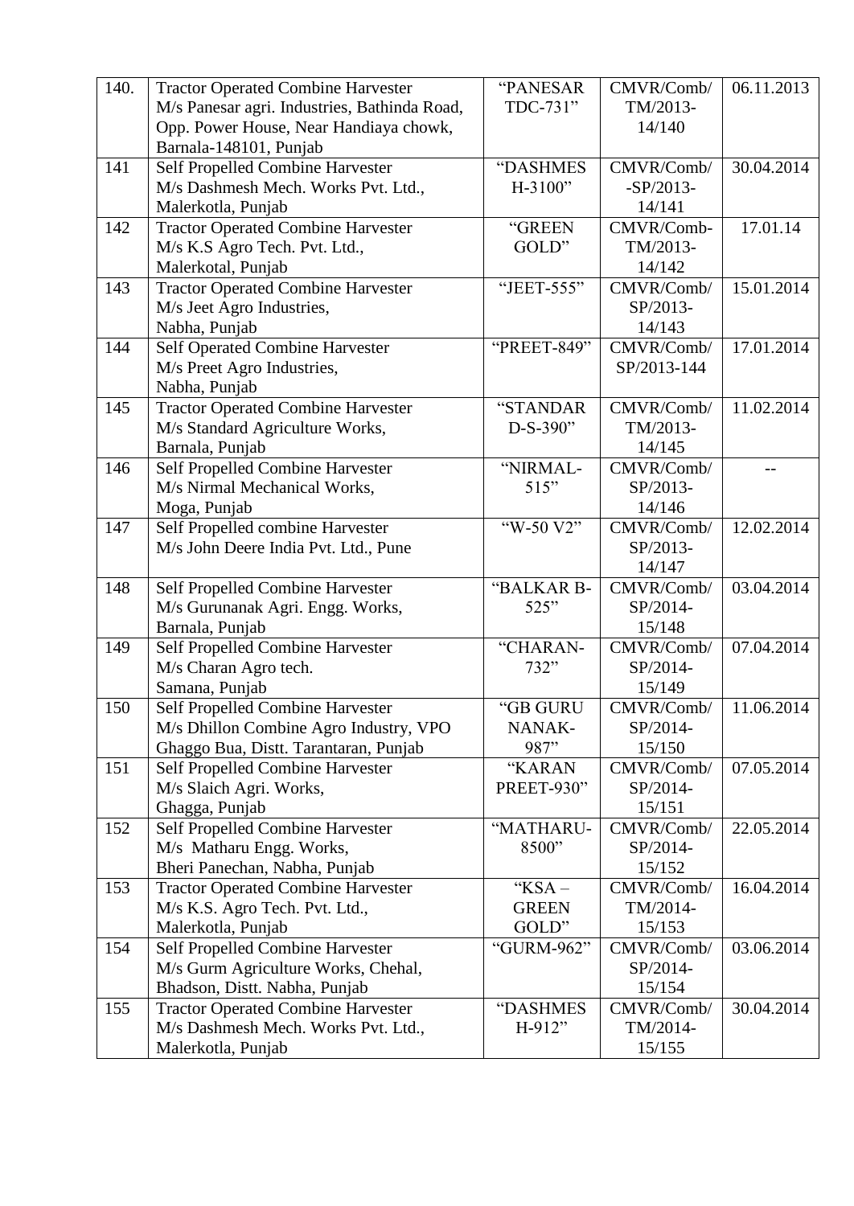| 140. | Tractor Operated Combine Harvester<br>M/s Panesar agri. Industries, Bathinda Road, Opp. Power House, Near Handiaya chowk, Barnala-148101, Punjab | "PANESAR TDC-731" | CMVR/Comb/ TM/2013-14/140 | 06.11.2013 |
|---|---|---|---|---|
| 141 | Self Propelled Combine Harvester<br>M/s Dashmesh Mech. Works Pvt. Ltd., Malerkotla, Punjab | "DASHMES H-3100" | CMVR/Comb/ -SP/2013-14/141 | 30.04.2014 |
| 142 | Tractor Operated Combine Harvester<br>M/s K.S Agro Tech. Pvt. Ltd., Malerkotal, Punjab | "GREEN GOLD" | CMVR/Comb-TM/2013-14/142 | 17.01.14 |
| 143 | Tractor Operated Combine Harvester<br>M/s Jeet Agro Industries, Nabha, Punjab | "JEET-555" | CMVR/Comb/ SP/2013-14/143 | 15.01.2014 |
| 144 | Self Operated Combine Harvester<br>M/s Preet Agro Industries, Nabha, Punjab | "PREET-849" | CMVR/Comb/ SP/2013-144 | 17.01.2014 |
| 145 | Tractor Operated Combine Harvester<br>M/s Standard Agriculture Works, Barnala, Punjab | "STANDAR D-S-390" | CMVR/Comb/ TM/2013-14/145 | 11.02.2014 |
| 146 | Self Propelled Combine Harvester<br>M/s Nirmal Mechanical Works, Moga, Punjab | "NIRMAL-515" | CMVR/Comb/ SP/2013-14/146 | -- |
| 147 | Self Propelled combine Harvester<br>M/s John Deere India Pvt. Ltd., Pune | "W-50 V2" | CMVR/Comb/ SP/2013-14/147 | 12.02.2014 |
| 148 | Self Propelled Combine Harvester<br>M/s Gurunanak Agri. Engg. Works, Barnala, Punjab | "BALKAR B-525" | CMVR/Comb/ SP/2014-15/148 | 03.04.2014 |
| 149 | Self Propelled Combine Harvester<br>M/s Charan Agro tech. Samana, Punjab | "CHARAN-732" | CMVR/Comb/ SP/2014-15/149 | 07.04.2014 |
| 150 | Self Propelled Combine Harvester<br>M/s Dhillon Combine Agro Industry, VPO Ghaggo Bua, Distt. Tarantaran, Punjab | "GB GURU NANAK-987" | CMVR/Comb/ SP/2014-15/150 | 11.06.2014 |
| 151 | Self Propelled Combine Harvester<br>M/s Slaich Agri. Works, Ghagga, Punjab | "KARAN PREET-930" | CMVR/Comb/ SP/2014-15/151 | 07.05.2014 |
| 152 | Self Propelled Combine Harvester<br>M/s Matharu Engg. Works, Bheri Panechan, Nabha, Punjab | "MATHARU-8500" | CMVR/Comb/ SP/2014-15/152 | 22.05.2014 |
| 153 | Tractor Operated Combine Harvester<br>M/s K.S. Agro Tech. Pvt. Ltd., Malerkotla, Punjab | "KSA – GREEN GOLD" | CMVR/Comb/ TM/2014-15/153 | 16.04.2014 |
| 154 | Self Propelled Combine Harvester<br>M/s Gurm Agriculture Works, Chehal, Bhadson, Distt. Nabha, Punjab | "GURM-962" | CMVR/Comb/ SP/2014-15/154 | 03.06.2014 |
| 155 | Tractor Operated Combine Harvester<br>M/s Dashmesh Mech. Works Pvt. Ltd., Malerkotla, Punjab | "DASHMES H-912" | CMVR/Comb/ TM/2014-15/155 | 30.04.2014 |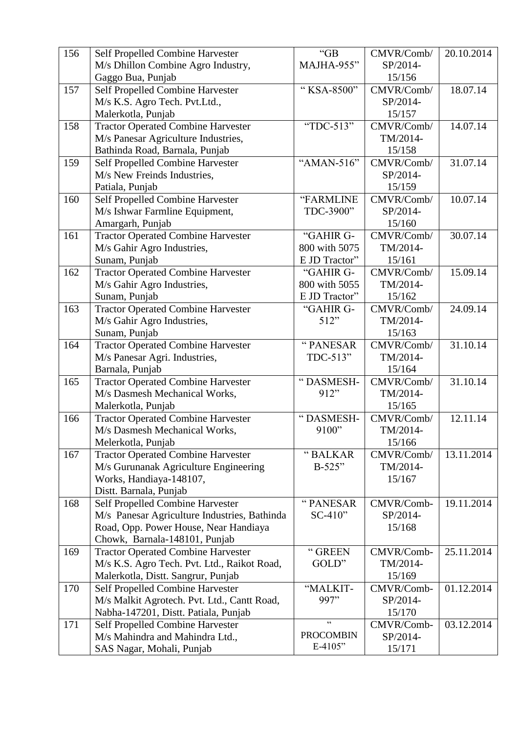| 156 | Self Propelled Combine Harvester<br>M/s Dhillon Combine Agro Industry,<br>Gaggo Bua, Punjab | "GB MAJHA-955" | CMVR/Comb/ SP/2014-15/156 | 20.10.2014 |
|---|---|---|---|---|
| 157 | Self Propelled Combine Harvester<br>M/s K.S. Agro Tech. Pvt.Ltd.,<br>Malerkotla, Punjab | " KSA-8500" | CMVR/Comb/ SP/2014-15/157 | 18.07.14 |
| 158 | Tractor Operated Combine Harvester<br>M/s Panesar Agriculture Industries,<br>Bathinda Road, Barnala, Punjab | "TDC-513" | CMVR/Comb/ TM/2014-15/158 | 14.07.14 |
| 159 | Self Propelled Combine Harvester<br>M/s New Freinds Industries,<br>Patiala, Punjab | "AMAN-516" | CMVR/Comb/ SP/2014-15/159 | 31.07.14 |
| 160 | Self Propelled Combine Harvester<br>M/s Ishwar Farmline Equipment,<br>Amargarh, Punjab | "FARMLINE TDC-3900" | CMVR/Comb/ SP/2014-15/160 | 10.07.14 |
| 161 | Tractor Operated Combine Harvester<br>M/s Gahir Agro Industries,<br>Sunam, Punjab | "GAHIR G-800 with 5075 E JD Tractor" | CMVR/Comb/ TM/2014-15/161 | 30.07.14 |
| 162 | Tractor Operated Combine Harvester<br>M/s Gahir Agro Industries,<br>Sunam, Punjab | "GAHIR G-800 with 5055 E JD Tractor" | CMVR/Comb/ TM/2014-15/162 | 15.09.14 |
| 163 | Tractor Operated Combine Harvester<br>M/s Gahir Agro Industries,<br>Sunam, Punjab | "GAHIR G-512" | CMVR/Comb/ TM/2014-15/163 | 24.09.14 |
| 164 | Tractor Operated Combine Harvester<br>M/s Panesar Agri. Industries,<br>Barnala, Punjab | " PANESAR TDC-513" | CMVR/Comb/ TM/2014-15/164 | 31.10.14 |
| 165 | Tractor Operated Combine Harvester<br>M/s Dasmesh Mechanical Works,<br>Malerkotla, Punjab | " DASMESH-912" | CMVR/Comb/ TM/2014-15/165 | 31.10.14 |
| 166 | Tractor Operated Combine Harvester<br>M/s Dasmesh Mechanical Works,<br>Melerkotla, Punjab | " DASMESH-9100" | CMVR/Comb/ TM/2014-15/166 | 12.11.14 |
| 167 | Tractor Operated Combine Harvester<br>M/s Gurunanak Agriculture Engineering Works, Handiaya-148107,<br>Distt. Barnala, Punjab | " BALKAR B-525" | CMVR/Comb/ TM/2014-15/167 | 13.11.2014 |
| 168 | Self Propelled Combine Harvester<br>M/s Panesar Agriculture Industries, Bathinda Road, Opp. Power House, Near Handiaya Chowk, Barnala-148101, Punjab | " PANESAR SC-410" | CMVR/Comb-SP/2014-15/168 | 19.11.2014 |
| 169 | Tractor Operated Combine Harvester<br>M/s K.S. Agro Tech. Pvt. Ltd., Raikot Road, Malerkotla, Distt. Sangrur, Punjab | " GREEN GOLD" | CMVR/Comb-TM/2014-15/169 | 25.11.2014 |
| 170 | Self Propelled Combine Harvester<br>M/s Malkit Agrotech. Pvt. Ltd., Cantt Road, Nabha-147201, Distt. Patiala, Punjab | "MALKIT-997" | CMVR/Comb-SP/2014-15/170 | 01.12.2014 |
| 171 | Self Propelled Combine Harvester<br>M/s Mahindra and Mahindra Ltd.,<br>SAS Nagar, Mohali, Punjab | " PROCOMBIN E-4105" | CMVR/Comb-SP/2014-15/171 | 03.12.2014 |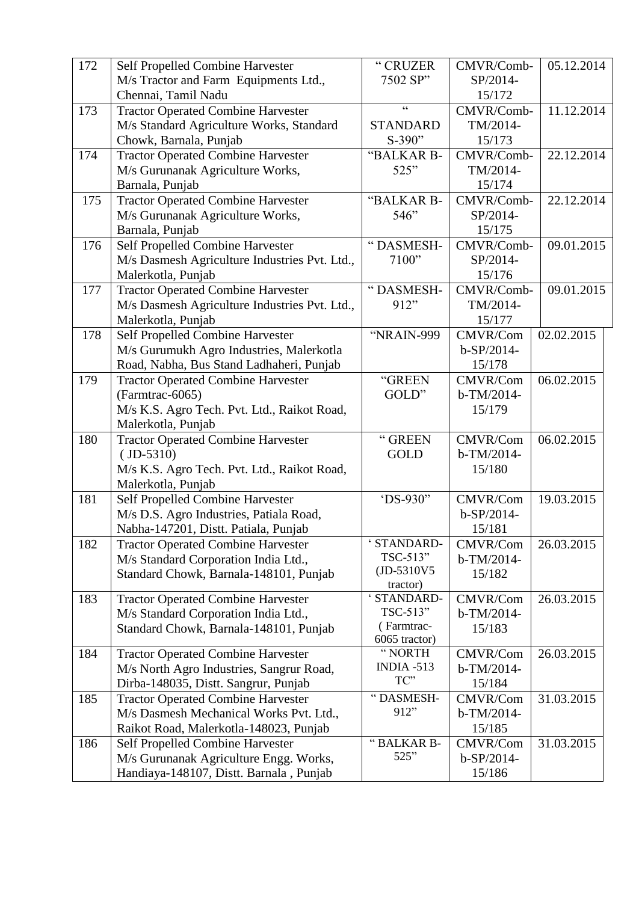| 172 | Self Propelled Combine Harvester<br>M/s Tractor and Farm Equipments Ltd., Chennai, Tamil Nadu | " CRUZER 7502 SP" | CMVR/Comb-SP/2014-15/172 | 05.12.2014 |
|---|---|---|---|---|
| 173 | Tractor Operated Combine Harvester<br>M/s Standard Agriculture Works, Standard Chowk, Barnala, Punjab | " STANDARD S-390" | CMVR/Comb-TM/2014-15/173 | 11.12.2014 |
| 174 | Tractor Operated Combine Harvester<br>M/s Gurunanak Agriculture Works, Barnala, Punjab | "BALKAR B-525" | CMVR/Comb-TM/2014-15/174 | 22.12.2014 |
| 175 | Tractor Operated Combine Harvester<br>M/s Gurunanak Agriculture Works, Barnala, Punjab | "BALKAR B-546" | CMVR/Comb-SP/2014-15/175 | 22.12.2014 |
| 176 | Self Propelled Combine Harvester<br>M/s Dasmesh Agriculture Industries Pvt. Ltd., Malerkotla, Punjab | " DASMESH-7100" | CMVR/Comb-SP/2014-15/176 | 09.01.2015 |
| 177 | Tractor Operated Combine Harvester<br>M/s Dasmesh Agriculture Industries Pvt. Ltd., Malerkotla, Punjab | " DASMESH-912" | CMVR/Comb-TM/2014-15/177 | 09.01.2015 |
| 178 | Self Propelled Combine Harvester<br>M/s Gurumukh Agro Industries, Malerkotla Road, Nabha, Bus Stand Ladhaheri, Punjab | "NRAIN-999 | CMVR/Comb-SP/2014-15/178 | 02.02.2015 |
| 179 | Tractor Operated Combine Harvester<br>(Farmtrac-6065)<br>M/s K.S. Agro Tech. Pvt. Ltd., Raikot Road, Malerkotla, Punjab | "GREEN GOLD" | CMVR/Comb-TM/2014-15/179 | 06.02.2015 |
| 180 | Tractor Operated Combine Harvester<br>( JD-5310)<br>M/s K.S. Agro Tech. Pvt. Ltd., Raikot Road, Malerkotla, Punjab | " GREEN GOLD | CMVR/Comb-TM/2014-15/180 | 06.02.2015 |
| 181 | Self Propelled Combine Harvester<br>M/s D.S. Agro Industries, Patiala Road, Nabha-147201, Distt. Patiala, Punjab | 'DS-930" | CMVR/Comb-SP/2014-15/181 | 19.03.2015 |
| 182 | Tractor Operated Combine Harvester<br>M/s Standard Corporation India Ltd., Standard Chowk, Barnala-148101, Punjab | ' STANDARD-TSC-513" (JD-5310V5 tractor) | CMVR/Comb-TM/2014-15/182 | 26.03.2015 |
| 183 | Tractor Operated Combine Harvester<br>M/s Standard Corporation India Ltd., Standard Chowk, Barnala-148101, Punjab | ' STANDARD-TSC-513" ( Farmtrac-6065 tractor) | CMVR/Comb-TM/2014-15/183 | 26.03.2015 |
| 184 | Tractor Operated Combine Harvester<br>M/s North Agro Industries, Sangrur Road, Dirba-148035, Distt. Sangrur, Punjab | " NORTH INDIA -513 TC" | CMVR/Comb-TM/2014-15/184 | 26.03.2015 |
| 185 | Tractor Operated Combine Harvester<br>M/s Dasmesh Mechanical Works Pvt. Ltd., Raikot Road, Malerkotla-148023, Punjab | " DASMESH-912" | CMVR/Comb-TM/2014-15/185 | 31.03.2015 |
| 186 | Self Propelled Combine Harvester<br>M/s Gurunanak Agriculture Engg. Works, Handiaya-148107, Distt. Barnala , Punjab | " BALKAR B-525" | CMVR/Comb-SP/2014-15/186 | 31.03.2015 |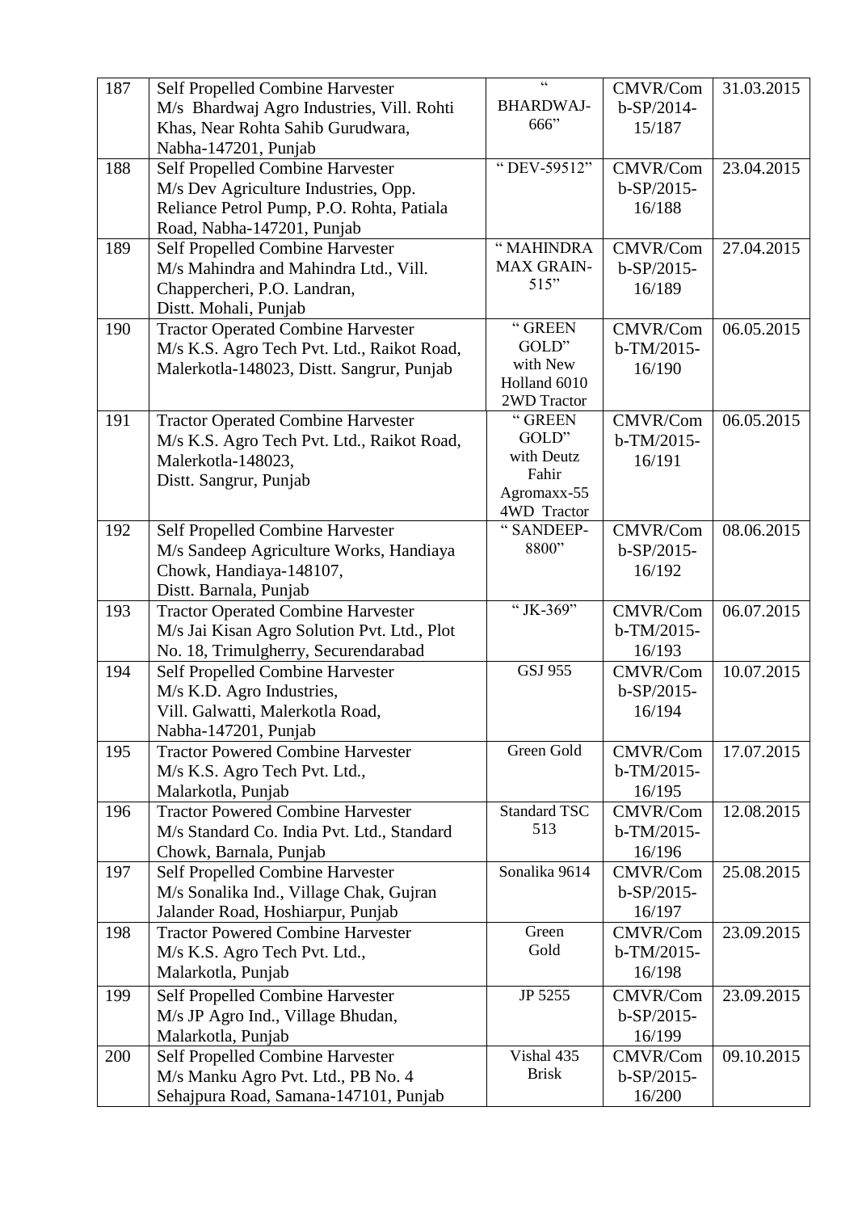| 187 | Self Propelled Combine Harvester<br>M/s Bhardwaj Agro Industries, Vill. Rohti Khas, Near Rohta Sahib Gurudwara, Nabha-147201, Punjab | " BHARDWAJ-666" | CMVR/Comb-SP/2014-15/187 | 31.03.2015 |
|---|---|---|---|---|
| 188 | Self Propelled Combine Harvester<br>M/s Dev Agriculture Industries, Opp. Reliance Petrol Pump, P.O. Rohta, Patiala Road, Nabha-147201, Punjab | " DEV-59512" | CMVR/Comb-SP/2015-16/188 | 23.04.2015 |
| 189 | Self Propelled Combine Harvester<br>M/s Mahindra and Mahindra Ltd., Vill. Chappercheri, P.O. Landran, Distt. Mohali, Punjab | " MAHINDRA MAX GRAIN-515" | CMVR/Comb-SP/2015-16/189 | 27.04.2015 |
| 190 | Tractor Operated Combine Harvester<br>M/s K.S. Agro Tech Pvt. Ltd., Raikot Road, Malerkotla-148023, Distt. Sangrur, Punjab | " GREEN GOLD" with New Holland 6010 2WD Tractor | CMVR/Comb-TM/2015-16/190 | 06.05.2015 |
| 191 | Tractor Operated Combine Harvester<br>M/s K.S. Agro Tech Pvt. Ltd., Raikot Road, Malerkotla-148023, Distt. Sangrur, Punjab | " GREEN GOLD" with Deutz Fahir Agromaxx-55 4WD Tractor | CMVR/Comb-TM/2015-16/191 | 06.05.2015 |
| 192 | Self Propelled Combine Harvester<br>M/s Sandeep Agriculture Works, Handiaya Chowk, Handiaya-148107, Distt. Barnala, Punjab | " SANDEEP-8800" | CMVR/Comb-SP/2015-16/192 | 08.06.2015 |
| 193 | Tractor Operated Combine Harvester<br>M/s Jai Kisan Agro Solution Pvt. Ltd., Plot No. 18, Trimulgherry, Securendarabad | " JK-369" | CMVR/Comb-TM/2015-16/193 | 06.07.2015 |
| 194 | Self Propelled Combine Harvester<br>M/s K.D. Agro Industries, Vill. Galwatti, Malerkotla Road, Nabha-147201, Punjab | GSJ 955 | CMVR/Comb-SP/2015-16/194 | 10.07.2015 |
| 195 | Tractor Powered Combine Harvester<br>M/s K.S. Agro Tech Pvt. Ltd., Malarkotla, Punjab | Green Gold | CMVR/Comb-TM/2015-16/195 | 17.07.2015 |
| 196 | Tractor Powered Combine Harvester<br>M/s Standard Co. India Pvt. Ltd., Standard Chowk, Barnala, Punjab | Standard TSC 513 | CMVR/Comb-TM/2015-16/196 | 12.08.2015 |
| 197 | Self Propelled Combine Harvester<br>M/s Sonalika Ind., Village Chak, Gujran Jalander Road, Hoshiarpur, Punjab | Sonalika 9614 | CMVR/Comb-SP/2015-16/197 | 25.08.2015 |
| 198 | Tractor Powered Combine Harvester<br>M/s K.S. Agro Tech Pvt. Ltd., Malarkotla, Punjab | Green Gold | CMVR/Comb-TM/2015-16/198 | 23.09.2015 |
| 199 | Self Propelled Combine Harvester<br>M/s JP Agro Ind., Village Bhudan, Malarkotla, Punjab | JP 5255 | CMVR/Comb-SP/2015-16/199 | 23.09.2015 |
| 200 | Self Propelled Combine Harvester<br>M/s Manku Agro Pvt. Ltd., PB No. 4 Sehajpura Road, Samana-147101, Punjab | Vishal 435 Brisk | CMVR/Comb-SP/2015-16/200 | 09.10.2015 |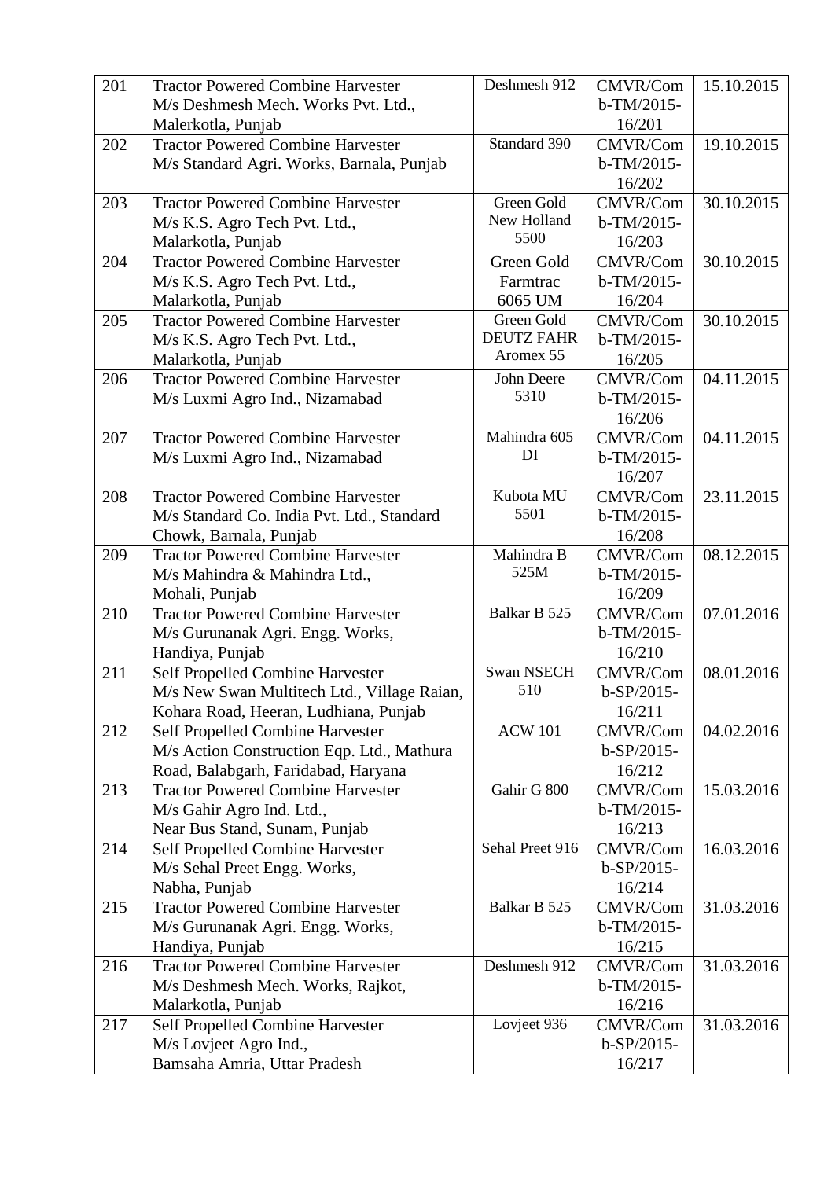| 201 | Tractor Powered Combine Harvester M/s Deshmesh Mech. Works Pvt. Ltd., Malerkotla, Punjab | Deshmesh 912 | CMVR/Comb-TM/2015-16/201 | 15.10.2015 |
|---|---|---|---|---|
| 202 | Tractor Powered Combine Harvester M/s Standard Agri. Works, Barnala, Punjab | Standard 390 | CMVR/Comb-TM/2015-16/202 | 19.10.2015 |
| 203 | Tractor Powered Combine Harvester M/s K.S. Agro Tech Pvt. Ltd., Malarkotla, Punjab | Green Gold New Holland 5500 | CMVR/Comb-TM/2015-16/203 | 30.10.2015 |
| 204 | Tractor Powered Combine Harvester M/s K.S. Agro Tech Pvt. Ltd., Malarkotla, Punjab | Green Gold Farmtrac 6065 UM | CMVR/Comb-TM/2015-16/204 | 30.10.2015 |
| 205 | Tractor Powered Combine Harvester M/s K.S. Agro Tech Pvt. Ltd., Malarkotla, Punjab | Green Gold DEUTZ FAHR Aromex 55 | CMVR/Comb-TM/2015-16/205 | 30.10.2015 |
| 206 | Tractor Powered Combine Harvester M/s Luxmi Agro Ind., Nizamabad | John Deere 5310 | CMVR/Comb-TM/2015-16/206 | 04.11.2015 |
| 207 | Tractor Powered Combine Harvester M/s Luxmi Agro Ind., Nizamabad | Mahindra 605 DI | CMVR/Comb-TM/2015-16/207 | 04.11.2015 |
| 208 | Tractor Powered Combine Harvester M/s Standard Co. India Pvt. Ltd., Standard Chowk, Barnala, Punjab | Kubota MU 5501 | CMVR/Comb-TM/2015-16/208 | 23.11.2015 |
| 209 | Tractor Powered Combine Harvester M/s Mahindra & Mahindra Ltd., Mohali, Punjab | Mahindra B 525M | CMVR/Comb-TM/2015-16/209 | 08.12.2015 |
| 210 | Tractor Powered Combine Harvester M/s Gurunanak Agri. Engg. Works, Handiya, Punjab | Balkar B 525 | CMVR/Comb-TM/2015-16/210 | 07.01.2016 |
| 211 | Self Propelled Combine Harvester M/s New Swan Multitech Ltd., Village Raian, Kohara Road, Heeran, Ludhiana, Punjab | Swan NSECH 510 | CMVR/Comb-SP/2015-16/211 | 08.01.2016 |
| 212 | Self Propelled Combine Harvester M/s Action Construction Eqp. Ltd., Mathura Road, Balabgarh, Faridabad, Haryana | ACW 101 | CMVR/Comb-SP/2015-16/212 | 04.02.2016 |
| 213 | Tractor Powered Combine Harvester M/s Gahir Agro Ind. Ltd., Near Bus Stand, Sunam, Punjab | Gahir G 800 | CMVR/Comb-TM/2015-16/213 | 15.03.2016 |
| 214 | Self Propelled Combine Harvester M/s Sehal Preet Engg. Works, Nabha, Punjab | Sehal Preet 916 | CMVR/Comb-SP/2015-16/214 | 16.03.2016 |
| 215 | Tractor Powered Combine Harvester M/s Gurunanak Agri. Engg. Works, Handiya, Punjab | Balkar B 525 | CMVR/Comb-TM/2015-16/215 | 31.03.2016 |
| 216 | Tractor Powered Combine Harvester M/s Deshmesh Mech. Works, Rajkot, Malarkotla, Punjab | Deshmesh 912 | CMVR/Comb-TM/2015-16/216 | 31.03.2016 |
| 217 | Self Propelled Combine Harvester M/s Lovjeet Agro Ind., Bamsaha Amria, Uttar Pradesh | Lovjeet 936 | CMVR/Comb-SP/2015-16/217 | 31.03.2016 |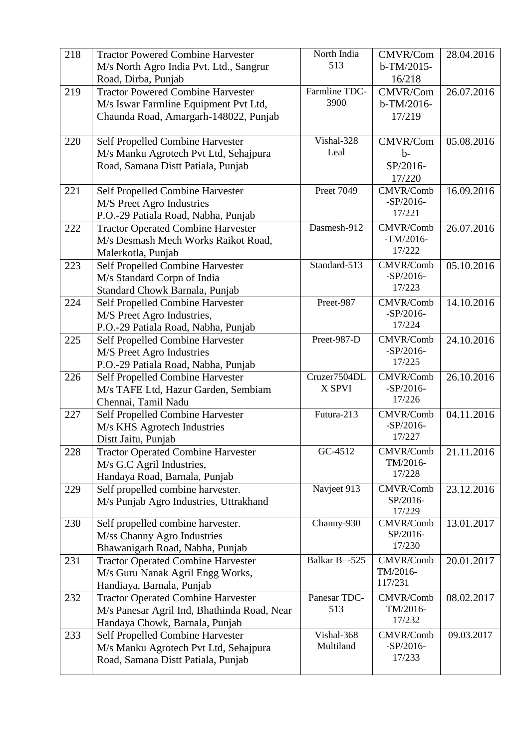| 218 | Tractor Powered Combine Harvester M/s North Agro India Pvt. Ltd., Sangrur Road, Dirba, Punjab | North India 513 | CMVR/Comb-TM/2015-16/218 | 28.04.2016 |
|---|---|---|---|---|
| 219 | Tractor Powered Combine Harvester M/s Iswar Farmline Equipment Pvt Ltd, Chaunda Road, Amargarh-148022, Punjab | Farmline TDC-3900 | CMVR/Comb-TM/2016-17/219 | 26.07.2016 |
| 220 | Self Propelled Combine Harvester M/s Manku Agrotech Pvt Ltd, Sehajpura Road, Samana Distt Patiala, Punjab | Vishal-328 Leal | CMVR/Comb-SP/2016-17/220 | 05.08.2016 |
| 221 | Self Propelled Combine Harvester M/S Preet Agro Industries P.O.-29 Patiala Road, Nabha, Punjab | Preet 7049 | CMVR/Comb-SP/2016-17/221 | 16.09.2016 |
| 222 | Tractor Operated Combine Harvester M/s Desmash Mech Works Raikot Road, Malerkotla, Punjab | Dasmesh-912 | CMVR/Comb-TM/2016-17/222 | 26.07.2016 |
| 223 | Self Propelled Combine Harvester M/s Standard Corpn of India Standard Chowk Barnala, Punjab | Standard-513 | CMVR/Comb-SP/2016-17/223 | 05.10.2016 |
| 224 | Self Propelled Combine Harvester M/S Preet Agro Industries, P.O.-29 Patiala Road, Nabha, Punjab | Preet-987 | CMVR/Comb-SP/2016-17/224 | 14.10.2016 |
| 225 | Self Propelled Combine Harvester M/S Preet Agro Industries P.O.-29 Patiala Road, Nabha, Punjab | Preet-987-D | CMVR/Comb-SP/2016-17/225 | 24.10.2016 |
| 226 | Self Propelled Combine Harvester M/s TAFE Ltd, Hazur Garden, Sembiam Chennai, Tamil Nadu | Cruzer7504DL X SPVI | CMVR/Comb-SP/2016-17/226 | 26.10.2016 |
| 227 | Self Propelled Combine Harvester M/s KHS Agrotech Industries Distt Jaitu, Punjab | Futura-213 | CMVR/Comb-SP/2016-17/227 | 04.11.2016 |
| 228 | Tractor Operated Combine Harvester M/s G.C Agril Industries, Handaya Road, Barnala, Punjab | GC-4512 | CMVR/Comb TM/2016-17/228 | 21.11.2016 |
| 229 | Self propelled combine harvester. M/s Punjab Agro Industries, Uttrakhand | Navjeet 913 | CMVR/Comb SP/2016-17/229 | 23.12.2016 |
| 230 | Self propelled combine harvester. M/ss Channy Agro Industries Bhawanigarh Road, Nabha, Punjab | Channy-930 | CMVR/Comb SP/2016-17/230 | 13.01.2017 |
| 231 | Tractor Operated Combine Harvester M/s Guru Nanak Agril Engg Works, Handiaya, Barnala, Punjab | Balkar B=-525 | CMVR/Comb TM/2016-117/231 | 20.01.2017 |
| 232 | Tractor Operated Combine Harvester M/s Panesar Agril Ind, Bhathinda Road, Near Handaya Chowk, Barnala, Punjab | Panesar TDC-513 | CMVR/Comb TM/2016-17/232 | 08.02.2017 |
| 233 | Self Propelled Combine Harvester M/s Manku Agrotech Pvt Ltd, Sehajpura Road, Samana Distt Patiala, Punjab | Vishal-368 Multiland | CMVR/Comb-SP/2016-17/233 | 09.03.2017 |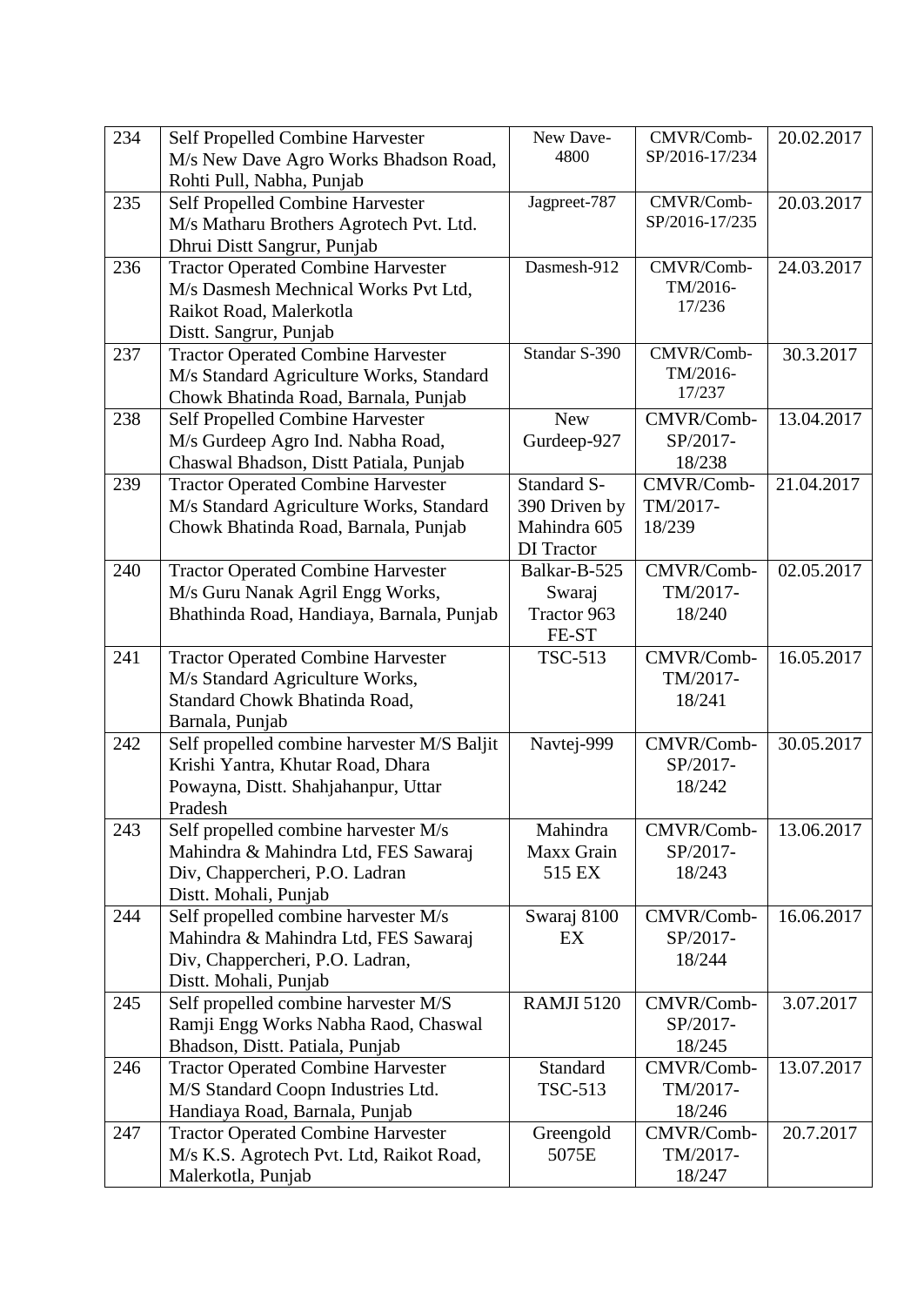| 234 | Self Propelled Combine Harvester M/s New Dave Agro Works Bhadson Road, Rohti Pull, Nabha, Punjab | New Dave-4800 | CMVR/Comb-SP/2016-17/234 | 20.02.2017 |
|---|---|---|---|---|
| 235 | Self Propelled Combine Harvester M/s Matharu Brothers Agrotech Pvt. Ltd. Dhrui Distt Sangrur, Punjab | Jagpreet-787 | CMVR/Comb-SP/2016-17/235 | 20.03.2017 |
| 236 | Tractor Operated Combine Harvester M/s Dasmesh Mechnical Works Pvt Ltd, Raikot Road, Malerkotla Distt. Sangrur, Punjab | Dasmesh-912 | CMVR/Comb-TM/2016-17/236 | 24.03.2017 |
| 237 | Tractor Operated Combine Harvester M/s Standard Agriculture Works, Standard Chowk Bhatinda Road, Barnala, Punjab | Standar S-390 | CMVR/Comb-TM/2016-17/237 | 30.3.2017 |
| 238 | Self Propelled Combine Harvester M/s Gurdeep Agro Ind. Nabha Road, Chaswal Bhadson, Distt Patiala, Punjab | New Gurdeep-927 | CMVR/Comb-SP/2017-18/238 | 13.04.2017 |
| 239 | Tractor Operated Combine Harvester M/s Standard Agriculture Works, Standard Chowk Bhatinda Road, Barnala, Punjab | Standard S-390 Driven by Mahindra 605 DI Tractor | CMVR/Comb-TM/2017-18/239 | 21.04.2017 |
| 240 | Tractor Operated Combine Harvester M/s Guru Nanak Agril Engg Works, Bhathinda Road, Handiaya, Barnala, Punjab | Balkar-B-525 Swaraj Tractor 963 FE-ST | CMVR/Comb-TM/2017-18/240 | 02.05.2017 |
| 241 | Tractor Operated Combine Harvester M/s Standard Agriculture Works, Standard Chowk Bhatinda Road, Barnala, Punjab | TSC-513 | CMVR/Comb-TM/2017-18/241 | 16.05.2017 |
| 242 | Self propelled combine harvester M/S Baljit Krishi Yantra, Khutar Road, Dhara Powayna, Distt. Shahjahanpur, Uttar Pradesh | Navtej-999 | CMVR/Comb-SP/2017-18/242 | 30.05.2017 |
| 243 | Self propelled combine harvester M/s Mahindra & Mahindra Ltd, FES Sawaraj Div, Chappercheri, P.O. Ladran Distt. Mohali, Punjab | Mahindra Maxx Grain 515 EX | CMVR/Comb-SP/2017-18/243 | 13.06.2017 |
| 244 | Self propelled combine harvester M/s Mahindra & Mahindra Ltd, FES Sawaraj Div, Chappercheri, P.O. Ladran, Distt. Mohali, Punjab | Swaraj 8100 EX | CMVR/Comb-SP/2017-18/244 | 16.06.2017 |
| 245 | Self propelled combine harvester M/S Ramji Engg Works Nabha Raod, Chaswal Bhadson, Distt. Patiala, Punjab | RAMJI 5120 | CMVR/Comb-SP/2017-18/245 | 3.07.2017 |
| 246 | Tractor Operated Combine Harvester M/S Standard Coopn Industries Ltd. Handiaya Road, Barnala, Punjab | Standard TSC-513 | CMVR/Comb-TM/2017-18/246 | 13.07.2017 |
| 247 | Tractor Operated Combine Harvester M/s K.S. Agrotech Pvt. Ltd, Raikot Road, Malerkotla, Punjab | Greengold 5075E | CMVR/Comb-TM/2017-18/247 | 20.7.2017 |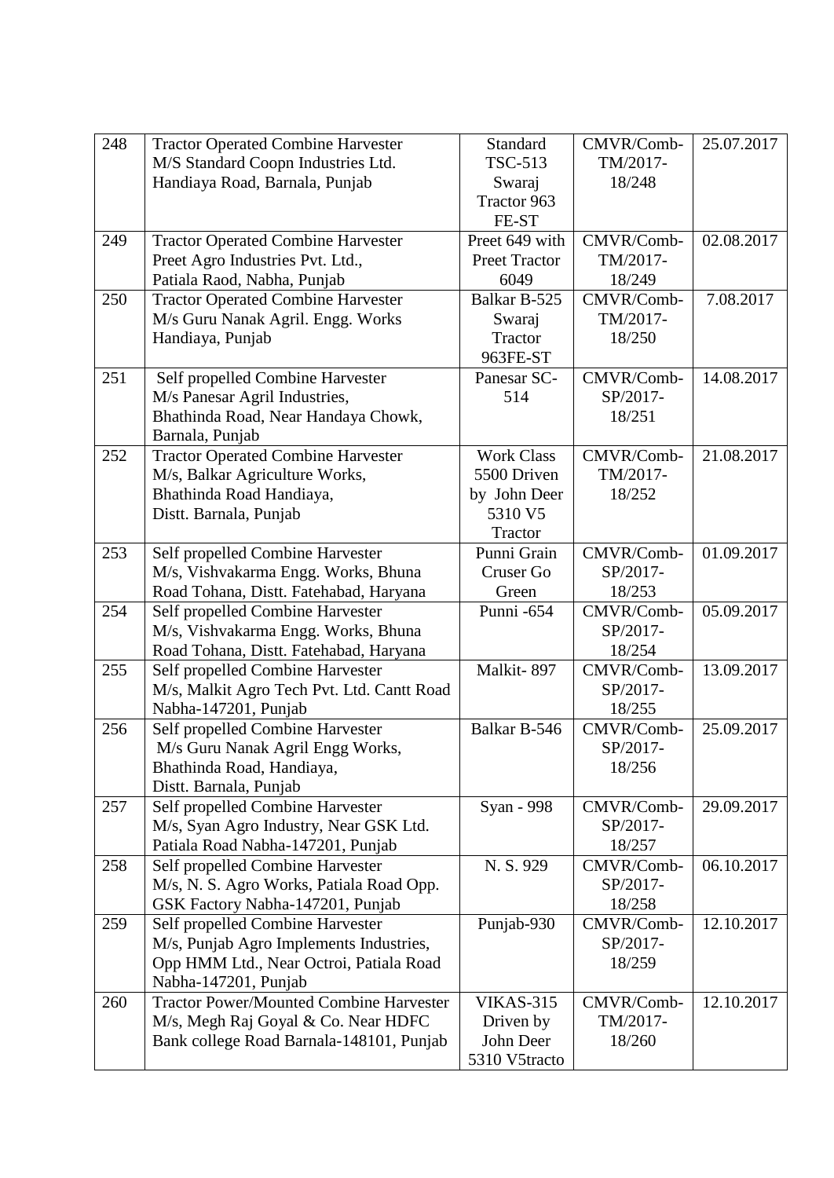| 248 | Tractor Operated Combine Harvester M/S Standard Coopn Industries Ltd. Handiaya Road, Barnala, Punjab | Standard TSC-513 Swaraj Tractor 963 FE-ST | CMVR/Comb-TM/2017-18/248 | 25.07.2017 |
|---|---|---|---|---|
| 249 | Tractor Operated Combine Harvester Preet Agro Industries Pvt. Ltd., Patiala Raod, Nabha, Punjab | Preet 649 with Preet Tractor 6049 | CMVR/Comb-TM/2017-18/249 | 02.08.2017 |
| 250 | Tractor Operated Combine Harvester M/s Guru Nanak Agril. Engg. Works Handiaya, Punjab | Balkar B-525 Swaraj Tractor 963FE-ST | CMVR/Comb-TM/2017-18/250 | 7.08.2017 |
| 251 | Self propelled Combine Harvester M/s Panesar Agril Industries, Bhathinda Road, Near Handaya Chowk, Barnala, Punjab | Panesar SC-514 | CMVR/Comb-SP/2017-18/251 | 14.08.2017 |
| 252 | Tractor Operated Combine Harvester M/s, Balkar Agriculture Works, Bhathinda Road Handiaya, Distt. Barnala, Punjab | Work Class 5500 Driven by John Deer 5310 V5 Tractor | CMVR/Comb-TM/2017-18/252 | 21.08.2017 |
| 253 | Self propelled Combine Harvester M/s, Vishvakarma Engg. Works, Bhuna Road Tohana, Distt. Fatehabad, Haryana | Punni Grain Cruser Go Green | CMVR/Comb-SP/2017-18/253 | 01.09.2017 |
| 254 | Self propelled Combine Harvester M/s, Vishvakarma Engg. Works, Bhuna Road Tohana, Distt. Fatehabad, Haryana | Punni -654 | CMVR/Comb-SP/2017-18/254 | 05.09.2017 |
| 255 | Self propelled Combine Harvester M/s, Malkit Agro Tech Pvt. Ltd. Cantt Road Nabha-147201, Punjab | Malkit- 897 | CMVR/Comb-SP/2017-18/255 | 13.09.2017 |
| 256 | Self propelled Combine Harvester M/s Guru Nanak Agril Engg Works, Bhathinda Road, Handiaya, Distt. Barnala, Punjab | Balkar B-546 | CMVR/Comb-SP/2017-18/256 | 25.09.2017 |
| 257 | Self propelled Combine Harvester M/s, Syan Agro Industry, Near GSK Ltd. Patiala Road Nabha-147201, Punjab | Syan - 998 | CMVR/Comb-SP/2017-18/257 | 29.09.2017 |
| 258 | Self propelled Combine Harvester M/s, N. S. Agro Works, Patiala Road Opp. GSK Factory Nabha-147201, Punjab | N. S. 929 | CMVR/Comb-SP/2017-18/258 | 06.10.2017 |
| 259 | Self propelled Combine Harvester M/s, Punjab Agro Implements Industries, Opp HMM Ltd., Near Octroi, Patiala Road Nabha-147201, Punjab | Punjab-930 | CMVR/Comb-SP/2017-18/259 | 12.10.2017 |
| 260 | Tractor Power/Mounted Combine Harvester M/s, Megh Raj Goyal & Co. Near HDFC Bank college Road Barnala-148101, Punjab | VIKAS-315 Driven by John Deer 5310 V5tracto | CMVR/Comb-TM/2017-18/260 | 12.10.2017 |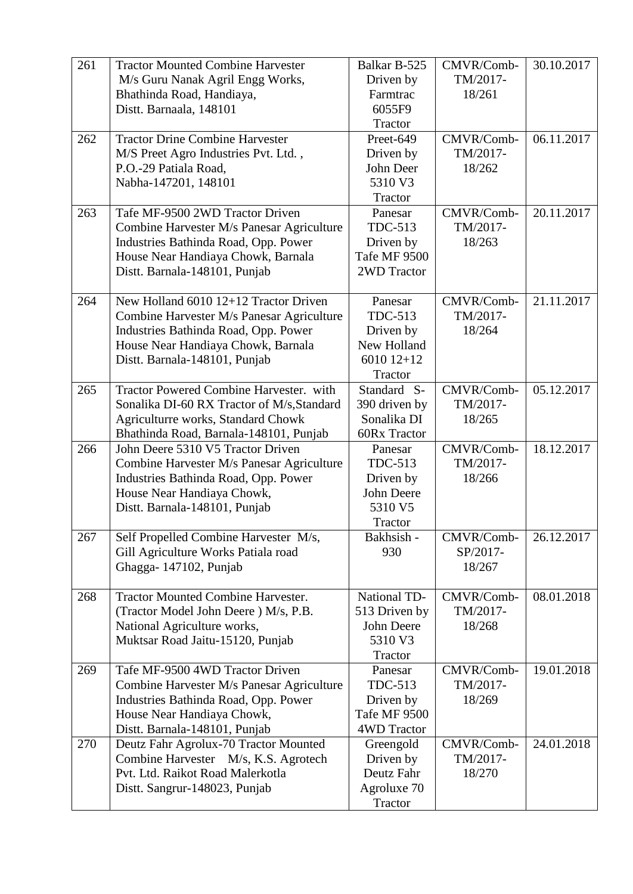| 261 | Tractor Mounted Combine Harvester M/s Guru Nanak Agril Engg Works, Bhathinda Road, Handiaya, Distt. Barnaala, 148101 | Balkar B-525 Driven by Farmtrac 6055F9 Tractor | CMVR/Comb-TM/2017-18/261 | 30.10.2017 |
|---|---|---|---|---|
| 262 | Tractor Drine Combine Harvester M/S Preet Agro Industries Pvt. Ltd. , P.O.-29 Patiala Road, Nabha-147201, 148101 | Preet-649 Driven by John Deer 5310 V3 Tractor | CMVR/Comb-TM/2017-18/262 | 06.11.2017 |
| 263 | Tafe MF-9500 2WD Tractor Driven Combine Harvester M/s Panesar Agriculture Industries Bathinda Road, Opp. Power House Near Handiaya Chowk, Barnala Distt. Barnala-148101, Punjab | Panesar TDC-513 Driven by Tafe MF 9500 2WD Tractor | CMVR/Comb-TM/2017-18/263 | 20.11.2017 |
| 264 | New Holland 6010 12+12 Tractor Driven Combine Harvester M/s Panesar Agriculture Industries Bathinda Road, Opp. Power House Near Handiaya Chowk, Barnala Distt. Barnala-148101, Punjab | Panesar TDC-513 Driven by New Holland 6010 12+12 Tractor | CMVR/Comb-TM/2017-18/264 | 21.11.2017 |
| 265 | Tractor Powered Combine Harvester. with Sonalika DI-60 RX Tractor of M/s,Standard Agriculturre works, Standard Chowk Bhathinda Road, Barnala-148101, Punjab | Standard S-390 driven by Sonalika DI 60Rx Tractor | CMVR/Comb-TM/2017-18/265 | 05.12.2017 |
| 266 | John Deere 5310 V5 Tractor Driven Combine Harvester M/s Panesar Agriculture Industries Bathinda Road, Opp. Power House Near Handiaya Chowk, Distt. Barnala-148101, Punjab | Panesar TDC-513 Driven by John Deere 5310 V5 Tractor | CMVR/Comb-TM/2017-18/266 | 18.12.2017 |
| 267 | Self Propelled Combine Harvester M/s, Gill Agriculture Works Patiala road Ghagga- 147102, Punjab | Bakhsish - 930 | CMVR/Comb-SP/2017-18/267 | 26.12.2017 |
| 268 | Tractor Mounted Combine Harvester. (Tractor Model John Deere ) M/s, P.B. National Agriculture works, Muktsar Road Jaitu-15120, Punjab | National TD-513 Driven by John Deere 5310 V3 Tractor | CMVR/Comb-TM/2017-18/268 | 08.01.2018 |
| 269 | Tafe MF-9500 4WD Tractor Driven Combine Harvester M/s Panesar Agriculture Industries Bathinda Road, Opp. Power House Near Handiaya Chowk, Distt. Barnala-148101, Punjab | Panesar TDC-513 Driven by Tafe MF 9500 4WD Tractor | CMVR/Comb-TM/2017-18/269 | 19.01.2018 |
| 270 | Deutz Fahr Agrolux-70 Tractor Mounted Combine Harvester M/s, K.S. Agrotech Pvt. Ltd. Raikot Road Malerkotla Distt. Sangrur-148023, Punjab | Greengold Driven by Deutz Fahr Agroluxe 70 Tractor | CMVR/Comb-TM/2017-18/270 | 24.01.2018 |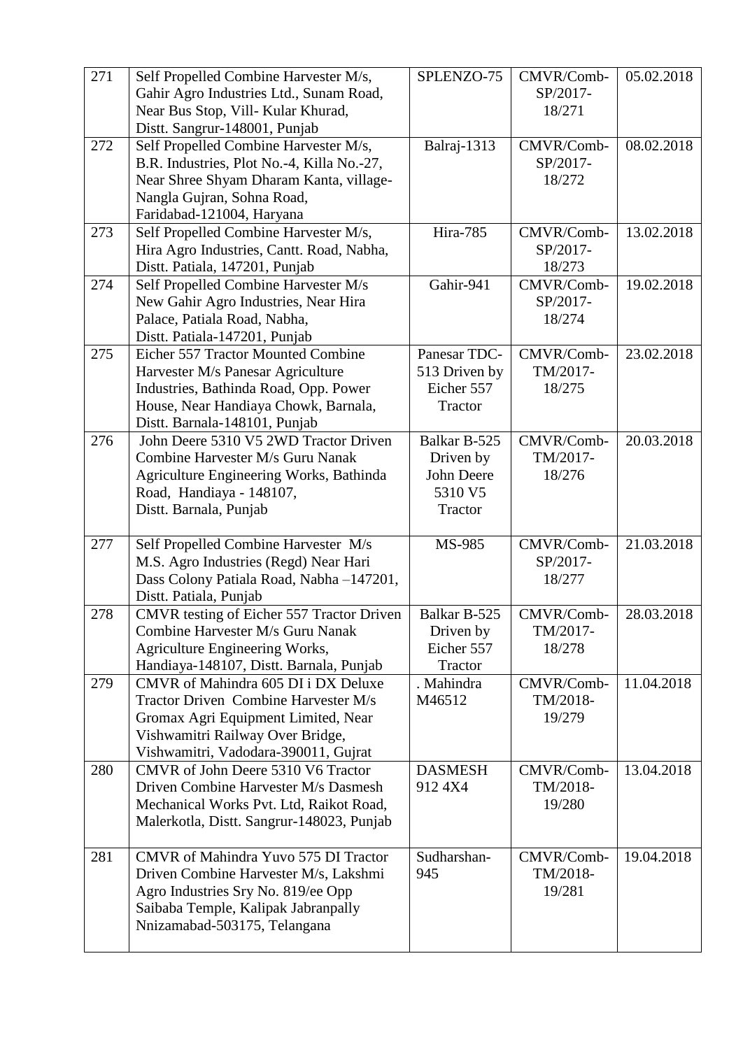| | | | | |
|---|---|---|---|---|
| 271 | Self Propelled Combine Harvester M/s, Gahir Agro Industries Ltd., Sunam Road, Near Bus Stop, Vill- Kular Khurad, Distt. Sangrur-148001, Punjab | SPLENZO-75 | CMVR/Comb-SP/2017-18/271 | 05.02.2018 |
| 272 | Self Propelled Combine Harvester M/s, B.R. Industries, Plot No.-4, Killa No.-27, Near Shree Shyam Dharam Kanta, village-Nangla Gujran, Sohna Road, Faridabad-121004, Haryana | Balraj-1313 | CMVR/Comb-SP/2017-18/272 | 08.02.2018 |
| 273 | Self Propelled Combine Harvester M/s, Hira Agro Industries, Cantt. Road, Nabha, Distt. Patiala, 147201, Punjab | Hira-785 | CMVR/Comb-SP/2017-18/273 | 13.02.2018 |
| 274 | Self Propelled Combine Harvester M/s New Gahir Agro Industries, Near Hira Palace, Patiala Road, Nabha, Distt. Patiala-147201, Punjab | Gahir-941 | CMVR/Comb-SP/2017-18/274 | 19.02.2018 |
| 275 | Eicher 557 Tractor Mounted Combine Harvester M/s Panesar Agriculture Industries, Bathinda Road, Opp. Power House, Near Handiaya Chowk, Barnala, Distt. Barnala-148101, Punjab | Panesar TDC-513 Driven by Eicher 557 Tractor | CMVR/Comb-TM/2017-18/275 | 23.02.2018 |
| 276 | John Deere 5310 V5 2WD Tractor Driven Combine Harvester M/s Guru Nanak Agriculture Engineering Works, Bathinda Road, Handiaya - 148107, Distt. Barnala, Punjab | Balkar B-525 Driven by John Deere 5310 V5 Tractor | CMVR/Comb-TM/2017-18/276 | 20.03.2018 |
| 277 | Self Propelled Combine Harvester M/s M.S. Agro Industries (Regd) Near Hari Dass Colony Patiala Road, Nabha –147201, Distt. Patiala, Punjab | MS-985 | CMVR/Comb-SP/2017-18/277 | 21.03.2018 |
| 278 | CMVR testing of Eicher 557 Tractor Driven Combine Harvester M/s Guru Nanak Agriculture Engineering Works, Handiaya-148107, Distt. Barnala, Punjab | Balkar B-525 Driven by Eicher 557 Tractor | CMVR/Comb-TM/2017-18/278 | 28.03.2018 |
| 279 | CMVR of Mahindra 605 DI i DX Deluxe Tractor Driven Combine Harvester M/s Gromax Agri Equipment Limited, Near Vishwamitri Railway Over Bridge, Vishwamitri, Vadodara-390011, Gujrat | . Mahindra M46512 | CMVR/Comb-TM/2018-19/279 | 11.04.2018 |
| 280 | CMVR of John Deere 5310 V6 Tractor Driven Combine Harvester M/s Dasmesh Mechanical Works Pvt. Ltd, Raikot Road, Malerkotla, Distt. Sangrur-148023, Punjab | DASMESH 912 4X4 | CMVR/Comb-TM/2018-19/280 | 13.04.2018 |
| 281 | CMVR of Mahindra Yuvo 575 DI Tractor Driven Combine Harvester M/s, Lakshmi Agro Industries Sry No. 819/ee Opp Saibaba Temple, Kalipak Jabranpally Nnizamabad-503175, Telangana | Sudharshan-945 | CMVR/Comb-TM/2018-19/281 | 19.04.2018 |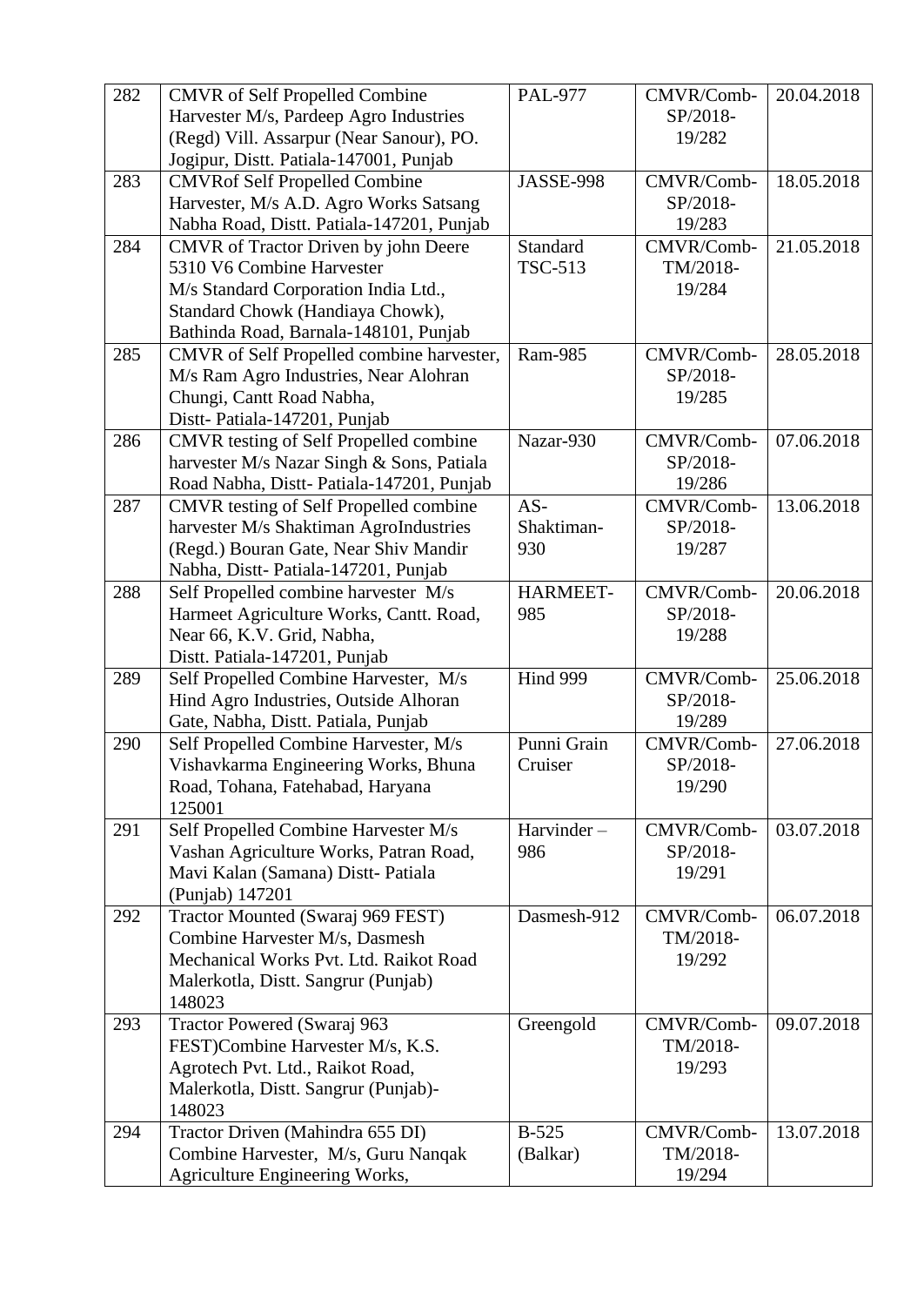| 282 | CMVR of Self Propelled Combine Harvester M/s, Pardeep Agro Industries (Regd) Vill. Assarpur (Near Sanour), PO. Jogipur, Distt. Patiala-147001, Punjab | PAL-977 | CMVR/Comb-SP/2018-19/282 | 20.04.2018 |
|---|---|---|---|---|
| 283 | CMVRof Self Propelled Combine Harvester, M/s A.D. Agro Works Satsang Nabha Road, Distt. Patiala-147201, Punjab | JASSE-998 | CMVR/Comb-SP/2018-19/283 | 18.05.2018 |
| 284 | CMVR of Tractor Driven by john Deere 5310 V6 Combine Harvester M/s Standard Corporation India Ltd., Standard Chowk (Handiaya Chowk), Bathinda Road, Barnala-148101, Punjab | Standard TSC-513 | CMVR/Comb-TM/2018-19/284 | 21.05.2018 |
| 285 | CMVR of Self Propelled combine harvester, M/s Ram Agro Industries, Near Alohran Chungi, Cantt Road Nabha, Distt- Patiala-147201, Punjab | Ram-985 | CMVR/Comb-SP/2018-19/285 | 28.05.2018 |
| 286 | CMVR testing of Self Propelled combine harvester M/s Nazar Singh & Sons, Patiala Road Nabha, Distt- Patiala-147201, Punjab | Nazar-930 | CMVR/Comb-SP/2018-19/286 | 07.06.2018 |
| 287 | CMVR testing of Self Propelled combine harvester M/s Shaktiman AgroIndustries (Regd.) Bouran Gate, Near Shiv Mandir Nabha, Distt- Patiala-147201, Punjab | AS-Shaktiman-930 | CMVR/Comb-SP/2018-19/287 | 13.06.2018 |
| 288 | Self Propelled combine harvester M/s Harmeet Agriculture Works, Cantt. Road, Near 66, K.V. Grid, Nabha, Distt. Patiala-147201, Punjab | HARMEET-985 | CMVR/Comb-SP/2018-19/288 | 20.06.2018 |
| 289 | Self Propelled Combine Harvester, M/s Hind Agro Industries, Outside Alhoran Gate, Nabha, Distt. Patiala, Punjab | Hind 999 | CMVR/Comb-SP/2018-19/289 | 25.06.2018 |
| 290 | Self Propelled Combine Harvester, M/s Vishavkarma Engineering Works, Bhuna Road, Tohana, Fatehabad, Haryana 125001 | Punni Grain Cruiser | CMVR/Comb-SP/2018-19/290 | 27.06.2018 |
| 291 | Self Propelled Combine Harvester M/s Vashan Agriculture Works, Patran Road, Mavi Kalan (Samana) Distt- Patiala (Punjab) 147201 | Harvinder – 986 | CMVR/Comb-SP/2018-19/291 | 03.07.2018 |
| 292 | Tractor Mounted (Swaraj 969 FEST) Combine Harvester M/s, Dasmesh Mechanical Works Pvt. Ltd. Raikot Road Malerkotla, Distt. Sangrur (Punjab) 148023 | Dasmesh-912 | CMVR/Comb-TM/2018-19/292 | 06.07.2018 |
| 293 | Tractor Powered (Swaraj 963 FEST)Combine Harvester M/s, K.S. Agrotech Pvt. Ltd., Raikot Road, Malerkotla, Distt. Sangrur (Punjab)-148023 | Greengold | CMVR/Comb-TM/2018-19/293 | 09.07.2018 |
| 294 | Tractor Driven (Mahindra 655 DI) Combine Harvester, M/s, Guru Nanqak Agriculture Engineering Works, | B-525 (Balkar) | CMVR/Comb-TM/2018-19/294 | 13.07.2018 |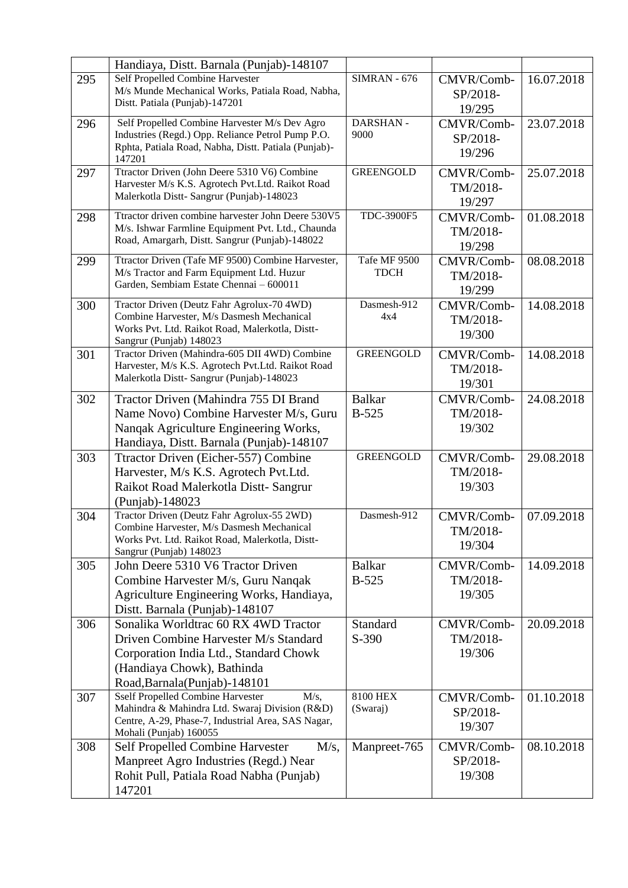|  |  |  |  |  |
|---|---|---|---|---|
|  | Handiaya, Distt. Barnala (Punjab)-148107 |  |  |  |
| 295 | Self Propelled Combine Harvester M/s Munde Mechanical Works, Patiala Road, Nabha, Distt. Patiala (Punjab)-147201 | SIMRAN - 676 | CMVR/Comb-SP/2018-19/295 | 16.07.2018 |
| 296 | Self Propelled Combine Harvester M/s Dev Agro Industries (Regd.) Opp. Reliance Petrol Pump P.O. Rphta, Patiala Road, Nabha, Distt. Patiala (Punjab)-147201 | DARSHAN - 9000 | CMVR/Comb-SP/2018-19/296 | 23.07.2018 |
| 297 | Ttractor Driven (John Deere 5310 V6) Combine Harvester M/s K.S. Agrotech Pvt.Ltd. Raikot Road Malerkotla Distt- Sangrur (Punjab)-148023 | GREENGOLD | CMVR/Comb-TM/2018-19/297 | 25.07.2018 |
| 298 | Ttractor driven combine harvester John Deere 530V5 M/s. Ishwar Farmline Equipment Pvt. Ltd., Chaunda Road, Amargarh, Distt. Sangrur (Punjab)-148022 | TDC-3900F5 | CMVR/Comb-TM/2018-19/298 | 01.08.2018 |
| 299 | Ttractor Driven (Tafe MF 9500) Combine Harvester, M/s Tractor and Farm Equipment Ltd. Huzur Garden, Sembiam Estate Chennai – 600011 | Tafe MF 9500 TDCH | CMVR/Comb-TM/2018-19/299 | 08.08.2018 |
| 300 | Tractor Driven (Deutz Fahr Agrolux-70 4WD) Combine Harvester, M/s Dasmesh Mechanical Works Pvt. Ltd. Raikot Road, Malerkotla, Distt-Sangrur (Punjab) 148023 | Dasmesh-912 4x4 | CMVR/Comb-TM/2018-19/300 | 14.08.2018 |
| 301 | Tractor Driven (Mahindra-605 DII 4WD) Combine Harvester, M/s K.S. Agrotech Pvt.Ltd. Raikot Road Malerkotla Distt- Sangrur (Punjab)-148023 | GREENGOLD | CMVR/Comb-TM/2018-19/301 | 14.08.2018 |
| 302 | Tractor Driven (Mahindra 755 DI Brand Name Novo) Combine Harvester M/s, Guru Nanqak Agriculture Engineering Works, Handiaya, Distt. Barnala (Punjab)-148107 | Balkar B-525 | CMVR/Comb-TM/2018-19/302 | 24.08.2018 |
| 303 | Ttractor Driven (Eicher-557) Combine Harvester, M/s K.S. Agrotech Pvt.Ltd. Raikot Road Malerkotla Distt- Sangrur (Punjab)-148023 | GREENGOLD | CMVR/Comb-TM/2018-19/303 | 29.08.2018 |
| 304 | Tractor Driven (Deutz Fahr Agrolux-55 2WD) Combine Harvester, M/s Dasmesh Mechanical Works Pvt. Ltd. Raikot Road, Malerkotla, Distt-Sangrur (Punjab) 148023 | Dasmesh-912 | CMVR/Comb-TM/2018-19/304 | 07.09.2018 |
| 305 | John Deere 5310 V6 Tractor Driven Combine Harvester M/s, Guru Nanqak Agriculture Engineering Works, Handiaya, Distt. Barnala (Punjab)-148107 | Balkar B-525 | CMVR/Comb-TM/2018-19/305 | 14.09.2018 |
| 306 | Sonalika Worldtrac 60 RX 4WD Tractor Driven Combine Harvester M/s Standard Corporation India Ltd., Standard Chowk (Handiaya Chowk), Bathinda Road,Barnala(Punjab)-148101 | Standard S-390 | CMVR/Comb-TM/2018-19/306 | 20.09.2018 |
| 307 | Sself Propelled Combine Harvester M/s, Mahindra & Mahindra Ltd. Swaraj Division (R&D) Centre, A-29, Phase-7, Industrial Area, SAS Nagar, Mohali (Punjab) 160055 | 8100 HEX (Swaraj) | CMVR/Comb-SP/2018-19/307 | 01.10.2018 |
| 308 | Self Propelled Combine Harvester M/s, Manpreet Agro Industries (Regd.) Near Rohit Pull, Patiala Road Nabha (Punjab) 147201 | Manpreet-765 | CMVR/Comb-SP/2018-19/308 | 08.10.2018 |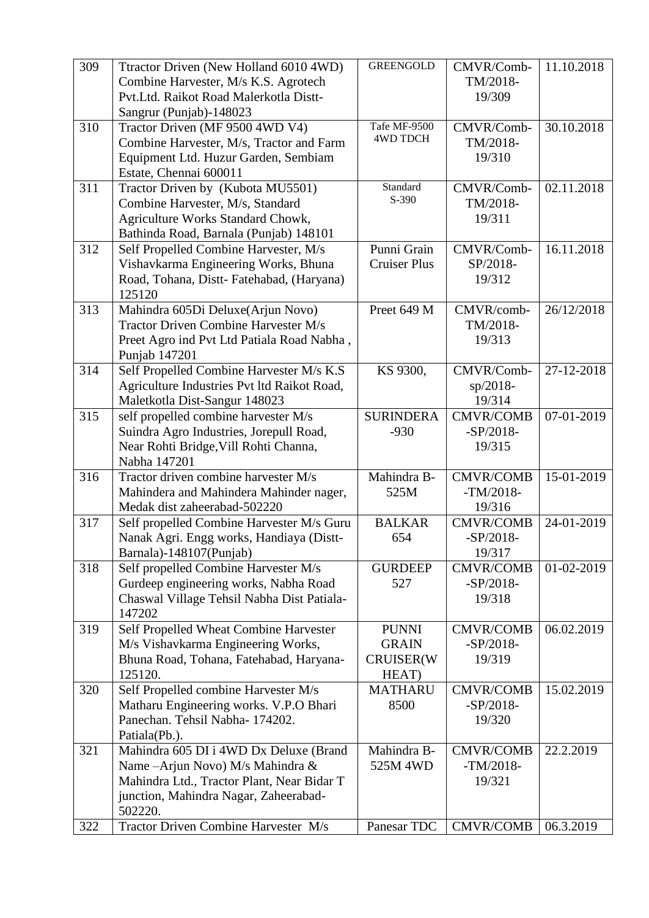| 309 | Ttractor Driven (New Holland 6010 4WD) Combine Harvester, M/s K.S. Agrotech Pvt.Ltd. Raikot Road Malerkotla Distt- Sangrur (Punjab)-148023 | GREENGOLD | CMVR/Comb-TM/2018-19/309 | 11.10.2018 |
|---|---|---|---|---|
| 310 | Tractor Driven (MF 9500 4WD V4) Combine Harvester, M/s, Tractor and Farm Equipment Ltd. Huzur Garden, Sembiam Estate, Chennai 600011 | Tafe MF-9500 4WD TDCH | CMVR/Comb-TM/2018-19/310 | 30.10.2018 |
| 311 | Tractor Driven by (Kubota MU5501) Combine Harvester, M/s, Standard Agriculture Works Standard Chowk, Bathinda Road, Barnala (Punjab) 148101 | Standard S-390 | CMVR/Comb-TM/2018-19/311 | 02.11.2018 |
| 312 | Self Propelled Combine Harvester, M/s Vishavkarma Engineering Works, Bhuna Road, Tohana, Distt- Fatehabad, (Haryana) 125120 | Punni Grain Cruiser Plus | CMVR/Comb-SP/2018-19/312 | 16.11.2018 |
| 313 | Mahindra 605Di Deluxe(Arjun Novo) Tractor Driven Combine Harvester M/s Preet Agro ind Pvt Ltd Patiala Road Nabha , Punjab 147201 | Preet 649 M | CMVR/comb-TM/2018-19/313 | 26/12/2018 |
| 314 | Self Propelled Combine Harvester M/s K.S Agriculture Industries Pvt ltd Raikot Road, Maletkotla Dist-Sangur 148023 | KS 9300, | CMVR/Comb-sp/2018-19/314 | 27-12-2018 |
| 315 | self propelled combine harvester M/s Suindra Agro Industries, Jorepull Road, Near Rohti Bridge,Vill Rohti Channa, Nabha 147201 | SURINDERA -930 | CMVR/COMB -SP/2018-19/315 | 07-01-2019 |
| 316 | Tractor driven combine harvester M/s Mahindera and Mahindera Mahinder nager, Medak dist zaheerabad-502220 | Mahindra B-525M | CMVR/COMB -TM/2018-19/316 | 15-01-2019 |
| 317 | Self propelled Combine Harvester M/s Guru Nanak Agri. Engg works, Handiaya (Distt-Barnala)-148107(Punjab) | BALKAR 654 | CMVR/COMB -SP/2018-19/317 | 24-01-2019 |
| 318 | Self propelled Combine Harvester M/s Gurdeep engineering works, Nabha Road Chaswal Village Tehsil Nabha Dist Patiala-147202 | GURDEEP 527 | CMVR/COMB -SP/2018-19/318 | 01-02-2019 |
| 319 | Self Propelled Wheat Combine Harvester M/s Vishavkarma Engineering Works, Bhuna Road, Tohana, Fatehabad, Haryana-125120. | PUNNI GRAIN CRUISER(WHEAT) | CMVR/COMB -SP/2018-19/319 | 06.02.2019 |
| 320 | Self Propelled combine Harvester M/s Matharu Engineering works. V.P.O Bhari Panechan. Tehsil Nabha- 174202. Patiala(Pb.). | MATHARU 8500 | CMVR/COMB -SP/2018-19/320 | 15.02.2019 |
| 321 | Mahindra 605 DI i 4WD Dx Deluxe (Brand Name –Arjun Novo) M/s Mahindra & Mahindra Ltd., Tractor Plant, Near Bidar T junction, Mahindra Nagar, Zaheerabad-502220. | Mahindra B-525M 4WD | CMVR/COMB -TM/2018-19/321 | 22.2.2019 |
| 322 | Tractor Driven Combine Harvester M/s | Panesar TDC | CMVR/COMB | 06.3.2019 |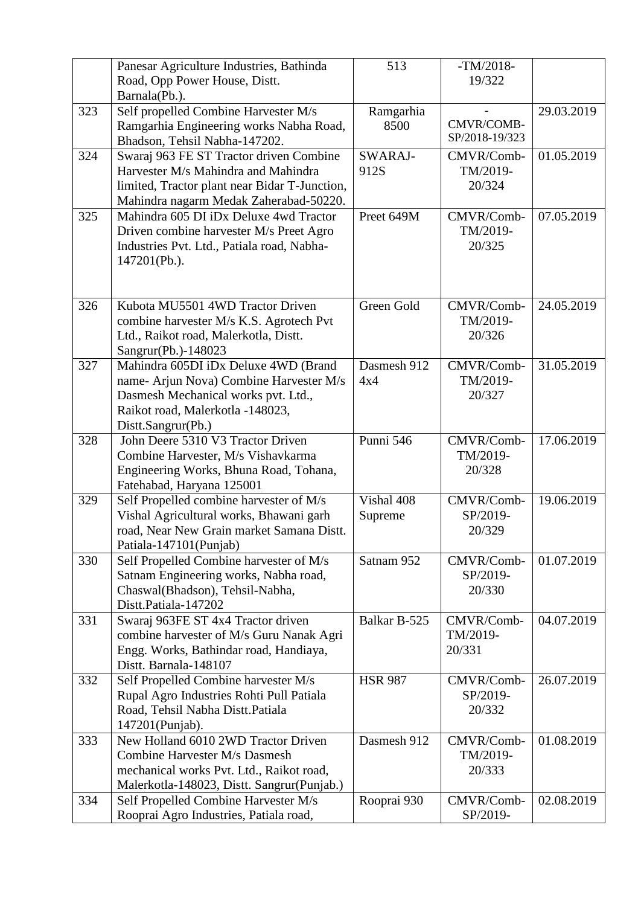|  | Panesar Agriculture Industries, Bathinda Road, Opp Power House, Distt. Barnala(Pb.). | 513 | -TM/2018-19/322 |  |
|---|---|---|---|---|
| 323 | Self propelled Combine Harvester M/s Ramgarhia Engineering works Nabha Road, Bhadson, Tehsil Nabha-147202. | Ramgarhia 8500 | -CMVR/COMB-SP/2018-19/323 | 29.03.2019 |
| 324 | Swaraj 963 FE ST Tractor driven Combine Harvester M/s Mahindra and Mahindra limited, Tractor plant near Bidar T-Junction, Mahindra nagarm Medak Zaherabad-50220. | SWARAJ-912S | CMVR/Comb-TM/2019-20/324 | 01.05.2019 |
| 325 | Mahindra 605 DI iDx Deluxe 4wd Tractor Driven combine harvester M/s Preet Agro Industries Pvt. Ltd., Patiala road, Nabha-147201(Pb.). | Preet 649M | CMVR/Comb-TM/2019-20/325 | 07.05.2019 |
| 326 | Kubota MU5501 4WD Tractor Driven combine harvester M/s K.S. Agrotech Pvt Ltd., Raikot road, Malerkotla, Distt. Sangrur(Pb.)-148023 | Green Gold | CMVR/Comb-TM/2019-20/326 | 24.05.2019 |
| 327 | Mahindra 605DI iDx Deluxe 4WD (Brand name- Arjun Nova) Combine Harvester M/s Dasmesh Mechanical works pvt. Ltd., Raikot road, Malerkotla -148023, Distt.Sangrur(Pb.) | Dasmesh 912 4x4 | CMVR/Comb-TM/2019-20/327 | 31.05.2019 |
| 328 | John Deere 5310 V3 Tractor Driven Combine Harvester, M/s Vishavkarma Engineering Works, Bhuna Road, Tohana, Fatehabad, Haryana 125001 | Punni 546 | CMVR/Comb-TM/2019-20/328 | 17.06.2019 |
| 329 | Self Propelled combine harvester of M/s Vishal Agricultural works, Bhawani garh road, Near New Grain market Samana Distt. Patiala-147101(Punjab) | Vishal 408 Supreme | CMVR/Comb-SP/2019-20/329 | 19.06.2019 |
| 330 | Self Propelled Combine harvester of M/s Satnam Engineering works, Nabha road, Chaswal(Bhadson), Tehsil-Nabha, Distt.Patiala-147202 | Satnam 952 | CMVR/Comb-SP/2019-20/330 | 01.07.2019 |
| 331 | Swaraj 963FE ST 4x4 Tractor driven combine harvester of M/s Guru Nanak Agri Engg. Works, Bathindar road, Handiaya, Distt. Barnala-148107 | Balkar B-525 | CMVR/Comb-TM/2019-20/331 | 04.07.2019 |
| 332 | Self Propelled Combine harvester M/s Rupal Agro Industries Rohti Pull Patiala Road, Tehsil Nabha Distt.Patiala 147201(Punjab). | HSR 987 | CMVR/Comb-SP/2019-20/332 | 26.07.2019 |
| 333 | New Holland 6010 2WD Tractor Driven Combine Harvester M/s Dasmesh mechanical works Pvt. Ltd., Raikot road, Malerkotla-148023, Distt. Sangrur(Punjab.) | Dasmesh 912 | CMVR/Comb-TM/2019-20/333 | 01.08.2019 |
| 334 | Self Propelled Combine Harvester M/s Rooprai Agro Industries, Patiala road, | Rooprai 930 | CMVR/Comb-SP/2019- | 02.08.2019 |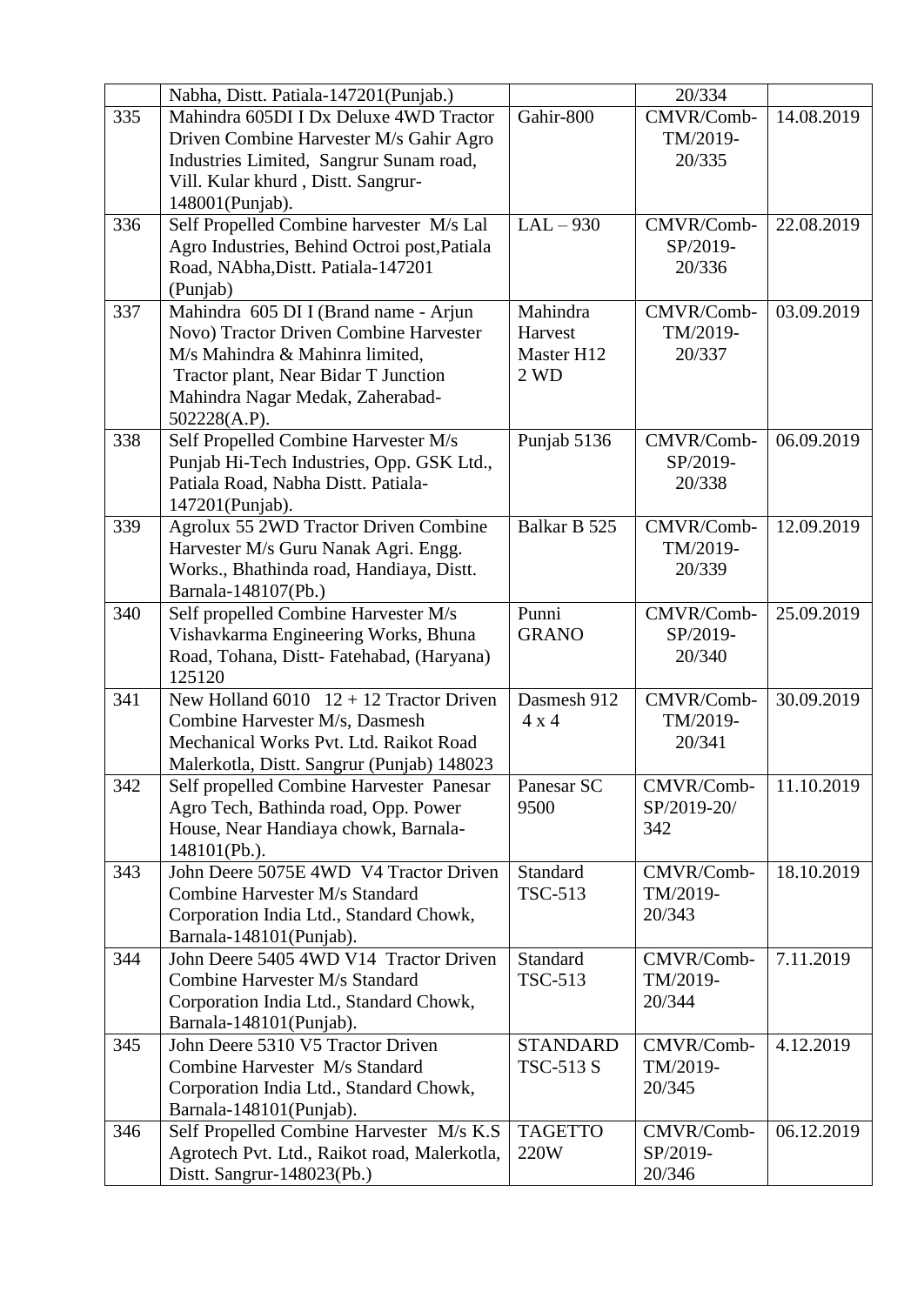|  | Nabha, Distt. Patiala-147201(Punjab.) |  | 20/334 |  |
|---|---|---|---|---|
| 335 | Mahindra 605DI I Dx Deluxe 4WD Tractor Driven Combine Harvester M/s Gahir Agro Industries Limited, Sangrur Sunam road, Vill. Kular khurd , Distt. Sangrur-148001(Punjab). | Gahir-800 | CMVR/Comb-TM/2019-20/335 | 14.08.2019 |
| 336 | Self Propelled Combine harvester M/s Lal Agro Industries, Behind Octroi post,Patiala Road, NAbha,Distt. Patiala-147201 (Punjab) | LAL – 930 | CMVR/Comb-SP/2019-20/336 | 22.08.2019 |
| 337 | Mahindra 605 DI I (Brand name - Arjun Novo) Tractor Driven Combine Harvester M/s Mahindra & Mahinra limited, Tractor plant, Near Bidar T Junction Mahindra Nagar Medak, Zaherabad-502228(A.P). | Mahindra Harvest Master H12 2 WD | CMVR/Comb-TM/2019-20/337 | 03.09.2019 |
| 338 | Self Propelled Combine Harvester M/s Punjab Hi-Tech Industries, Opp. GSK Ltd., Patiala Road, Nabha Distt. Patiala-147201(Punjab). | Punjab 5136 | CMVR/Comb-SP/2019-20/338 | 06.09.2019 |
| 339 | Agrolux 55 2WD Tractor Driven Combine Harvester M/s Guru Nanak Agri. Engg. Works., Bhathinda road, Handiaya, Distt. Barnala-148107(Pb.) | Balkar B 525 | CMVR/Comb-TM/2019-20/339 | 12.09.2019 |
| 340 | Self propelled Combine Harvester M/s Vishavkarma Engineering Works, Bhuna Road, Tohana, Distt- Fatehabad, (Haryana) 125120 | Punni GRANO | CMVR/Comb-SP/2019-20/340 | 25.09.2019 |
| 341 | New Holland 6010 12 + 12 Tractor Driven Combine Harvester M/s, Dasmesh Mechanical Works Pvt. Ltd. Raikot Road Malerkotla, Distt. Sangrur (Punjab) 148023 | Dasmesh 912 4 x 4 | CMVR/Comb-TM/2019-20/341 | 30.09.2019 |
| 342 | Self propelled Combine Harvester Panesar Agro Tech, Bathinda road, Opp. Power House, Near Handiaya chowk, Barnala-148101(Pb.). | Panesar SC 9500 | CMVR/Comb-SP/2019-20/342 | 11.10.2019 |
| 343 | John Deere 5075E 4WD V4 Tractor Driven Combine Harvester M/s Standard Corporation India Ltd., Standard Chowk, Barnala-148101(Punjab). | Standard TSC-513 | CMVR/Comb-TM/2019-20/343 | 18.10.2019 |
| 344 | John Deere 5405 4WD V14 Tractor Driven Combine Harvester M/s Standard Corporation India Ltd., Standard Chowk, Barnala-148101(Punjab). | Standard TSC-513 | CMVR/Comb-TM/2019-20/344 | 7.11.2019 |
| 345 | John Deere 5310 V5 Tractor Driven Combine Harvester M/s Standard Corporation India Ltd., Standard Chowk, Barnala-148101(Punjab). | STANDARD TSC-513 S | CMVR/Comb-TM/2019-20/345 | 4.12.2019 |
| 346 | Self Propelled Combine Harvester M/s K.S Agrotech Pvt. Ltd., Raikot road, Malerkotla, Distt. Sangrur-148023(Pb.) | TAGETTO 220W | CMVR/Comb-SP/2019-20/346 | 06.12.2019 |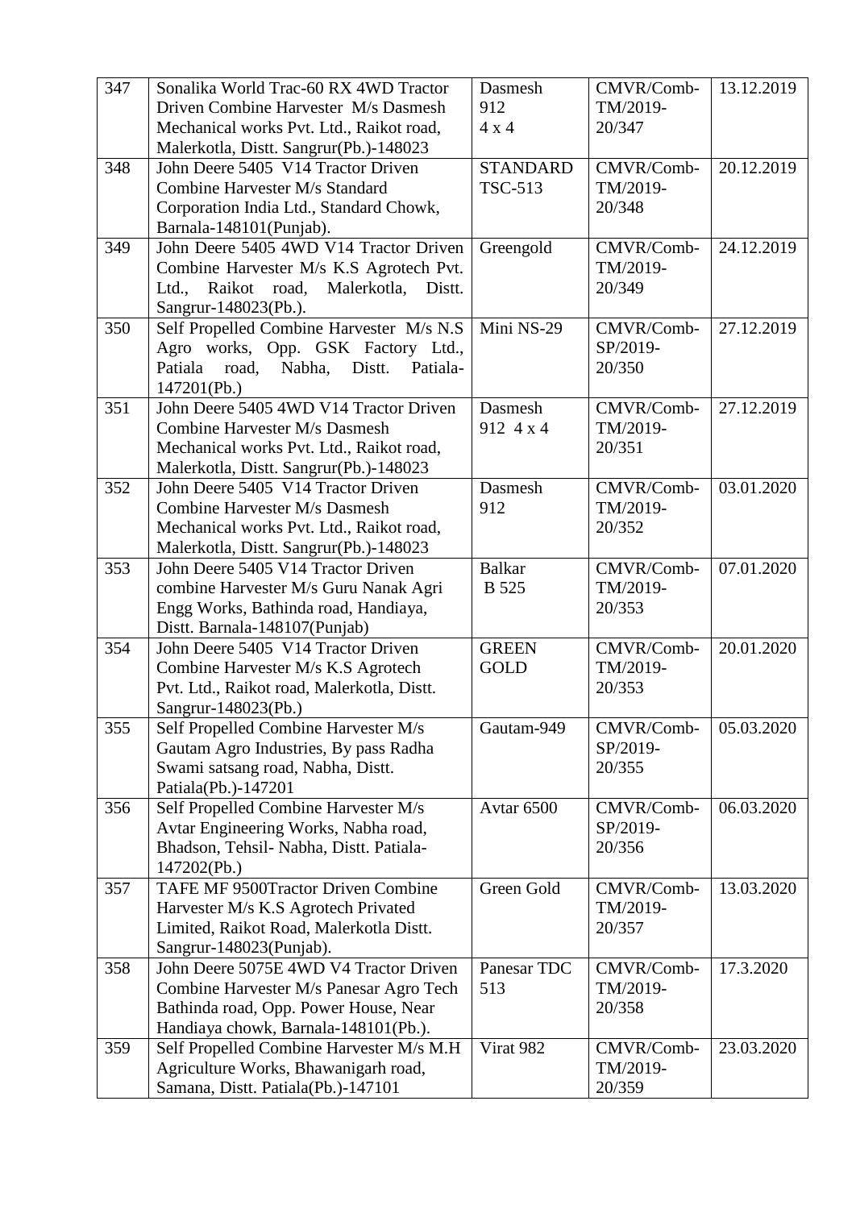| 347 | Sonalika World Trac-60 RX 4WD Tractor Driven Combine Harvester M/s Dasmesh Mechanical works Pvt. Ltd., Raikot road, Malerkotla, Distt. Sangrur(Pb.)-148023 | Dasmesh 912 4 x 4 | CMVR/Comb-TM/2019-20/347 | 13.12.2019 |
|---|---|---|---|---|
| 348 | John Deere 5405 V14 Tractor Driven Combine Harvester M/s Standard Corporation India Ltd., Standard Chowk, Barnala-148101(Punjab). | STANDARD TSC-513 | CMVR/Comb-TM/2019-20/348 | 20.12.2019 |
| 349 | John Deere 5405 4WD V14 Tractor Driven Combine Harvester M/s K.S Agrotech Pvt. Ltd., Raikot road, Malerkotla, Distt. Sangrur-148023(Pb.). | Greengold | CMVR/Comb-TM/2019-20/349 | 24.12.2019 |
| 350 | Self Propelled Combine Harvester M/s N.S Agro works, Opp. GSK Factory Ltd., Patiala road, Nabha, Distt. Patiala-147201(Pb.) | Mini NS-29 | CMVR/Comb-SP/2019-20/350 | 27.12.2019 |
| 351 | John Deere 5405 4WD V14 Tractor Driven Combine Harvester M/s Dasmesh Mechanical works Pvt. Ltd., Raikot road, Malerkotla, Distt. Sangrur(Pb.)-148023 | Dasmesh 912 4 x 4 | CMVR/Comb-TM/2019-20/351 | 27.12.2019 |
| 352 | John Deere 5405 V14 Tractor Driven Combine Harvester M/s Dasmesh Mechanical works Pvt. Ltd., Raikot road, Malerkotla, Distt. Sangrur(Pb.)-148023 | Dasmesh 912 | CMVR/Comb-TM/2019-20/352 | 03.01.2020 |
| 353 | John Deere 5405 V14 Tractor Driven combine Harvester M/s Guru Nanak Agri Engg Works, Bathinda road, Handiaya, Distt. Barnala-148107(Punjab) | Balkar B 525 | CMVR/Comb-TM/2019-20/353 | 07.01.2020 |
| 354 | John Deere 5405 V14 Tractor Driven Combine Harvester M/s K.S Agrotech Pvt. Ltd., Raikot road, Malerkotla, Distt. Sangrur-148023(Pb.) | GREEN GOLD | CMVR/Comb-TM/2019-20/353 | 20.01.2020 |
| 355 | Self Propelled Combine Harvester M/s Gautam Agro Industries, By pass Radha Swami satsang road, Nabha, Distt. Patiala(Pb.)-147201 | Gautam-949 | CMVR/Comb-SP/2019-20/355 | 05.03.2020 |
| 356 | Self Propelled Combine Harvester M/s Avtar Engineering Works, Nabha road, Bhadson, Tehsil- Nabha, Distt. Patiala-147202(Pb.) | Avtar 6500 | CMVR/Comb-SP/2019-20/356 | 06.03.2020 |
| 357 | TAFE MF 9500Tractor Driven Combine Harvester M/s K.S Agrotech Privated Limited, Raikot Road, Malerkotla Distt. Sangrur-148023(Punjab). | Green Gold | CMVR/Comb-TM/2019-20/357 | 13.03.2020 |
| 358 | John Deere 5075E 4WD V4 Tractor Driven Combine Harvester M/s Panesar Agro Tech Bathinda road, Opp. Power House, Near Handiaya chowk, Barnala-148101(Pb.). | Panesar TDC 513 | CMVR/Comb-TM/2019-20/358 | 17.3.2020 |
| 359 | Self Propelled Combine Harvester M/s M.H Agriculture Works, Bhawanigarh road, Samana, Distt. Patiala(Pb.)-147101 | Virat 982 | CMVR/Comb-TM/2019-20/359 | 23.03.2020 |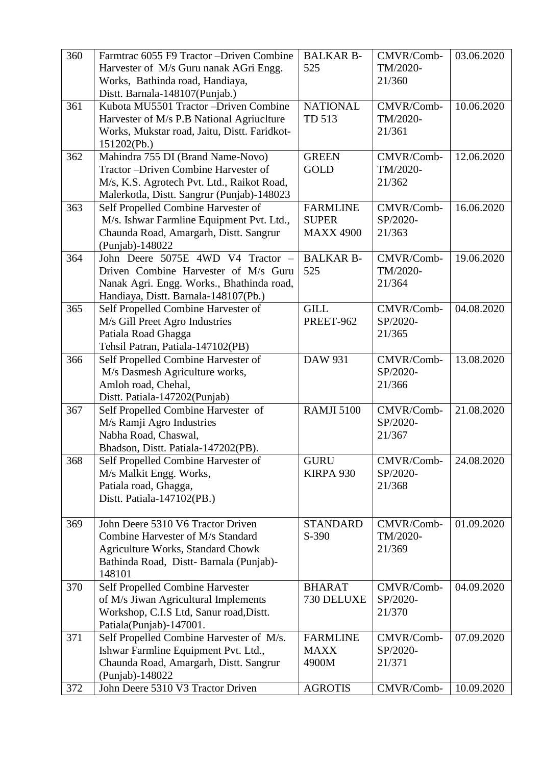| 360 | Farmtrac 6055 F9 Tractor –Driven Combine Harvester of M/s Guru nanak AGri Engg. Works, Bathinda road, Handiaya, Distt. Barnala-148107(Punjab.) | BALKAR B-525 | CMVR/Comb-TM/2020-21/360 | 03.06.2020 |
|---|---|---|---|---|
| 361 | Kubota MU5501 Tractor –Driven Combine Harvester of M/s P.B National Agriuclture Works, Mukstar road, Jaitu, Distt. Faridkot-151202(Pb.) | NATIONAL TD 513 | CMVR/Comb-TM/2020-21/361 | 10.06.2020 |
| 362 | Mahindra 755 DI (Brand Name-Novo) Tractor –Driven Combine Harvester of M/s, K.S. Agrotech Pvt. Ltd., Raikot Road, Malerkotla, Distt. Sangrur (Punjab)-148023 | GREEN GOLD | CMVR/Comb-TM/2020-21/362 | 12.06.2020 |
| 363 | Self Propelled Combine Harvester of M/s. Ishwar Farmline Equipment Pvt. Ltd., Chaunda Road, Amargarh, Distt. Sangrur (Punjab)-148022 | FARMLINE SUPER MAXX 4900 | CMVR/Comb-SP/2020-21/363 | 16.06.2020 |
| 364 | John Deere 5075E 4WD V4 Tractor – Driven Combine Harvester of M/s Guru Nanak Agri. Engg. Works., Bhathinda road, Handiaya, Distt. Barnala-148107(Pb.) | BALKAR B-525 | CMVR/Comb-TM/2020-21/364 | 19.06.2020 |
| 365 | Self Propelled Combine Harvester of M/s Gill Preet Agro Industries Patiala Road Ghagga Tehsil Patran, Patiala-147102(PB) | GILL PREET-962 | CMVR/Comb-SP/2020-21/365 | 04.08.2020 |
| 366 | Self Propelled Combine Harvester of M/s Dasmesh Agriculture works, Amloh road, Chehal, Distt. Patiala-147202(Punjab) | DAW 931 | CMVR/Comb-SP/2020-21/366 | 13.08.2020 |
| 367 | Self Propelled Combine Harvester of M/s Ramji Agro Industries Nabha Road, Chaswal, Bhadson, Distt. Patiala-147202(PB). | RAMJI 5100 | CMVR/Comb-SP/2020-21/367 | 21.08.2020 |
| 368 | Self Propelled Combine Harvester of M/s Malkit Engg. Works, Patiala road, Ghagga, Distt. Patiala-147102(PB.) | GURU KIRPA 930 | CMVR/Comb-SP/2020-21/368 | 24.08.2020 |
| 369 | John Deere 5310 V6 Tractor Driven Combine Harvester of M/s Standard Agriculture Works, Standard Chowk Bathinda Road, Distt- Barnala (Punjab)-148101 | STANDARD S-390 | CMVR/Comb-TM/2020-21/369 | 01.09.2020 |
| 370 | Self Propelled Combine Harvester of M/s Jiwan Agricultural Implements Workshop, C.I.S Ltd, Sanur road,Distt. Patiala(Punjab)-147001. | BHARAT 730 DELUXE | CMVR/Comb-SP/2020-21/370 | 04.09.2020 |
| 371 | Self Propelled Combine Harvester of M/s. Ishwar Farmline Equipment Pvt. Ltd., Chaunda Road, Amargarh, Distt. Sangrur (Punjab)-148022 | FARMLINE MAXX 4900M | CMVR/Comb-SP/2020-21/371 | 07.09.2020 |
| 372 | John Deere 5310 V3 Tractor Driven | AGROTIS | CMVR/Comb- | 10.09.2020 |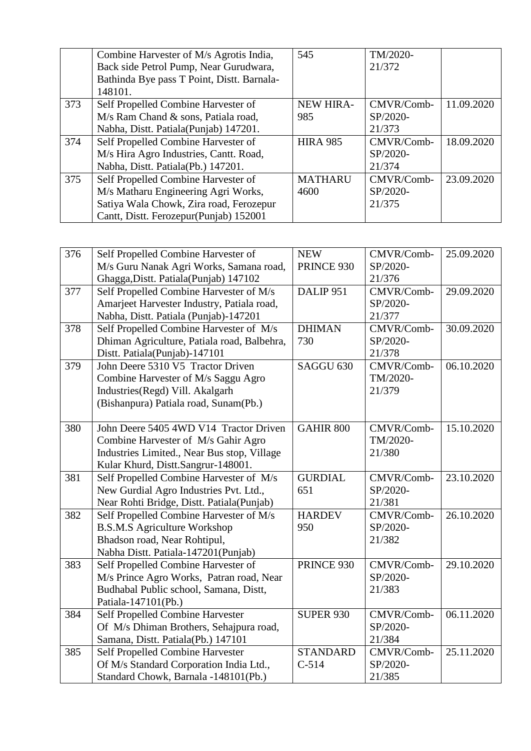| | | | | |
|---|---|---|---|---|
| | Combine Harvester of M/s Agrotis India, Back side Petrol Pump, Near Gurudwara, Bathinda Bye pass T Point, Distt. Barnala-148101. | 545 | TM/2020-21/372 | |
| 373 | Self Propelled Combine Harvester of M/s Ram Chand & sons, Patiala road, Nabha, Distt. Patiala(Punjab) 147201. | NEW HIRA-985 | CMVR/Comb-SP/2020-21/373 | 11.09.2020 |
| 374 | Self Propelled Combine Harvester of M/s Hira Agro Industries, Cantt. Road, Nabha, Distt. Patiala(Pb.) 147201. | HIRA 985 | CMVR/Comb-SP/2020-21/374 | 18.09.2020 |
| 375 | Self Propelled Combine Harvester of M/s Matharu Engineering Agri Works, Satiya Wala Chowk, Zira road, Ferozepur Cantt, Distt. Ferozepur(Punjab) 152001 | MATHARU 4600 | CMVR/Comb-SP/2020-21/375 | 23.09.2020 |
| 376 | Self Propelled Combine Harvester of M/s Guru Nanak Agri Works, Samana road, Ghagga,Distt. Patiala(Punjab) 147102 | NEW PRINCE 930 | CMVR/Comb-SP/2020-21/376 | 25.09.2020 |
| 377 | Self Propelled Combine Harvester of M/s Amarjeet Harvester Industry, Patiala road, Nabha, Distt. Patiala (Punjab)-147201 | DALIP 951 | CMVR/Comb-SP/2020-21/377 | 29.09.2020 |
| 378 | Self Propelled Combine Harvester of M/s Dhiman Agriculture, Patiala road, Balbehra, Distt. Patiala(Punjab)-147101 | DHIMAN 730 | CMVR/Comb-SP/2020-21/378 | 30.09.2020 |
| 379 | John Deere 5310 V5 Tractor Driven Combine Harvester of M/s Saggu Agro Industries(Regd) Vill. Akalgarh (Bishanpura) Patiala road, Sunam(Pb.) | SAGGU 630 | CMVR/Comb-TM/2020-21/379 | 06.10.2020 |
| 380 | John Deere 5405 4WD V14 Tractor Driven Combine Harvester of M/s Gahir Agro Industries Limited., Near Bus stop, Village Kular Khurd, Distt.Sangrur-148001. | GAHIR 800 | CMVR/Comb-TM/2020-21/380 | 15.10.2020 |
| 381 | Self Propelled Combine Harvester of M/s New Gurdial Agro Industries Pvt. Ltd., Near Rohti Bridge, Distt. Patiala(Punjab) | GURDIAL 651 | CMVR/Comb-SP/2020-21/381 | 23.10.2020 |
| 382 | Self Propelled Combine Harvester of M/s B.S.M.S Agriculture Workshop Bhadson road, Near Rohtipul, Nabha Distt. Patiala-147201(Punjab) | HARDEV 950 | CMVR/Comb-SP/2020-21/382 | 26.10.2020 |
| 383 | Self Propelled Combine Harvester of M/s Prince Agro Works, Patran road, Near Budhabal Public school, Samana, Distt, Patiala-147101(Pb.) | PRINCE 930 | CMVR/Comb-SP/2020-21/383 | 29.10.2020 |
| 384 | Self Propelled Combine Harvester Of M/s Dhiman Brothers, Sehajpura road, Samana, Distt. Patiala(Pb.) 147101 | SUPER 930 | CMVR/Comb-SP/2020-21/384 | 06.11.2020 |
| 385 | Self Propelled Combine Harvester Of M/s Standard Corporation India Ltd., Standard Chowk, Barnala -148101(Pb.) | STANDARD C-514 | CMVR/Comb-SP/2020-21/385 | 25.11.2020 |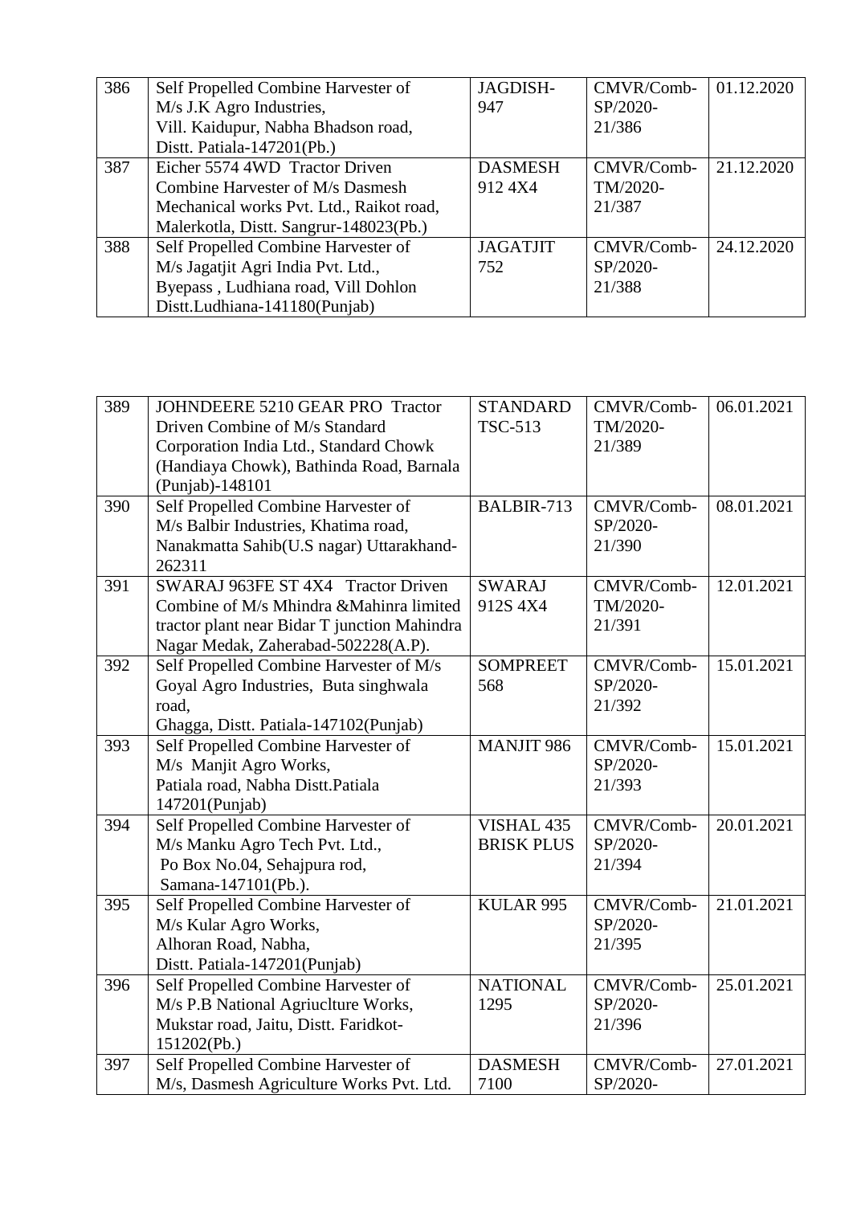| 386 | Self Propelled Combine Harvester of M/s J.K Agro Industries, Vill. Kaidupur, Nabha Bhadson road, Distt. Patiala-147201(Pb.) | JAGDISH-947 | CMVR/Comb-SP/2020-21/386 | 01.12.2020 |
|---|---|---|---|---|
| 387 | Eicher 5574 4WD Tractor Driven Combine Harvester of M/s Dasmesh Mechanical works Pvt. Ltd., Raikot road, Malerkotla, Distt. Sangrur-148023(Pb.) | DASMESH 912 4X4 | CMVR/Comb-TM/2020-21/387 | 21.12.2020 |
| 388 | Self Propelled Combine Harvester of M/s Jagatjit Agri India Pvt. Ltd., Byepass , Ludhiana road, Vill Dohlon Distt.Ludhiana-141180(Punjab) | JAGATJIT 752 | CMVR/Comb-SP/2020-21/388 | 24.12.2020 |

| 389 | JOHNDEERE 5210 GEAR PRO Tractor Driven Combine of M/s Standard Corporation India Ltd., Standard Chowk (Handiaya Chowk), Bathinda Road, Barnala (Punjab)-148101 | STANDARD TSC-513 | CMVR/Comb-TM/2020-21/389 | 06.01.2021 |
|---|---|---|---|---|
| 390 | Self Propelled Combine Harvester of M/s Balbir Industries, Khatima road, Nanakmatta Sahib(U.S nagar) Uttarakhand-262311 | BALBIR-713 | CMVR/Comb-SP/2020-21/390 | 08.01.2021 |
| 391 | SWARAJ 963FE ST 4X4 Tractor Driven Combine of M/s Mhindra &Mahinra limited tractor plant near Bidar T junction Mahindra Nagar Medak, Zaherabad-502228(A.P). | SWARAJ 912S 4X4 | CMVR/Comb-TM/2020-21/391 | 12.01.2021 |
| 392 | Self Propelled Combine Harvester of M/s Goyal Agro Industries, Buta singhwala road, Ghagga, Distt. Patiala-147102(Punjab) | SOMPREET 568 | CMVR/Comb-SP/2020-21/392 | 15.01.2021 |
| 393 | Self Propelled Combine Harvester of M/s Manjit Agro Works, Patiala road, Nabha Distt.Patiala 147201(Punjab) | MANJIT 986 | CMVR/Comb-SP/2020-21/393 | 15.01.2021 |
| 394 | Self Propelled Combine Harvester of M/s Manku Agro Tech Pvt. Ltd., Po Box No.04, Sehajpura rod, Samana-147101(Pb.). | VISHAL 435 BRISK PLUS | CMVR/Comb-SP/2020-21/394 | 20.01.2021 |
| 395 | Self Propelled Combine Harvester of M/s Kular Agro Works, Alhoran Road, Nabha, Distt. Patiala-147201(Punjab) | KULAR 995 | CMVR/Comb-SP/2020-21/395 | 21.01.2021 |
| 396 | Self Propelled Combine Harvester of M/s P.B National Agriuclture Works, Mukstar road, Jaitu, Distt. Faridkot-151202(Pb.) | NATIONAL 1295 | CMVR/Comb-SP/2020-21/396 | 25.01.2021 |
| 397 | Self Propelled Combine Harvester of M/s, Dasmesh Agriculture Works Pvt. Ltd. | DASMESH 7100 | CMVR/Comb-SP/2020- | 27.01.2021 |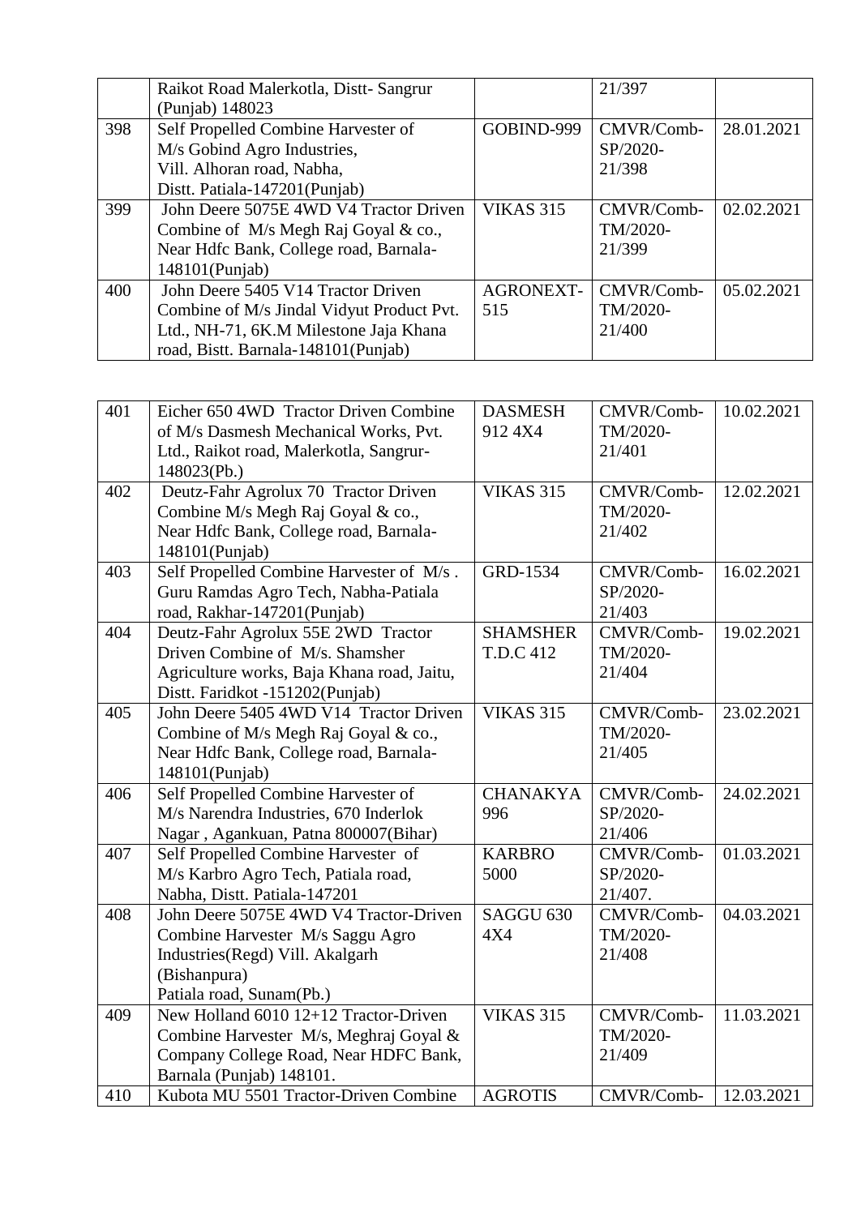|  |  |  |  |  |
|---|---|---|---|---|
|  | Raikot Road Malerkotla, Distt- Sangrur (Punjab) 148023 |  | 21/397 |  |
| 398 | Self Propelled Combine Harvester of M/s Gobind Agro Industries, Vill. Alhoran road, Nabha, Distt. Patiala-147201(Punjab) | GOBIND-999 | CMVR/Comb-SP/2020-21/398 | 28.01.2021 |
| 399 | John Deere 5075E 4WD V4 Tractor Driven Combine of M/s Megh Raj Goyal & co., Near Hdfc Bank, College road, Barnala-148101(Punjab) | VIKAS 315 | CMVR/Comb-TM/2020-21/399 | 02.02.2021 |
| 400 | John Deere 5405 V14 Tractor Driven Combine of M/s Jindal Vidyut Product Pvt. Ltd., NH-71, 6K.M Milestone Jaja Khana road, Bistt. Barnala-148101(Punjab) | AGRONEXT-515 | CMVR/Comb-TM/2020-21/400 | 05.02.2021 |

|  |  |  |  |  |
|---|---|---|---|---|
| 401 | Eicher 650 4WD Tractor Driven Combine of M/s Dasmesh Mechanical Works, Pvt. Ltd., Raikot road, Malerkotla, Sangrur-148023(Pb.) | DASMESH 912 4X4 | CMVR/Comb-TM/2020-21/401 | 10.02.2021 |
| 402 | Deutz-Fahr Agrolux 70 Tractor Driven Combine M/s Megh Raj Goyal & co., Near Hdfc Bank, College road, Barnala-148101(Punjab) | VIKAS 315 | CMVR/Comb-TM/2020-21/402 | 12.02.2021 |
| 403 | Self Propelled Combine Harvester of M/s . Guru Ramdas Agro Tech, Nabha-Patiala road, Rakhar-147201(Punjab) | GRD-1534 | CMVR/Comb-SP/2020-21/403 | 16.02.2021 |
| 404 | Deutz-Fahr Agrolux 55E 2WD Tractor Driven Combine of M/s. Shamsher Agriculture works, Baja Khana road, Jaitu, Distt. Faridkot -151202(Punjab) | SHAMSHER T.D.C 412 | CMVR/Comb-TM/2020-21/404 | 19.02.2021 |
| 405 | John Deere 5405 4WD V14 Tractor Driven Combine of M/s Megh Raj Goyal & co., Near Hdfc Bank, College road, Barnala-148101(Punjab) | VIKAS 315 | CMVR/Comb-TM/2020-21/405 | 23.02.2021 |
| 406 | Self Propelled Combine Harvester of M/s Narendra Industries, 670 Inderlok Nagar , Agankuan, Patna 800007(Bihar) | CHANAKYA 996 | CMVR/Comb-SP/2020-21/406 | 24.02.2021 |
| 407 | Self Propelled Combine Harvester of M/s Karbro Agro Tech, Patiala road, Nabha, Distt. Patiala-147201 | KARBRO 5000 | CMVR/Comb-SP/2020-21/407. | 01.03.2021 |
| 408 | John Deere 5075E 4WD V4 Tractor-Driven Combine Harvester M/s Saggu Agro Industries(Regd) Vill. Akalgarh (Bishanpura) Patiala road, Sunam(Pb.) | SAGGU 630 4X4 | CMVR/Comb-TM/2020-21/408 | 04.03.2021 |
| 409 | New Holland 6010 12+12 Tractor-Driven Combine Harvester M/s, Meghraj Goyal & Company College Road, Near HDFC Bank, Barnala (Punjab) 148101. | VIKAS 315 | CMVR/Comb-TM/2020-21/409 | 11.03.2021 |
| 410 | Kubota MU 5501 Tractor-Driven Combine | AGROTIS | CMVR/Comb- | 12.03.2021 |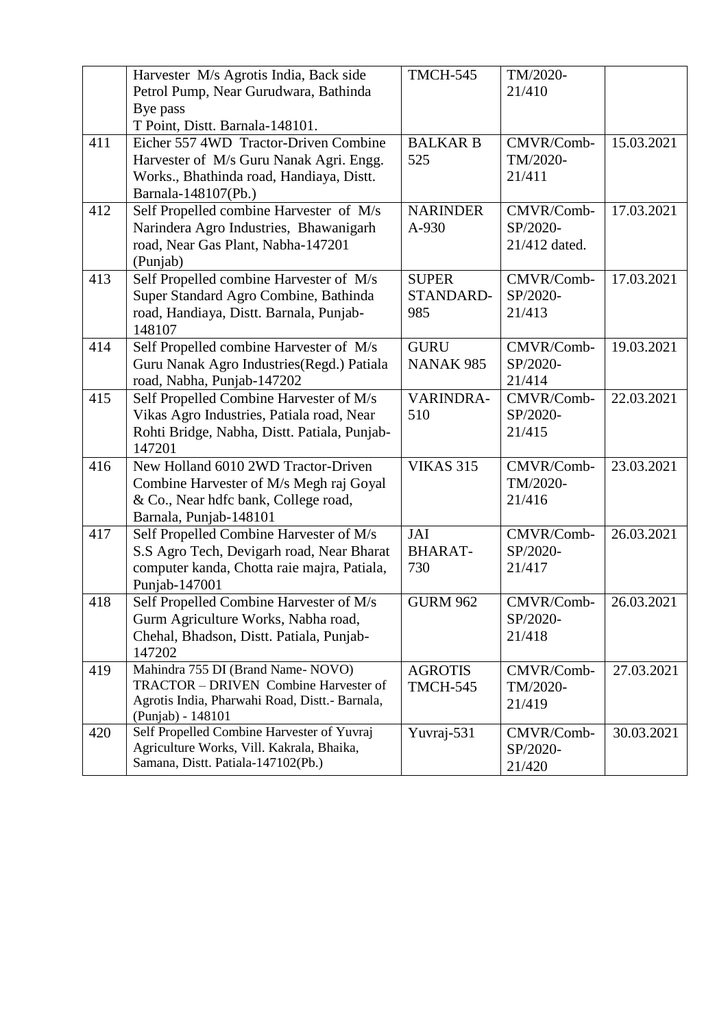| | | | | |
|---|---|---|---|---|
| | Harvester M/s Agrotis India, Back side Petrol Pump, Near Gurudwara, Bathinda Bye pass T Point, Distt. Barnala-148101. | TMCH-545 | TM/2020-21/410 | |
| 411 | Eicher 557 4WD Tractor-Driven Combine Harvester of M/s Guru Nanak Agri. Engg. Works., Bhathinda road, Handiaya, Distt. Barnala-148107(Pb.) | BALKAR B 525 | CMVR/Comb-TM/2020-21/411 | 15.03.2021 |
| 412 | Self Propelled combine Harvester of M/s Narindera Agro Industries, Bhawanigarh road, Near Gas Plant, Nabha-147201 (Punjab) | NARINDER A-930 | CMVR/Comb-SP/2020-21/412 dated. | 17.03.2021 |
| 413 | Self Propelled combine Harvester of M/s Super Standard Agro Combine, Bathinda road, Handiaya, Distt. Barnala, Punjab-148107 | SUPER STANDARD-985 | CMVR/Comb-SP/2020-21/413 | 17.03.2021 |
| 414 | Self Propelled combine Harvester of M/s Guru Nanak Agro Industries(Regd.) Patiala road, Nabha, Punjab-147202 | GURU NANAK 985 | CMVR/Comb-SP/2020-21/414 | 19.03.2021 |
| 415 | Self Propelled Combine Harvester of M/s Vikas Agro Industries, Patiala road, Near Rohti Bridge, Nabha, Distt. Patiala, Punjab-147201 | VARINDRA-510 | CMVR/Comb-SP/2020-21/415 | 22.03.2021 |
| 416 | New Holland 6010 2WD Tractor-Driven Combine Harvester of M/s Megh raj Goyal & Co., Near hdfc bank, College road, Barnala, Punjab-148101 | VIKAS 315 | CMVR/Comb-TM/2020-21/416 | 23.03.2021 |
| 417 | Self Propelled Combine Harvester of M/s S.S Agro Tech, Devigarh road, Near Bharat computer kanda, Chotta raie majra, Patiala, Punjab-147001 | JAI BHARAT-730 | CMVR/Comb-SP/2020-21/417 | 26.03.2021 |
| 418 | Self Propelled Combine Harvester of M/s Gurm Agriculture Works, Nabha road, Chehal, Bhadson, Distt. Patiala, Punjab-147202 | GURM 962 | CMVR/Comb-SP/2020-21/418 | 26.03.2021 |
| 419 | Mahindra 755 DI (Brand Name- NOVO) TRACTOR – DRIVEN Combine Harvester of Agrotis India, Pharwahi Road, Distt.- Barnala, (Punjab) - 148101 | AGROTIS TMCH-545 | CMVR/Comb-TM/2020-21/419 | 27.03.2021 |
| 420 | Self Propelled Combine Harvester of Yuvraj Agriculture Works, Vill. Kakrala, Bhaika, Samana, Distt. Patiala-147102(Pb.) | Yuvraj-531 | CMVR/Comb-SP/2020-21/420 | 30.03.2021 |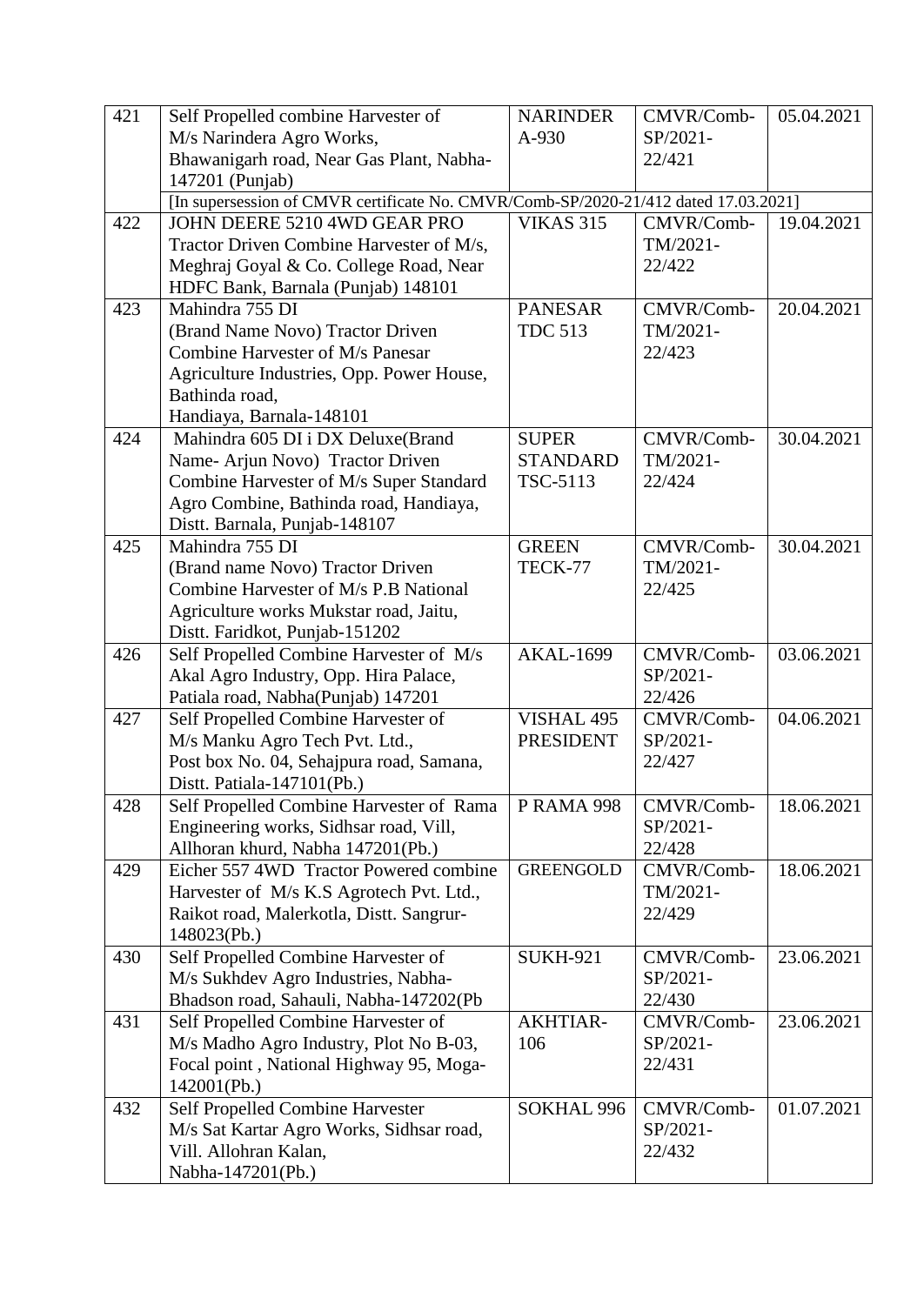| 421 | Self Propelled combine Harvester of M/s Narindera Agro Works, Bhawanigarh road, Near Gas Plant, Nabha-147201 (Punjab) | NARINDER A-930 | CMVR/Comb-SP/2021-22/421 | 05.04.2021 |
|---|---|---|---|---|
| | [In supersession of CMVR certificate No. CMVR/Comb-SP/2020-21/412 dated 17.03.2021] | | | |
| 422 | JOHN DEERE 5210 4WD GEAR PRO Tractor Driven Combine Harvester of M/s, Meghraj Goyal & Co. College Road, Near HDFC Bank, Barnala (Punjab) 148101 | VIKAS 315 | CMVR/Comb-TM/2021-22/422 | 19.04.2021 |
| 423 | Mahindra 755 DI (Brand Name Novo) Tractor Driven Combine Harvester of M/s Panesar Agriculture Industries, Opp. Power House, Bathinda road, Handiaya, Barnala-148101 | PANESAR TDC 513 | CMVR/Comb-TM/2021-22/423 | 20.04.2021 |
| 424 | Mahindra 605 DI i DX Deluxe(Brand Name- Arjun Novo) Tractor Driven Combine Harvester of M/s Super Standard Agro Combine, Bathinda road, Handiaya, Distt. Barnala, Punjab-148107 | SUPER STANDARD TSC-5113 | CMVR/Comb-TM/2021-22/424 | 30.04.2021 |
| 425 | Mahindra 755 DI (Brand name Novo) Tractor Driven Combine Harvester of M/s P.B National Agriculture works Mukstar road, Jaitu, Distt. Faridkot, Punjab-151202 | GREEN TECK-77 | CMVR/Comb-TM/2021-22/425 | 30.04.2021 |
| 426 | Self Propelled Combine Harvester of M/s Akal Agro Industry, Opp. Hira Palace, Patiala road, Nabha(Punjab) 147201 | AKAL-1699 | CMVR/Comb-SP/2021-22/426 | 03.06.2021 |
| 427 | Self Propelled Combine Harvester of M/s Manku Agro Tech Pvt. Ltd., Post box No. 04, Sehajpura road, Samana, Distt. Patiala-147101(Pb.) | VISHAL 495 PRESIDENT | CMVR/Comb-SP/2021-22/427 | 04.06.2021 |
| 428 | Self Propelled Combine Harvester of Rama Engineering works, Sidhsar road, Vill, Allhoran khurd, Nabha 147201(Pb.) | P RAMA 998 | CMVR/Comb-SP/2021-22/428 | 18.06.2021 |
| 429 | Eicher 557 4WD Tractor Powered combine Harvester of M/s K.S Agrotech Pvt. Ltd., Raikot road, Malerkotla, Distt. Sangrur-148023(Pb.) | GREENGOLD | CMVR/Comb-TM/2021-22/429 | 18.06.2021 |
| 430 | Self Propelled Combine Harvester of M/s Sukhdev Agro Industries, Nabha-Bhadson road, Sahauli, Nabha-147202(Pb | SUKH-921 | CMVR/Comb-SP/2021-22/430 | 23.06.2021 |
| 431 | Self Propelled Combine Harvester of M/s Madho Agro Industry, Plot No B-03, Focal point , National Highway 95, Moga-142001(Pb.) | AKHTIAR-106 | CMVR/Comb-SP/2021-22/431 | 23.06.2021 |
| 432 | Self Propelled Combine Harvester M/s Sat Kartar Agro Works, Sidhsar road, Vill. Allohran Kalan, Nabha-147201(Pb.) | SOKHAL 996 | CMVR/Comb-SP/2021-22/432 | 01.07.2021 |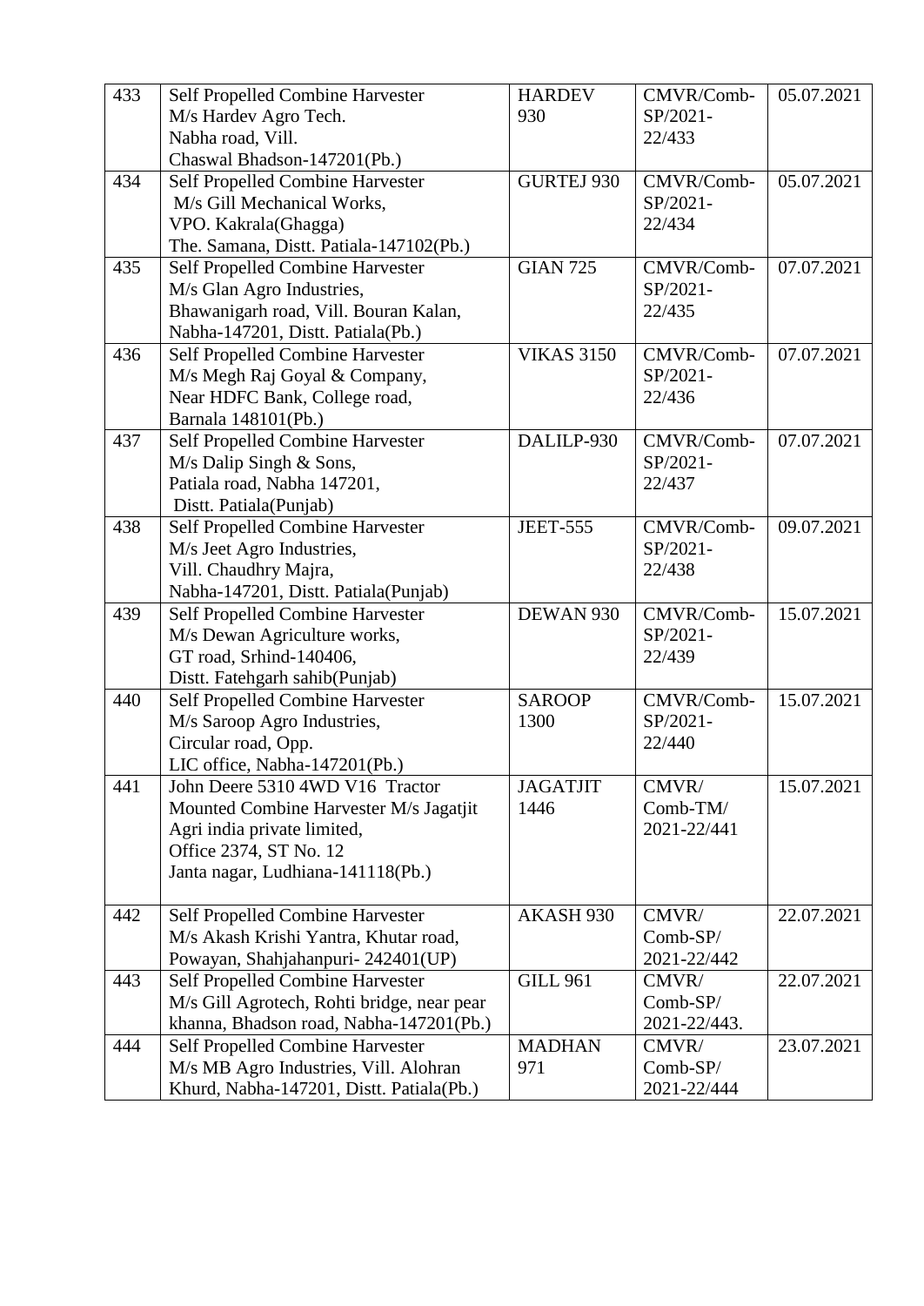| | | | | |
|---|---|---|---|---|
| 433 | Self Propelled Combine Harvester M/s Hardev Agro Tech. Nabha road, Vill. Chaswal Bhadson-147201(Pb.) | HARDEV 930 | CMVR/Comb-SP/2021-22/433 | 05.07.2021 |
| 434 | Self Propelled Combine Harvester M/s Gill Mechanical Works, VPO. Kakrala(Ghagga) The. Samana, Distt. Patiala-147102(Pb.) | GURTEJ 930 | CMVR/Comb-SP/2021-22/434 | 05.07.2021 |
| 435 | Self Propelled Combine Harvester M/s Glan Agro Industries, Bhawanigarh road, Vill. Bouran Kalan, Nabha-147201, Distt. Patiala(Pb.) | GIAN 725 | CMVR/Comb-SP/2021-22/435 | 07.07.2021 |
| 436 | Self Propelled Combine Harvester M/s Megh Raj Goyal & Company, Near HDFC Bank, College road, Barnala 148101(Pb.) | VIKAS 3150 | CMVR/Comb-SP/2021-22/436 | 07.07.2021 |
| 437 | Self Propelled Combine Harvester M/s Dalip Singh & Sons, Patiala road, Nabha 147201, Distt. Patiala(Punjab) | DALILP-930 | CMVR/Comb-SP/2021-22/437 | 07.07.2021 |
| 438 | Self Propelled Combine Harvester M/s Jeet Agro Industries, Vill. Chaudhry Majra, Nabha-147201, Distt. Patiala(Punjab) | JEET-555 | CMVR/Comb-SP/2021-22/438 | 09.07.2021 |
| 439 | Self Propelled Combine Harvester M/s Dewan Agriculture works, GT road, Srhind-140406, Distt. Fatehgarh sahib(Punjab) | DEWAN 930 | CMVR/Comb-SP/2021-22/439 | 15.07.2021 |
| 440 | Self Propelled Combine Harvester M/s Saroop Agro Industries, Circular road, Opp. LIC office, Nabha-147201(Pb.) | SAROOP 1300 | CMVR/Comb-SP/2021-22/440 | 15.07.2021 |
| 441 | John Deere 5310 4WD V16 Tractor Mounted Combine Harvester M/s Jagatjit Agri india private limited, Office 2374, ST No. 12 Janta nagar, Ludhiana-141118(Pb.) | JAGATJIT 1446 | CMVR/Comb-TM/2021-22/441 | 15.07.2021 |
| 442 | Self Propelled Combine Harvester M/s Akash Krishi Yantra, Khutar road, Powayan, Shahjahanpuri- 242401(UP) | AKASH 930 | CMVR/Comb-SP/2021-22/442 | 22.07.2021 |
| 443 | Self Propelled Combine Harvester M/s Gill Agrotech, Rohti bridge, near pear khanna, Bhadson road, Nabha-147201(Pb.) | GILL 961 | CMVR/Comb-SP/2021-22/443. | 22.07.2021 |
| 444 | Self Propelled Combine Harvester M/s MB Agro Industries, Vill. Alohran Khurd, Nabha-147201, Distt. Patiala(Pb.) | MADHAN 971 | CMVR/Comb-SP/2021-22/444 | 23.07.2021 |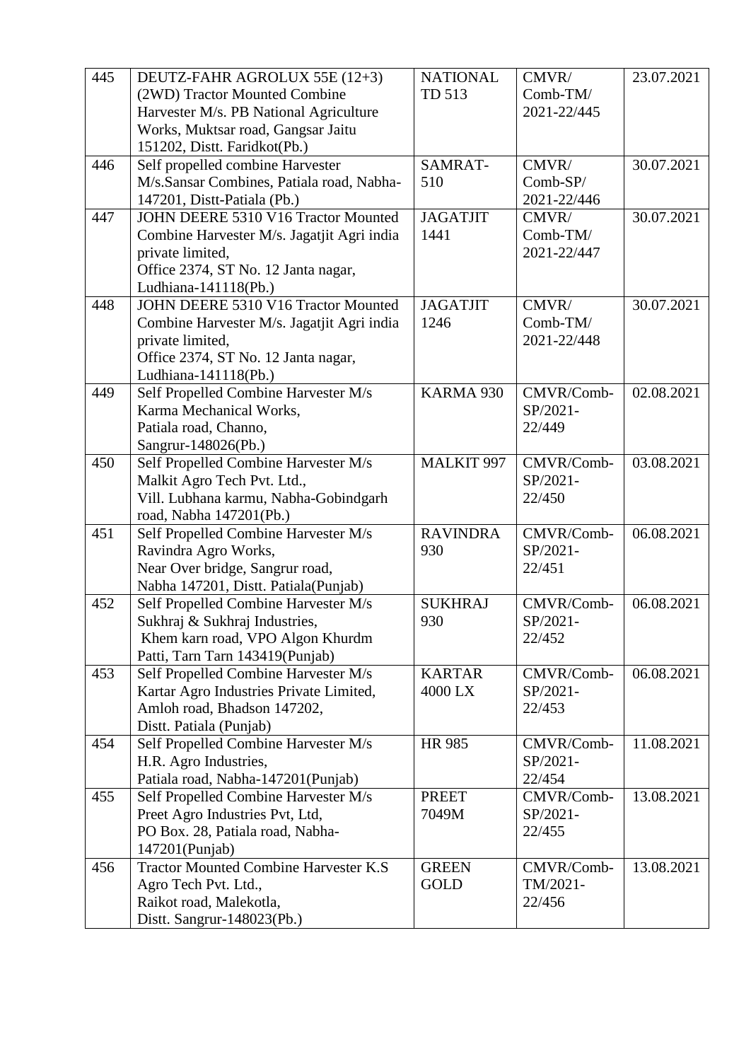| 445 | DEUTZ-FAHR AGROLUX 55E (12+3) (2WD) Tractor Mounted Combine Harvester M/s. PB National Agriculture Works, Muktsar road, Gangsar Jaitu 151202, Distt. Faridkot(Pb.) | NATIONAL TD 513 | CMVR/ Comb-TM/ 2021-22/445 | 23.07.2021 |
|---|---|---|---|---|
| 446 | Self propelled combine Harvester M/s.Sansar Combines, Patiala road, Nabha-147201, Distt-Patiala (Pb.) | SAMRAT-510 | CMVR/ Comb-SP/ 2021-22/446 | 30.07.2021 |
| 447 | JOHN DEERE 5310 V16 Tractor Mounted Combine Harvester M/s. Jagatjit Agri india private limited, Office 2374, ST No. 12 Janta nagar, Ludhiana-141118(Pb.) | JAGATJIT 1441 | CMVR/ Comb-TM/ 2021-22/447 | 30.07.2021 |
| 448 | JOHN DEERE 5310 V16 Tractor Mounted Combine Harvester M/s. Jagatjit Agri india private limited, Office 2374, ST No. 12 Janta nagar, Ludhiana-141118(Pb.) | JAGATJIT 1246 | CMVR/ Comb-TM/ 2021-22/448 | 30.07.2021 |
| 449 | Self Propelled Combine Harvester M/s Karma Mechanical Works, Patiala road, Channo, Sangrur-148026(Pb.) | KARMA 930 | CMVR/Comb-SP/2021-22/449 | 02.08.2021 |
| 450 | Self Propelled Combine Harvester M/s Malkit Agro Tech Pvt. Ltd., Vill. Lubhana karmu, Nabha-Gobindgarh road, Nabha 147201(Pb.) | MALKIT 997 | CMVR/Comb-SP/2021-22/450 | 03.08.2021 |
| 451 | Self Propelled Combine Harvester M/s Ravindra Agro Works, Near Over bridge, Sangrur road, Nabha 147201, Distt. Patiala(Punjab) | RAVINDRA 930 | CMVR/Comb-SP/2021-22/451 | 06.08.2021 |
| 452 | Self Propelled Combine Harvester M/s Sukhraj & Sukhraj Industries, Khem karn road, VPO Algon Khurdm Patti, Tarn Tarn 143419(Punjab) | SUKHRAJ 930 | CMVR/Comb-SP/2021-22/452 | 06.08.2021 |
| 453 | Self Propelled Combine Harvester M/s Kartar Agro Industries Private Limited, Amloh road, Bhadson 147202, Distt. Patiala (Punjab) | KARTAR 4000 LX | CMVR/Comb-SP/2021-22/453 | 06.08.2021 |
| 454 | Self Propelled Combine Harvester M/s H.R. Agro Industries, Patiala road, Nabha-147201(Punjab) | HR 985 | CMVR/Comb-SP/2021-22/454 | 11.08.2021 |
| 455 | Self Propelled Combine Harvester M/s Preet Agro Industries Pvt, Ltd, PO Box. 28, Patiala road, Nabha-147201(Punjab) | PREET 7049M | CMVR/Comb-SP/2021-22/455 | 13.08.2021 |
| 456 | Tractor Mounted Combine Harvester K.S Agro Tech Pvt. Ltd., Raikot road, Malekotla, Distt. Sangrur-148023(Pb.) | GREEN GOLD | CMVR/Comb-TM/2021-22/456 | 13.08.2021 |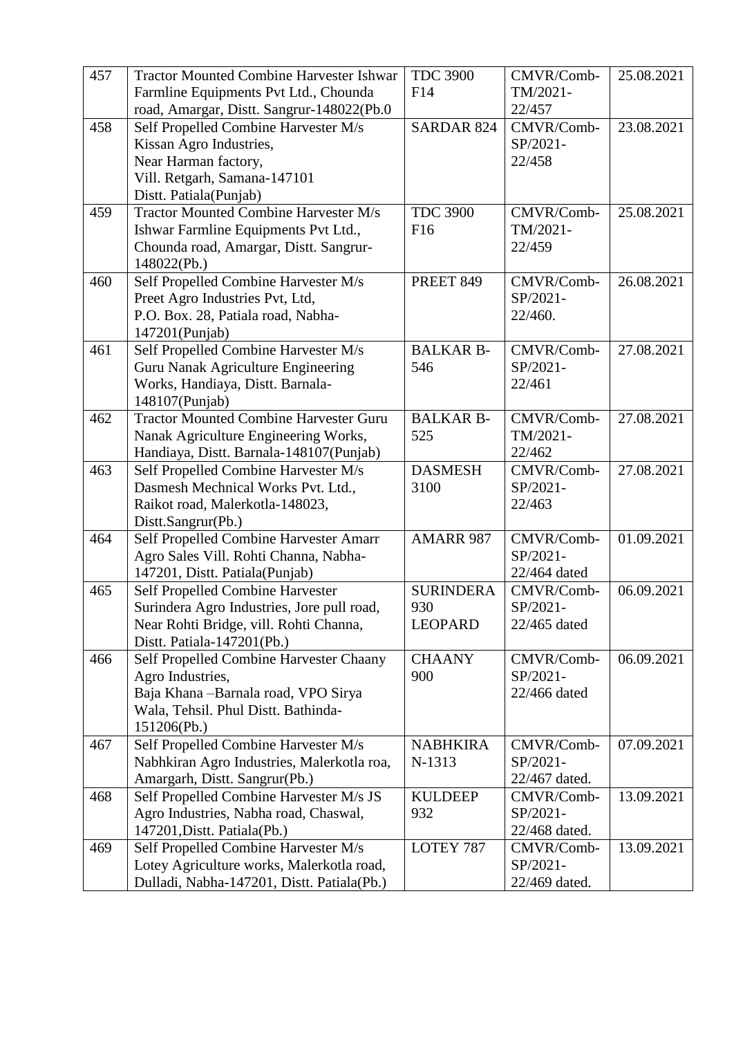| 457 | Tractor Mounted Combine Harvester Ishwar Farmline Equipments Pvt Ltd., Chounda road, Amargar, Distt. Sangrur-148022(Pb.0 | TDC 3900 F14 | CMVR/Comb-TM/2021-22/457 | 25.08.2021 |
|---|---|---|---|---|
| 458 | Self Propelled Combine Harvester M/s Kissan Agro Industries, Near Harman factory, Vill. Retgarh, Samana-147101 Distt. Patiala(Punjab) | SARDAR 824 | CMVR/Comb-SP/2021-22/458 | 23.08.2021 |
| 459 | Tractor Mounted Combine Harvester M/s Ishwar Farmline Equipments Pvt Ltd., Chounda road, Amargar, Distt. Sangrur-148022(Pb.) | TDC 3900 F16 | CMVR/Comb-TM/2021-22/459 | 25.08.2021 |
| 460 | Self Propelled Combine Harvester M/s Preet Agro Industries Pvt, Ltd, P.O. Box. 28, Patiala road, Nabha-147201(Punjab) | PREET 849 | CMVR/Comb-SP/2021-22/460. | 26.08.2021 |
| 461 | Self Propelled Combine Harvester M/s Guru Nanak Agriculture Engineering Works, Handiaya, Distt. Barnala-148107(Punjab) | BALKAR B-546 | CMVR/Comb-SP/2021-22/461 | 27.08.2021 |
| 462 | Tractor Mounted Combine Harvester Guru Nanak Agriculture Engineering Works, Handiaya, Distt. Barnala-148107(Punjab) | BALKAR B-525 | CMVR/Comb-TM/2021-22/462 | 27.08.2021 |
| 463 | Self Propelled Combine Harvester M/s Dasmesh Mechnical Works Pvt. Ltd., Raikot road, Malerkotla-148023, Distt.Sangrur(Pb.) | DASMESH 3100 | CMVR/Comb-SP/2021-22/463 | 27.08.2021 |
| 464 | Self Propelled Combine Harvester Amarr Agro Sales Vill. Rohti Channa, Nabha-147201, Distt. Patiala(Punjab) | AMARR 987 | CMVR/Comb-SP/2021-22/464 dated | 01.09.2021 |
| 465 | Self Propelled Combine Harvester Surindera Agro Industries, Jore pull road, Near Rohti Bridge, vill. Rohti Channa, Distt. Patiala-147201(Pb.) | SURINDERA 930 LEOPARD | CMVR/Comb-SP/2021-22/465 dated | 06.09.2021 |
| 466 | Self Propelled Combine Harvester Chaany Agro Industries, Baja Khana –Barnala road, VPO Sirya Wala, Tehsil. Phul Distt. Bathinda-151206(Pb.) | CHAANY 900 | CMVR/Comb-SP/2021-22/466 dated | 06.09.2021 |
| 467 | Self Propelled Combine Harvester M/s Nabhkiran Agro Industries, Malerkotla roa, Amargarh, Distt. Sangrur(Pb.) | NABHKIRA N-1313 | CMVR/Comb-SP/2021-22/467 dated. | 07.09.2021 |
| 468 | Self Propelled Combine Harvester M/s JS Agro Industries, Nabha road, Chaswal, 147201,Distt. Patiala(Pb.) | KULDEEP 932 | CMVR/Comb-SP/2021-22/468 dated. | 13.09.2021 |
| 469 | Self Propelled Combine Harvester M/s Lotey Agriculture works, Malerkotla road, Dulladi, Nabha-147201, Distt. Patiala(Pb.) | LOTEY 787 | CMVR/Comb-SP/2021-22/469 dated. | 13.09.2021 |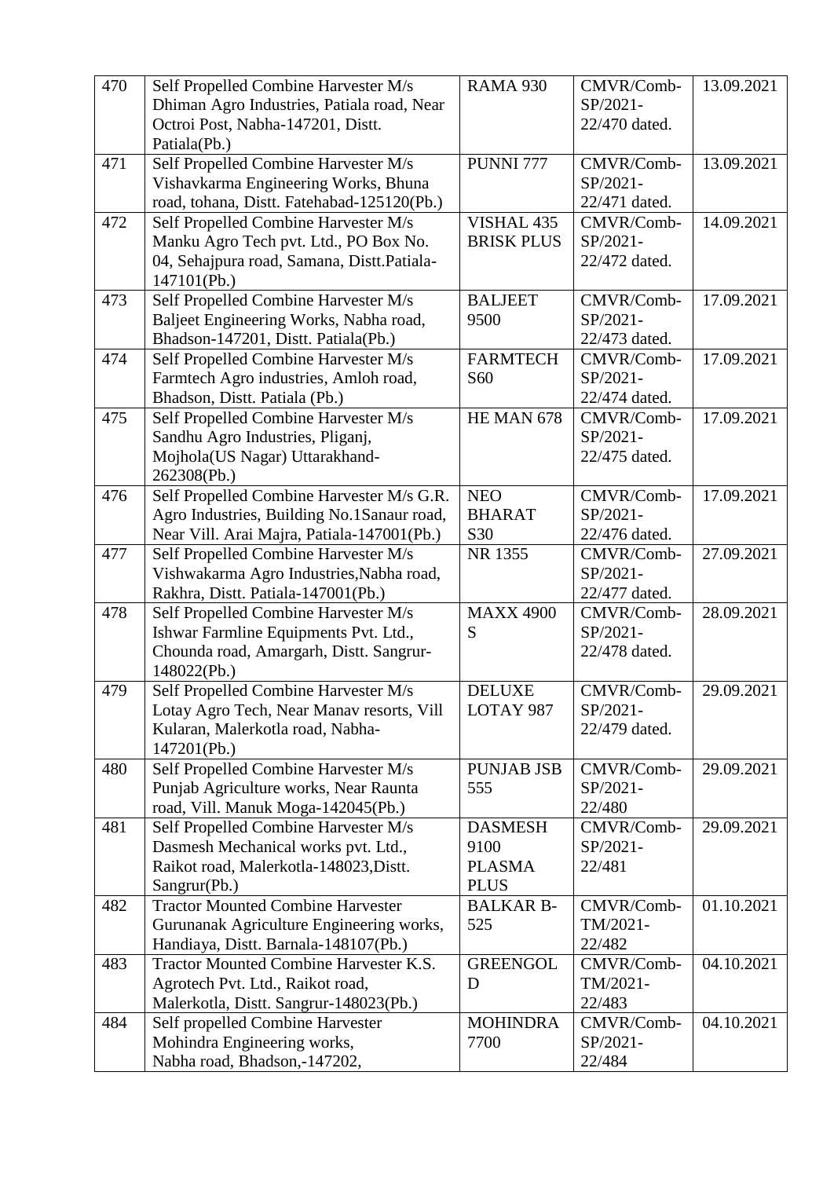| 470 | Self Propelled Combine Harvester M/s Dhiman Agro Industries, Patiala road, Near Octroi Post, Nabha-147201, Distt. Patiala(Pb.) | RAMA 930 | CMVR/Comb-SP/2021-22/470 dated. | 13.09.2021 |
|---|---|---|---|---|
| 471 | Self Propelled Combine Harvester M/s Vishavkarma Engineering Works, Bhuna road, tohana, Distt. Fatehabad-125120(Pb.) | PUNNI 777 | CMVR/Comb-SP/2021-22/471 dated. | 13.09.2021 |
| 472 | Self Propelled Combine Harvester M/s Manku Agro Tech pvt. Ltd., PO Box No. 04, Sehajpura road, Samana, Distt.Patiala-147101(Pb.) | VISHAL 435 BRISK PLUS | CMVR/Comb-SP/2021-22/472 dated. | 14.09.2021 |
| 473 | Self Propelled Combine Harvester M/s Baljeet Engineering Works, Nabha road, Bhadson-147201, Distt. Patiala(Pb.) | BALJEET 9500 | CMVR/Comb-SP/2021-22/473 dated. | 17.09.2021 |
| 474 | Self Propelled Combine Harvester M/s Farmtech Agro industries, Amloh road, Bhadson, Distt. Patiala (Pb.) | FARMTECH S60 | CMVR/Comb-SP/2021-22/474 dated. | 17.09.2021 |
| 475 | Self Propelled Combine Harvester M/s Sandhu Agro Industries, Pliganj, Mojhola(US Nagar) Uttarakhand-262308(Pb.) | HE MAN 678 | CMVR/Comb-SP/2021-22/475 dated. | 17.09.2021 |
| 476 | Self Propelled Combine Harvester M/s G.R. Agro Industries, Building No.1Sanaur road, Near Vill. Arai Majra, Patiala-147001(Pb.) | NEO BHARAT S30 | CMVR/Comb-SP/2021-22/476 dated. | 17.09.2021 |
| 477 | Self Propelled Combine Harvester M/s Vishwakarma Agro Industries,Nabha road, Rakhra, Distt. Patiala-147001(Pb.) | NR 1355 | CMVR/Comb-SP/2021-22/477 dated. | 27.09.2021 |
| 478 | Self Propelled Combine Harvester M/s Ishwar Farmline Equipments Pvt. Ltd., Chounda road, Amargarh, Distt. Sangrur-148022(Pb.) | MAXX 4900 S | CMVR/Comb-SP/2021-22/478 dated. | 28.09.2021 |
| 479 | Self Propelled Combine Harvester M/s Lotay Agro Tech, Near Manav resorts, Vill Kularan, Malerkotla road, Nabha-147201(Pb.) | DELUXE LOTAY 987 | CMVR/Comb-SP/2021-22/479 dated. | 29.09.2021 |
| 480 | Self Propelled Combine Harvester M/s Punjab Agriculture works, Near Raunta road, Vill. Manuk Moga-142045(Pb.) | PUNJAB JSB 555 | CMVR/Comb-SP/2021-22/480 | 29.09.2021 |
| 481 | Self Propelled Combine Harvester M/s Dasmesh Mechanical works pvt. Ltd., Raikot road, Malerkotla-148023,Distt. Sangrur(Pb.) | DASMESH 9100 PLASMA PLUS | CMVR/Comb-SP/2021-22/481 | 29.09.2021 |
| 482 | Tractor Mounted Combine Harvester Gurunanak Agriculture Engineering works, Handiaya, Distt. Barnala-148107(Pb.) | BALKAR B-525 | CMVR/Comb-TM/2021-22/482 | 01.10.2021 |
| 483 | Tractor Mounted Combine Harvester K.S. Agrotech Pvt. Ltd., Raikot road, Malerkotla, Distt. Sangrur-148023(Pb.) | GREENGOLD | CMVR/Comb-TM/2021-22/483 | 04.10.2021 |
| 484 | Self propelled Combine Harvester Mohindra Engineering works, Nabha road, Bhadson,-147202, | MOHINDRA 7700 | CMVR/Comb-SP/2021-22/484 | 04.10.2021 |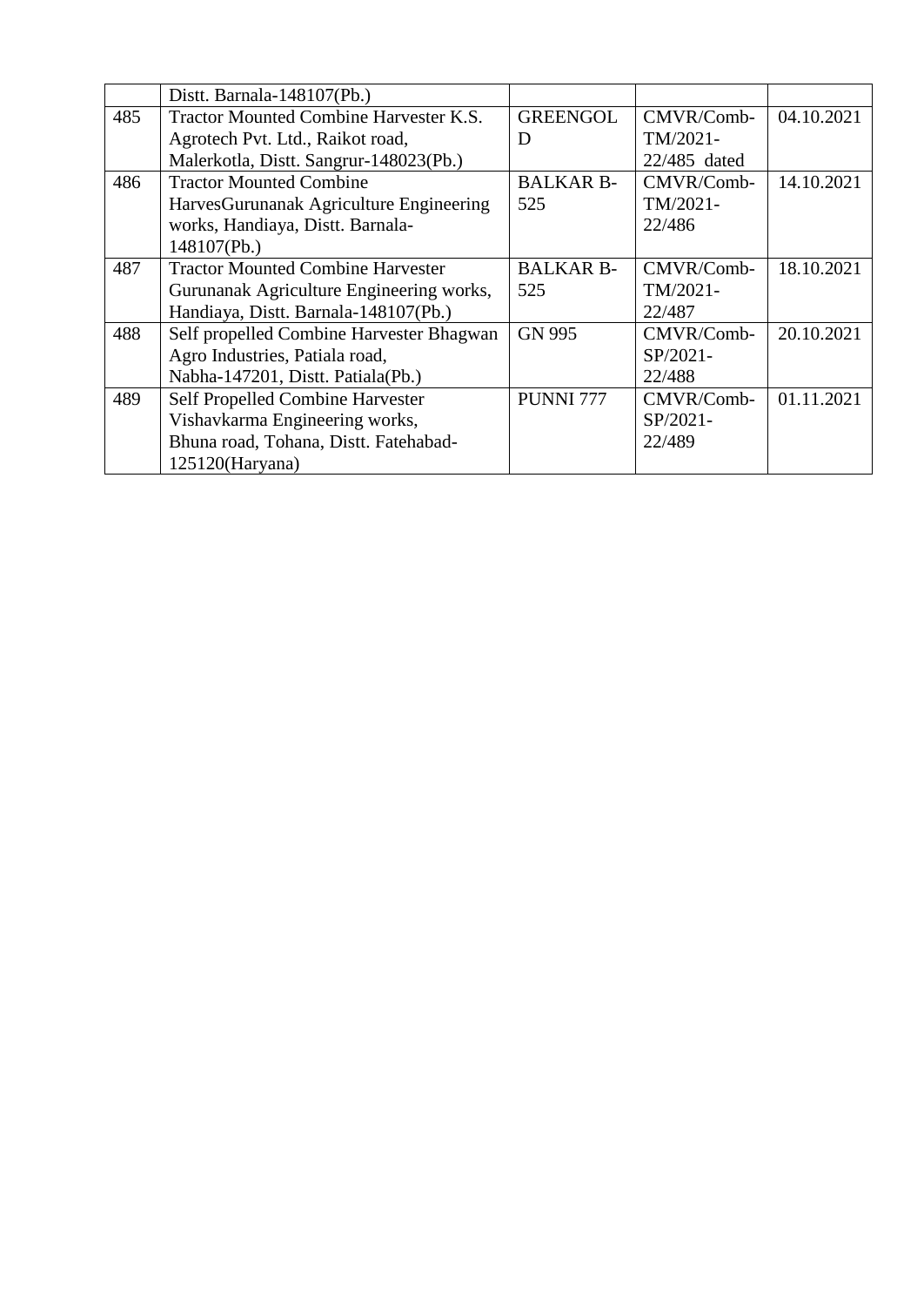| | | | | |
|---|---|---|---|---|
| | Distt. Barnala-148107(Pb.) | | | |
| 485 | Tractor Mounted Combine Harvester K.S. Agrotech Pvt. Ltd., Raikot road, Malerkotla, Distt. Sangrur-148023(Pb.) | GREENGOLD | CMVR/Comb-TM/2021-22/485 dated | 04.10.2021 |
| 486 | Tractor Mounted Combine HarvesGurunanak Agriculture Engineering works, Handiaya, Distt. Barnala-148107(Pb.) | BALKAR B-525 | CMVR/Comb-TM/2021-22/486 | 14.10.2021 |
| 487 | Tractor Mounted Combine Harvester Gurunanak Agriculture Engineering works, Handiaya, Distt. Barnala-148107(Pb.) | BALKAR B-525 | CMVR/Comb-TM/2021-22/487 | 18.10.2021 |
| 488 | Self propelled Combine Harvester Bhagwan Agro Industries, Patiala road, Nabha-147201, Distt. Patiala(Pb.) | GN 995 | CMVR/Comb-SP/2021-22/488 | 20.10.2021 |
| 489 | Self Propelled Combine Harvester Vishavkarma Engineering works, Bhuna road, Tohana, Distt. Fatehabad-125120(Haryana) | PUNNI 777 | CMVR/Comb-SP/2021-22/489 | 01.11.2021 |